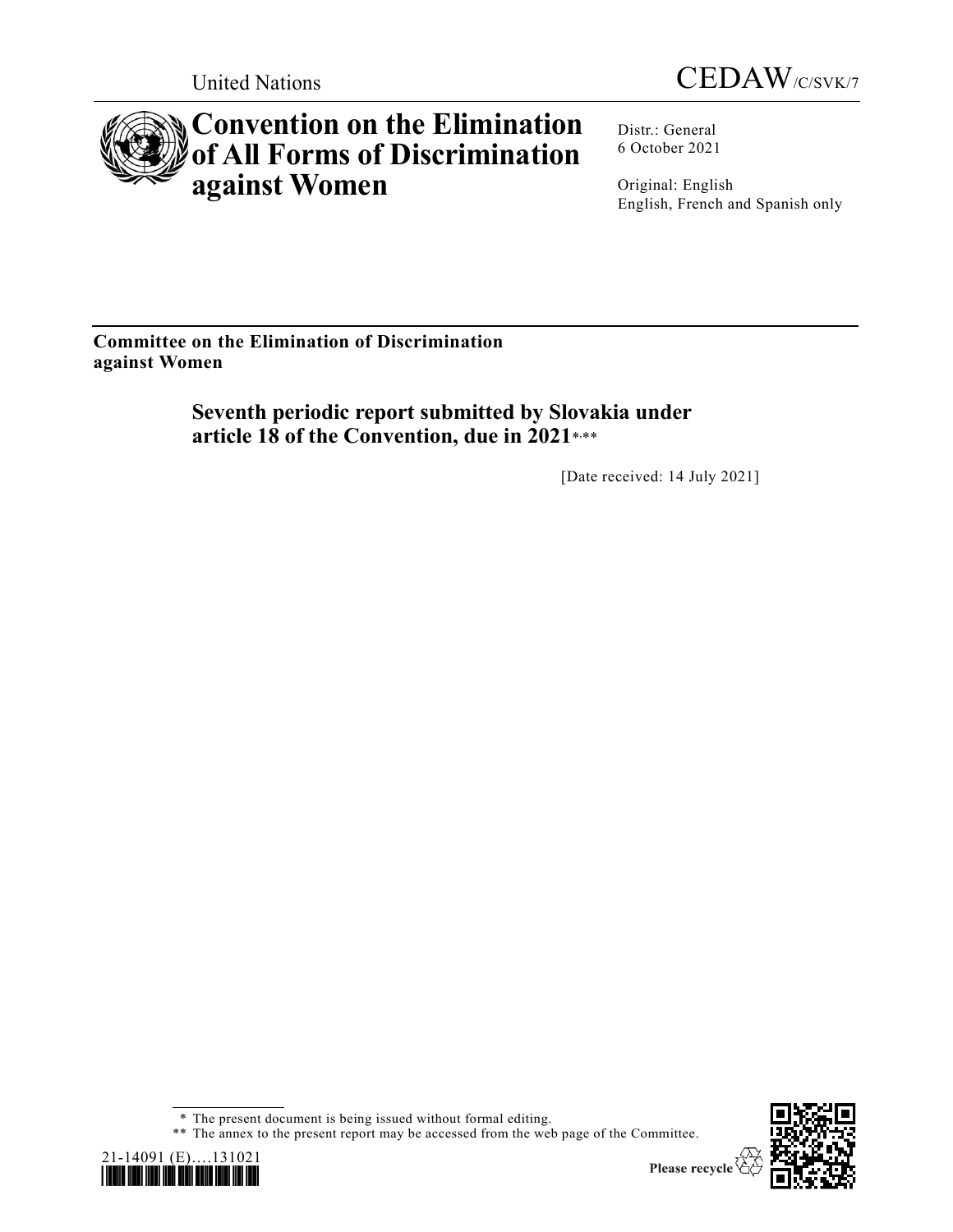United Nations

CEDAW/C/SVK/7

# Convention on the Elimination of All Forms of Discrimination against Women

Distr.: General
6 October 2021

Original: English
English, French and Spanish only

**Committee on the Elimination of Discrimination against Women**

## Seventh periodic report submitted by Slovakia under article 18 of the Convention, due in 2021*,**

[Date received: 14 July 2021]

\* The present document is being issued without formal editing.

\*\* The annex to the present report may be accessed from the web page of the Committee.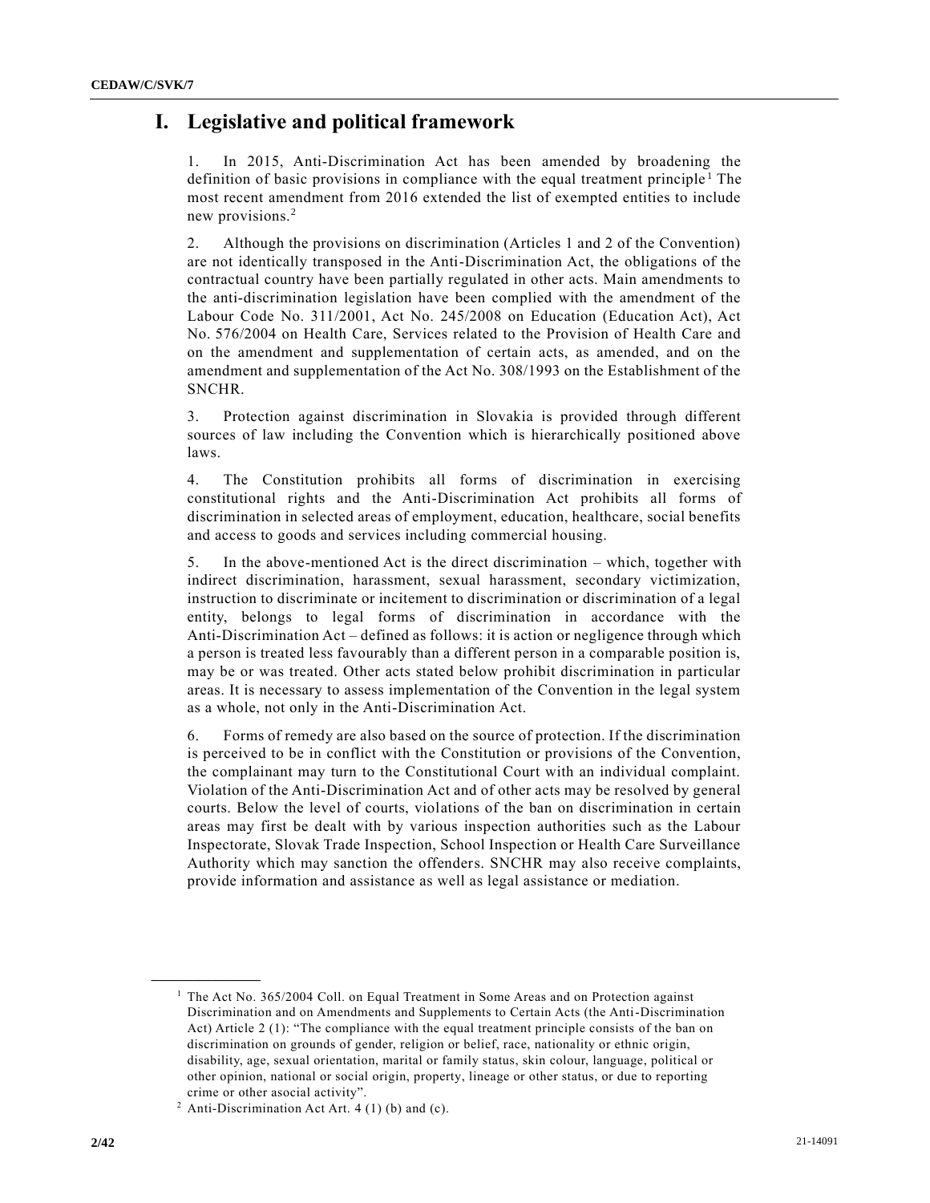# I. Legislative and political framework

1. In 2015, Anti-Discrimination Act has been amended by broadening the definition of basic provisions in compliance with the equal treatment principle[1] The most recent amendment from 2016 extended the list of exempted entities to include new provisions.[2]

2. Although the provisions on discrimination (Articles 1 and 2 of the Convention) are not identically transposed in the Anti-Discrimination Act, the obligations of the contractual country have been partially regulated in other acts. Main amendments to the anti-discrimination legislation have been complied with the amendment of the Labour Code No. 311/2001, Act No. 245/2008 on Education (Education Act), Act No. 576/2004 on Health Care, Services related to the Provision of Health Care and on the amendment and supplementation of certain acts, as amended, and on the amendment and supplementation of the Act No. 308/1993 on the Establishment of the SNCHR.

3. Protection against discrimination in Slovakia is provided through different sources of law including the Convention which is hierarchically positioned above laws.

4. The Constitution prohibits all forms of discrimination in exercising constitutional rights and the Anti-Discrimination Act prohibits all forms of discrimination in selected areas of employment, education, healthcare, social benefits and access to goods and services including commercial housing.

5. In the above-mentioned Act is the direct discrimination – which, together with indirect discrimination, harassment, sexual harassment, secondary victimization, instruction to discriminate or incitement to discrimination or discrimination of a legal entity, belongs to legal forms of discrimination in accordance with the Anti-Discrimination Act – defined as follows: it is action or negligence through which a person is treated less favourably than a different person in a comparable position is, may be or was treated. Other acts stated below prohibit discrimination in particular areas. It is necessary to assess implementation of the Convention in the legal system as a whole, not only in the Anti-Discrimination Act.

6. Forms of remedy are also based on the source of protection. If the discrimination is perceived to be in conflict with the Constitution or provisions of the Convention, the complainant may turn to the Constitutional Court with an individual complaint. Violation of the Anti-Discrimination Act and of other acts may be resolved by general courts. Below the level of courts, violations of the ban on discrimination in certain areas may first be dealt with by various inspection authorities such as the Labour Inspectorate, Slovak Trade Inspection, School Inspection or Health Care Surveillance Authority which may sanction the offenders. SNCHR may also receive complaints, provide information and assistance as well as legal assistance or mediation.

---

[1] The Act No. 365/2004 Coll. on Equal Treatment in Some Areas and on Protection against Discrimination and on Amendments and Supplements to Certain Acts (the Anti-Discrimination Act) Article 2 (1): "The compliance with the equal treatment principle consists of the ban on discrimination on grounds of gender, religion or belief, race, nationality or ethnic origin, disability, age, sexual orientation, marital or family status, skin colour, language, political or other opinion, national or social origin, property, lineage or other status, or due to reporting crime or other asocial activity".

[2] Anti-Discrimination Act Art. 4 (1) (b) and (c).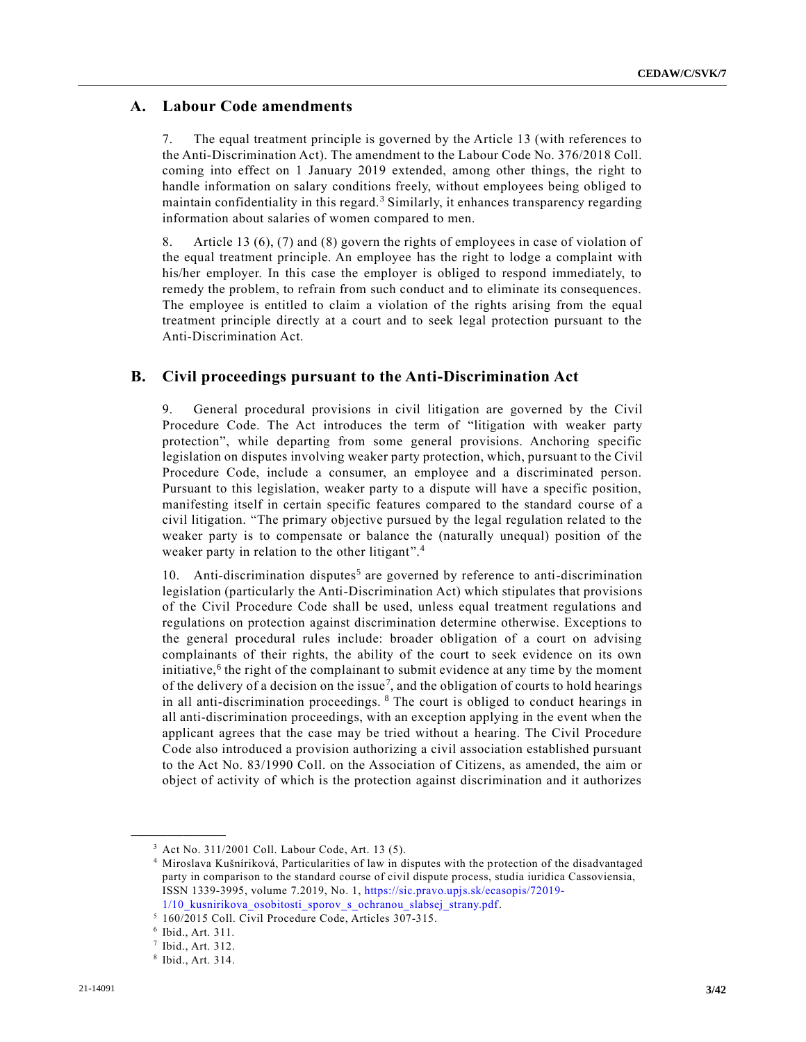## A. Labour Code amendments

7. The equal treatment principle is governed by the Article 13 (with references to the Anti-Discrimination Act). The amendment to the Labour Code No. 376/2018 Coll. coming into effect on 1 January 2019 extended, among other things, the right to handle information on salary conditions freely, without employees being obliged to maintain confidentiality in this regard.[3] Similarly, it enhances transparency regarding information about salaries of women compared to men.

8. Article 13 (6), (7) and (8) govern the rights of employees in case of violation of the equal treatment principle. An employee has the right to lodge a complaint with his/her employer. In this case the employer is obliged to respond immediately, to remedy the problem, to refrain from such conduct and to eliminate its consequences. The employee is entitled to claim a violation of the rights arising from the equal treatment principle directly at a court and to seek legal protection pursuant to the Anti-Discrimination Act.

## B. Civil proceedings pursuant to the Anti-Discrimination Act

9. General procedural provisions in civil litigation are governed by the Civil Procedure Code. The Act introduces the term of "litigation with weaker party protection", while departing from some general provisions. Anchoring specific legislation on disputes involving weaker party protection, which, pursuant to the Civil Procedure Code, include a consumer, an employee and a discriminated person. Pursuant to this legislation, weaker party to a dispute will have a specific position, manifesting itself in certain specific features compared to the standard course of a civil litigation. "The primary objective pursued by the legal regulation related to the weaker party is to compensate or balance the (naturally unequal) position of the weaker party in relation to the other litigant".[4]

10. Anti-discrimination disputes[5] are governed by reference to anti-discrimination legislation (particularly the Anti-Discrimination Act) which stipulates that provisions of the Civil Procedure Code shall be used, unless equal treatment regulations and regulations on protection against discrimination determine otherwise. Exceptions to the general procedural rules include: broader obligation of a court on advising complainants of their rights, the ability of the court to seek evidence on its own initiative,[6] the right of the complainant to submit evidence at any time by the moment of the delivery of a decision on the issue[7], and the obligation of courts to hold hearings in all anti-discrimination proceedings.[8] The court is obliged to conduct hearings in all anti-discrimination proceedings, with an exception applying in the event when the applicant agrees that the case may be tried without a hearing. The Civil Procedure Code also introduced a provision authorizing a civil association established pursuant to the Act No. 83/1990 Coll. on the Association of Citizens, as amended, the aim or object of activity of which is the protection against discrimination and it authorizes

---

[3] Act No. 311/2001 Coll. Labour Code, Art. 13 (5).

[4] Miroslava Kušníriková, Particularities of law in disputes with the protection of the disadvantaged party in comparison to the standard course of civil dispute process, studia iuridica Cassoviensia, ISSN 1339-3995, volume 7.2019, No. 1, https://sic.pravo.upjs.sk/ecasopis/72019-1/10_kusnirikova_osobitosti_sporov_s_ochranou_slabsej_strany.pdf.

[5] 160/2015 Coll. Civil Procedure Code, Articles 307-315.

[6] Ibid., Art. 311.

[7] Ibid., Art. 312.

[8] Ibid., Art. 314.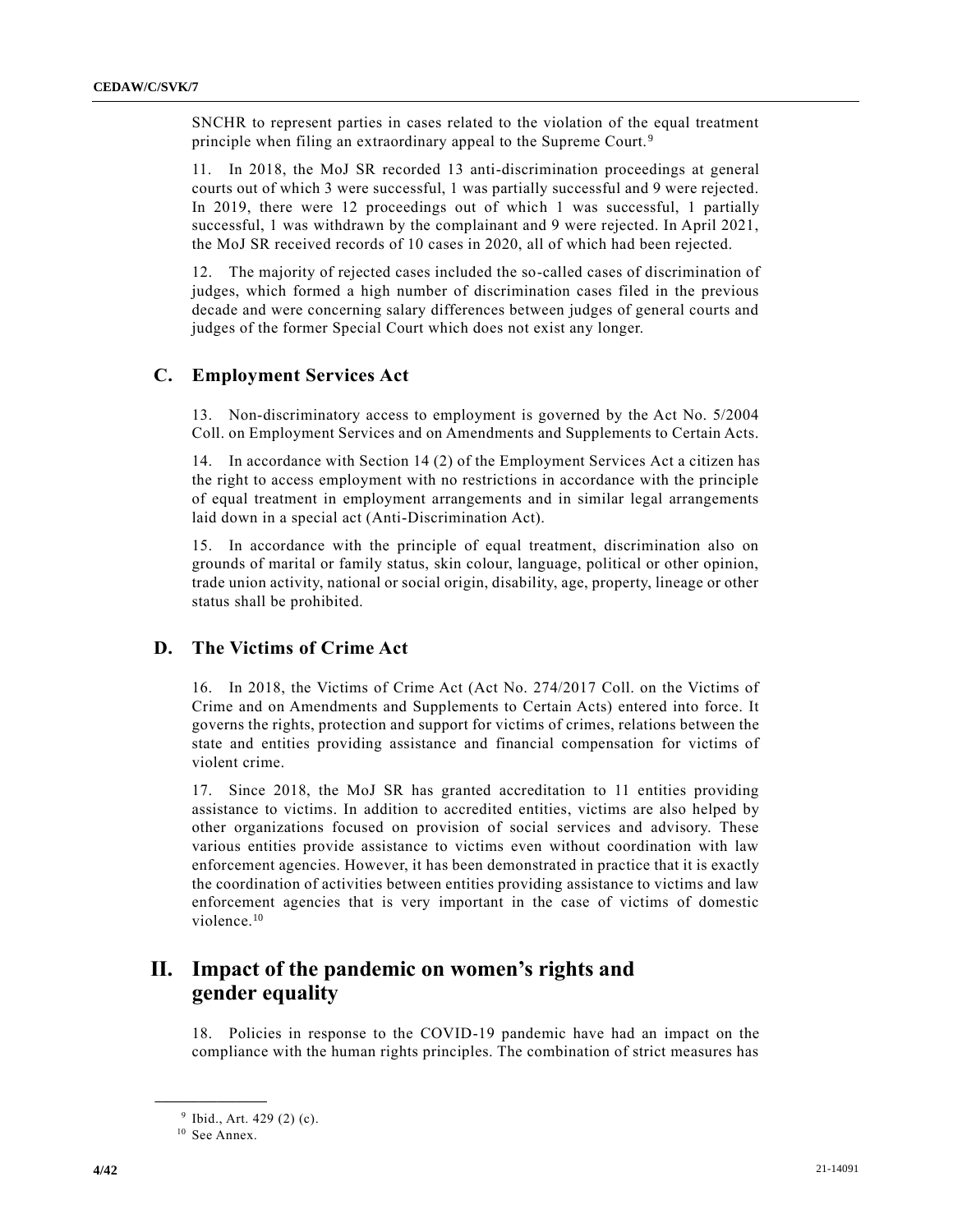SNCHR to represent parties in cases related to the violation of the equal treatment principle when filing an extraordinary appeal to the Supreme Court.[9]

11. In 2018, the MoJ SR recorded 13 anti-discrimination proceedings at general courts out of which 3 were successful, 1 was partially successful and 9 were rejected. In 2019, there were 12 proceedings out of which 1 was successful, 1 partially successful, 1 was withdrawn by the complainant and 9 were rejected. In April 2021, the MoJ SR received records of 10 cases in 2020, all of which had been rejected.

12. The majority of rejected cases included the so-called cases of discrimination of judges, which formed a high number of discrimination cases filed in the previous decade and were concerning salary differences between judges of general courts and judges of the former Special Court which does not exist any longer.

## C. Employment Services Act

13. Non-discriminatory access to employment is governed by the Act No. 5/2004 Coll. on Employment Services and on Amendments and Supplements to Certain Acts.

14. In accordance with Section 14 (2) of the Employment Services Act a citizen has the right to access employment with no restrictions in accordance with the principle of equal treatment in employment arrangements and in similar legal arrangements laid down in a special act (Anti-Discrimination Act).

15. In accordance with the principle of equal treatment, discrimination also on grounds of marital or family status, skin colour, language, political or other opinion, trade union activity, national or social origin, disability, age, property, lineage or other status shall be prohibited.

## D. The Victims of Crime Act

16. In 2018, the Victims of Crime Act (Act No. 274/2017 Coll. on the Victims of Crime and on Amendments and Supplements to Certain Acts) entered into force. It governs the rights, protection and support for victims of crimes, relations between the state and entities providing assistance and financial compensation for victims of violent crime.

17. Since 2018, the MoJ SR has granted accreditation to 11 entities providing assistance to victims. In addition to accredited entities, victims are also helped by other organizations focused on provision of social services and advisory. These various entities provide assistance to victims even without coordination with law enforcement agencies. However, it has been demonstrated in practice that it is exactly the coordination of activities between entities providing assistance to victims and law enforcement agencies that is very important in the case of victims of domestic violence.[10]

# II. Impact of the pandemic on women's rights and gender equality

18. Policies in response to the COVID-19 pandemic have had an impact on the compliance with the human rights principles. The combination of strict measures has

[9] Ibid., Art. 429 (2) (c).

[10] See Annex.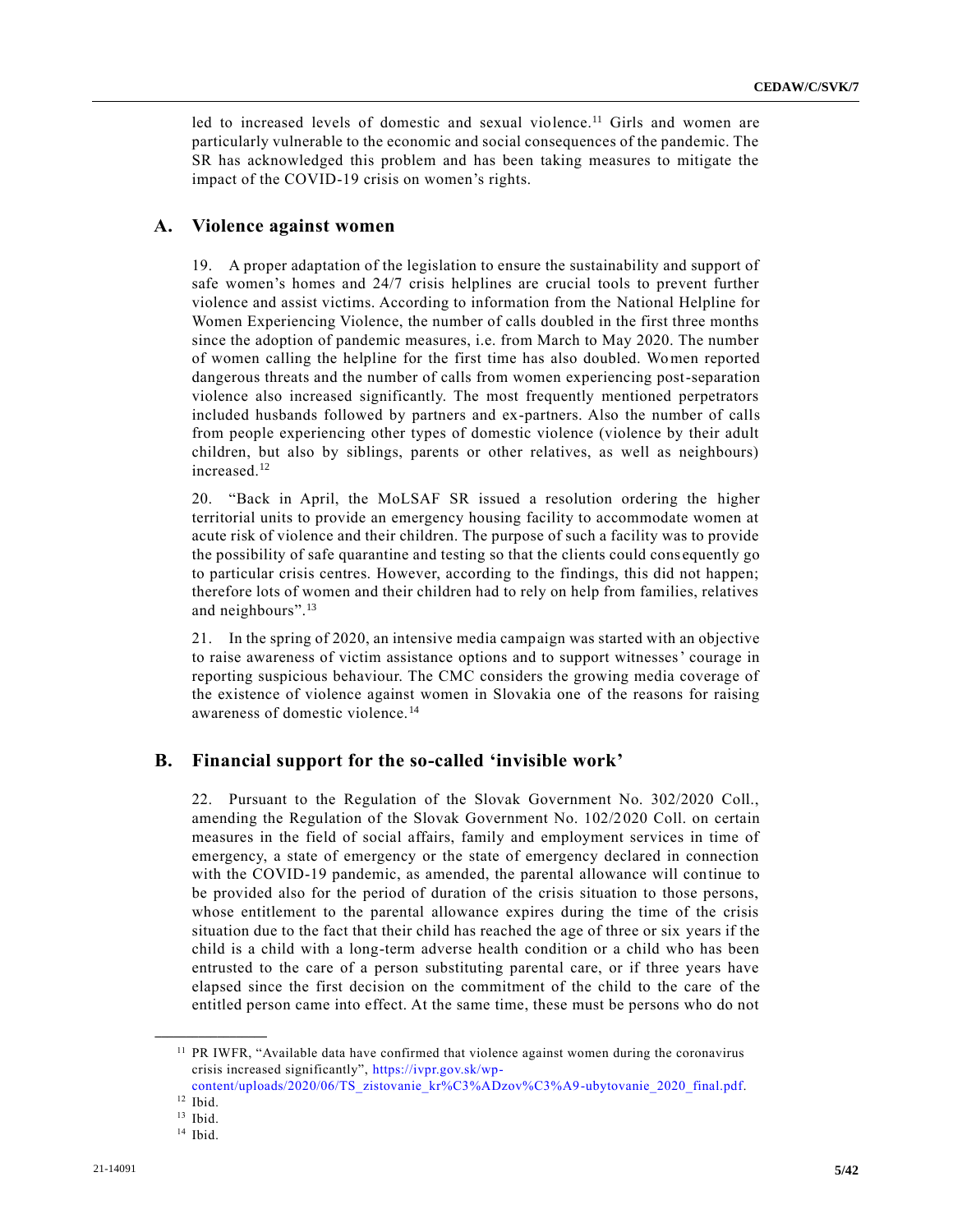led to increased levels of domestic and sexual violence.[11] Girls and women are particularly vulnerable to the economic and social consequences of the pandemic. The SR has acknowledged this problem and has been taking measures to mitigate the impact of the COVID-19 crisis on women's rights.

## A. Violence against women

19. A proper adaptation of the legislation to ensure the sustainability and support of safe women's homes and 24/7 crisis helplines are crucial tools to prevent further violence and assist victims. According to information from the National Helpline for Women Experiencing Violence, the number of calls doubled in the first three months since the adoption of pandemic measures, i.e. from March to May 2020. The number of women calling the helpline for the first time has also doubled. Women reported dangerous threats and the number of calls from women experiencing post-separation violence also increased significantly. The most frequently mentioned perpetrators included husbands followed by partners and ex-partners. Also the number of calls from people experiencing other types of domestic violence (violence by their adult children, but also by siblings, parents or other relatives, as well as neighbours) increased.[12]

20. "Back in April, the MoLSAF SR issued a resolution ordering the higher territorial units to provide an emergency housing facility to accommodate women at acute risk of violence and their children. The purpose of such a facility was to provide the possibility of safe quarantine and testing so that the clients could consequently go to particular crisis centres. However, according to the findings, this did not happen; therefore lots of women and their children had to rely on help from families, relatives and neighbours".[13]

21. In the spring of 2020, an intensive media campaign was started with an objective to raise awareness of victim assistance options and to support witnesses' courage in reporting suspicious behaviour. The CMC considers the growing media coverage of the existence of violence against women in Slovakia one of the reasons for raising awareness of domestic violence.[14]

## B. Financial support for the so-called 'invisible work'

22. Pursuant to the Regulation of the Slovak Government No. 302/2020 Coll., amending the Regulation of the Slovak Government No. 102/2020 Coll. on certain measures in the field of social affairs, family and employment services in time of emergency, a state of emergency or the state of emergency declared in connection with the COVID-19 pandemic, as amended, the parental allowance will continue to be provided also for the period of duration of the crisis situation to those persons, whose entitlement to the parental allowance expires during the time of the crisis situation due to the fact that their child has reached the age of three or six years if the child is a child with a long-term adverse health condition or a child who has been entrusted to the care of a person substituting parental care, or if three years have elapsed since the first decision on the commitment of the child to the care of the entitled person came into effect. At the same time, these must be persons who do not

---

[11] PR IWFR, "Available data have confirmed that violence against women during the coronavirus crisis increased significantly", https://ivpr.gov.sk/wp-content/uploads/2020/06/TS_zistovanie_kr%C3%ADzov%C3%A9-ubytovanie_2020_final.pdf.

[12] Ibid.

[13] Ibid.

[14] Ibid.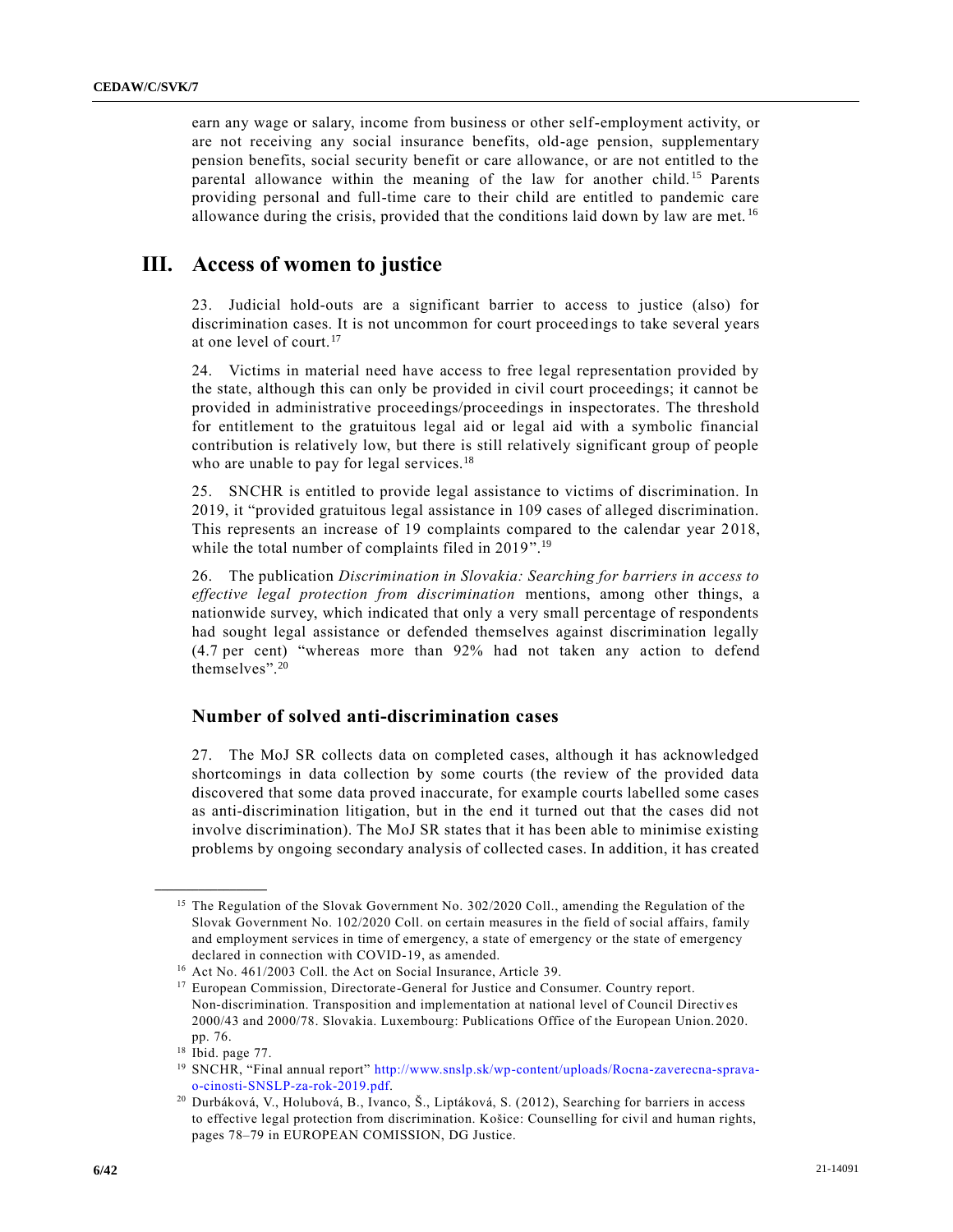earn any wage or salary, income from business or other self-employment activity, or are not receiving any social insurance benefits, old-age pension, supplementary pension benefits, social security benefit or care allowance, or are not entitled to the parental allowance within the meaning of the law for another child.[15] Parents providing personal and full-time care to their child are entitled to pandemic care allowance during the crisis, provided that the conditions laid down by law are met.[16]

# III. Access of women to justice

23. Judicial hold-outs are a significant barrier to access to justice (also) for discrimination cases. It is not uncommon for court proceedings to take several years at one level of court.[17]

24. Victims in material need have access to free legal representation provided by the state, although this can only be provided in civil court proceedings; it cannot be provided in administrative proceedings/proceedings in inspectorates. The threshold for entitlement to the gratuitous legal aid or legal aid with a symbolic financial contribution is relatively low, but there is still relatively significant group of people who are unable to pay for legal services.[18]

25. SNCHR is entitled to provide legal assistance to victims of discrimination. In 2019, it "provided gratuitous legal assistance in 109 cases of alleged discrimination. This represents an increase of 19 complaints compared to the calendar year 2018, while the total number of complaints filed in 2019".[19]

26. The publication *Discrimination in Slovakia: Searching for barriers in access to effective legal protection from discrimination* mentions, among other things, a nationwide survey, which indicated that only a very small percentage of respondents had sought legal assistance or defended themselves against discrimination legally (4.7 per cent) "whereas more than 92% had not taken any action to defend themselves".[20]

## Number of solved anti-discrimination cases

27. The MoJ SR collects data on completed cases, although it has acknowledged shortcomings in data collection by some courts (the review of the provided data discovered that some data proved inaccurate, for example courts labelled some cases as anti-discrimination litigation, but in the end it turned out that the cases did not involve discrimination). The MoJ SR states that it has been able to minimise existing problems by ongoing secondary analysis of collected cases. In addition, it has created

---

[15] The Regulation of the Slovak Government No. 302/2020 Coll., amending the Regulation of the Slovak Government No. 102/2020 Coll. on certain measures in the field of social affairs, family and employment services in time of emergency, a state of emergency or the state of emergency declared in connection with COVID-19, as amended.

[16] Act No. 461/2003 Coll. the Act on Social Insurance, Article 39.

[17] European Commission, Directorate-General for Justice and Consumer. Country report. Non-discrimination. Transposition and implementation at national level of Council Directives 2000/43 and 2000/78. Slovakia. Luxembourg: Publications Office of the European Union. 2020. pp. 76.

[18] Ibid. page 77.

[19] SNCHR, "Final annual report" http://www.snslp.sk/wp-content/uploads/Rocna-zaverecna-sprava-o-cinosti-SNSLP-za-rok-2019.pdf.

[20] Durbáková, V., Holubová, B., Ivanco, Š., Liptáková, S. (2012), Searching for barriers in access to effective legal protection from discrimination. Košice: Counselling for civil and human rights, pages 78–79 in EUROPEAN COMISSION, DG Justice.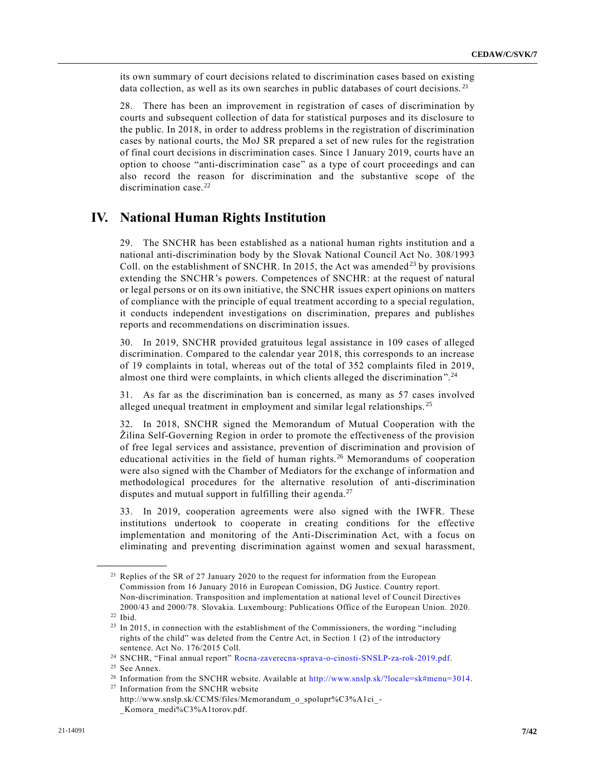its own summary of court decisions related to discrimination cases based on existing data collection, as well as its own searches in public databases of court decisions.[21]

28. There has been an improvement in registration of cases of discrimination by courts and subsequent collection of data for statistical purposes and its disclosure to the public. In 2018, in order to address problems in the registration of discrimination cases by national courts, the MoJ SR prepared a set of new rules for the registration of final court decisions in discrimination cases. Since 1 January 2019, courts have an option to choose "anti-discrimination case" as a type of court proceedings and can also record the reason for discrimination and the substantive scope of the discrimination case.[22]

# IV. National Human Rights Institution

29. The SNCHR has been established as a national human rights institution and a national anti-discrimination body by the Slovak National Council Act No. 308/1993 Coll. on the establishment of SNCHR. In 2015, the Act was amended[23] by provisions extending the SNCHR's powers. Competences of SNCHR: at the request of natural or legal persons or on its own initiative, the SNCHR issues expert opinions on matters of compliance with the principle of equal treatment according to a special regulation, it conducts independent investigations on discrimination, prepares and publishes reports and recommendations on discrimination issues.

30. In 2019, SNCHR provided gratuitous legal assistance in 109 cases of alleged discrimination. Compared to the calendar year 2018, this corresponds to an increase of 19 complaints in total, whereas out of the total of 352 complaints filed in 2019, almost one third were complaints, in which clients alleged the discrimination".[24]

31. As far as the discrimination ban is concerned, as many as 57 cases involved alleged unequal treatment in employment and similar legal relationships.[25]

32. In 2018, SNCHR signed the Memorandum of Mutual Cooperation with the Žilina Self-Governing Region in order to promote the effectiveness of the provision of free legal services and assistance, prevention of discrimination and provision of educational activities in the field of human rights.[26] Memorandums of cooperation were also signed with the Chamber of Mediators for the exchange of information and methodological procedures for the alternative resolution of anti-discrimination disputes and mutual support in fulfilling their agenda.[27]

33. In 2019, cooperation agreements were also signed with the IWFR. These institutions undertook to cooperate in creating conditions for the effective implementation and monitoring of the Anti-Discrimination Act, with a focus on eliminating and preventing discrimination against women and sexual harassment,

---

[21] Replies of the SR of 27 January 2020 to the request for information from the European Commission from 16 January 2016 in European Comission, DG Justice. Country report. Non-discrimination. Transposition and implementation at national level of Council Directives 2000/43 and 2000/78. Slovakia. Luxembourg: Publications Office of the European Union. 2020.

[22] Ibid.

[23] In 2015, in connection with the establishment of the Commissioners, the wording "including rights of the child" was deleted from the Centre Act, in Section 1 (2) of the introductory sentence. Act No. 176/2015 Coll.

[24] SNCHR, "Final annual report" Rocna-zaverecna-sprava-o-cinosti-SNSLP-za-rok-2019.pdf.

[25] See Annex.

[26] Information from the SNCHR website. Available at http://www.snslp.sk/?locale=sk#menu=3014.

[27] Information from the SNCHR website http://www.snslp.sk/CCMS/files/Memorandum_o_spolupr%C3%A1ci_-_Komora_medi%C3%A1torov.pdf.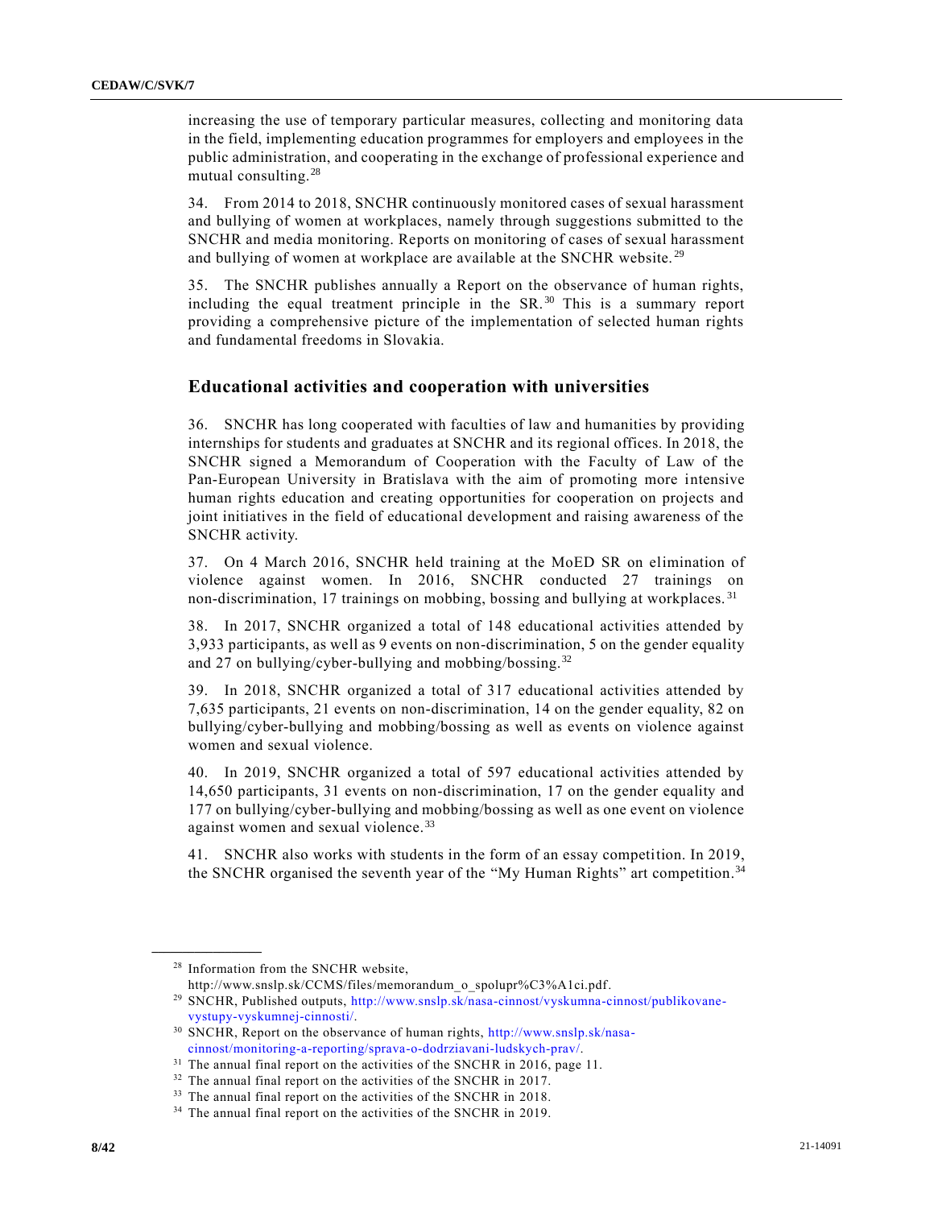increasing the use of temporary particular measures, collecting and monitoring data in the field, implementing education programmes for employers and employees in the public administration, and cooperating in the exchange of professional experience and mutual consulting.[28]

34. From 2014 to 2018, SNCHR continuously monitored cases of sexual harassment and bullying of women at workplaces, namely through suggestions submitted to the SNCHR and media monitoring. Reports on monitoring of cases of sexual harassment and bullying of women at workplace are available at the SNCHR website.[29]

35. The SNCHR publishes annually a Report on the observance of human rights, including the equal treatment principle in the SR.[30] This is a summary report providing a comprehensive picture of the implementation of selected human rights and fundamental freedoms in Slovakia.

## Educational activities and cooperation with universities

36. SNCHR has long cooperated with faculties of law and humanities by providing internships for students and graduates at SNCHR and its regional offices. In 2018, the SNCHR signed a Memorandum of Cooperation with the Faculty of Law of the Pan-European University in Bratislava with the aim of promoting more intensive human rights education and creating opportunities for cooperation on projects and joint initiatives in the field of educational development and raising awareness of the SNCHR activity.

37. On 4 March 2016, SNCHR held training at the MoED SR on elimination of violence against women. In 2016, SNCHR conducted 27 trainings on non-discrimination, 17 trainings on mobbing, bossing and bullying at workplaces.[31]

38. In 2017, SNCHR organized a total of 148 educational activities attended by 3,933 participants, as well as 9 events on non-discrimination, 5 on the gender equality and 27 on bullying/cyber-bullying and mobbing/bossing.[32]

39. In 2018, SNCHR organized a total of 317 educational activities attended by 7,635 participants, 21 events on non-discrimination, 14 on the gender equality, 82 on bullying/cyber-bullying and mobbing/bossing as well as events on violence against women and sexual violence.

40. In 2019, SNCHR organized a total of 597 educational activities attended by 14,650 participants, 31 events on non-discrimination, 17 on the gender equality and 177 on bullying/cyber-bullying and mobbing/bossing as well as one event on violence against women and sexual violence.[33]

41. SNCHR also works with students in the form of an essay competition. In 2019, the SNCHR organised the seventh year of the "My Human Rights" art competition.[34]

---

[28] Information from the SNCHR website, http://www.snslp.sk/CCMS/files/memorandum_o_spolupr%C3%A1ci.pdf.

[29] SNCHR, Published outputs, http://www.snslp.sk/nasa-cinnost/vyskumna-cinnost/publikovane-vystupy-vyskumnej-cinnosti/.

[30] SNCHR, Report on the observance of human rights, http://www.snslp.sk/nasa-cinnost/monitoring-a-reporting/sprava-o-dodrziavani-ludskych-prav/.

[31] The annual final report on the activities of the SNCHR in 2016, page 11.

[32] The annual final report on the activities of the SNCHR in 2017.

[33] The annual final report on the activities of the SNCHR in 2018.

[34] The annual final report on the activities of the SNCHR in 2019.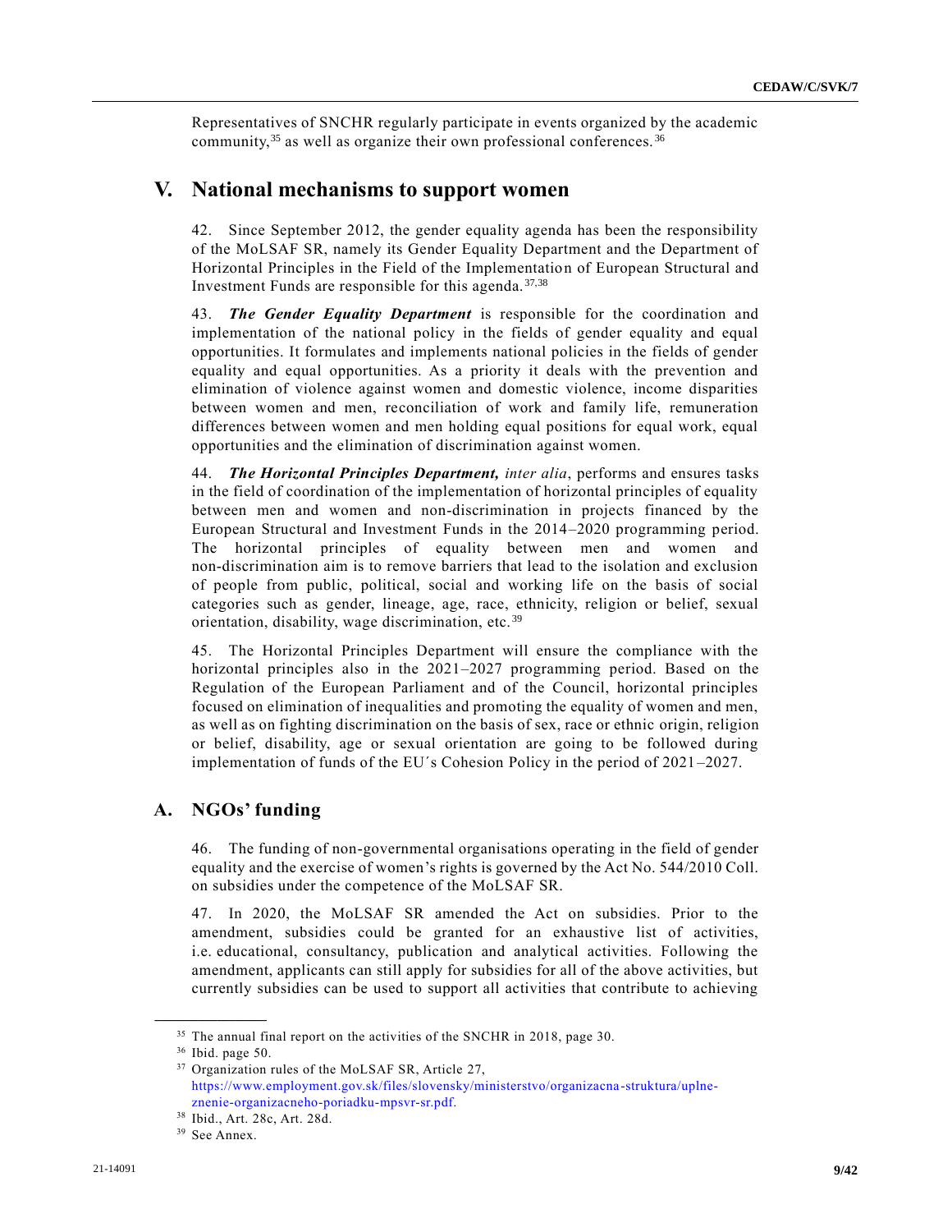Representatives of SNCHR regularly participate in events organized by the academic community,[35] as well as organize their own professional conferences.[36]

# V. National mechanisms to support women

42. Since September 2012, the gender equality agenda has been the responsibility of the MoLSAF SR, namely its Gender Equality Department and the Department of Horizontal Principles in the Field of the Implementation of European Structural and Investment Funds are responsible for this agenda.[37,38]

43. ***The Gender Equality Department*** is responsible for the coordination and implementation of the national policy in the fields of gender equality and equal opportunities. It formulates and implements national policies in the fields of gender equality and equal opportunities. As a priority it deals with the prevention and elimination of violence against women and domestic violence, income disparities between women and men, reconciliation of work and family life, remuneration differences between women and men holding equal positions for equal work, equal opportunities and the elimination of discrimination against women.

44. ***The Horizontal Principles Department,*** *inter alia*, performs and ensures tasks in the field of coordination of the implementation of horizontal principles of equality between men and women and non-discrimination in projects financed by the European Structural and Investment Funds in the 2014–2020 programming period. The horizontal principles of equality between men and women and non-discrimination aim is to remove barriers that lead to the isolation and exclusion of people from public, political, social and working life on the basis of social categories such as gender, lineage, age, race, ethnicity, religion or belief, sexual orientation, disability, wage discrimination, etc.[39]

45. The Horizontal Principles Department will ensure the compliance with the horizontal principles also in the 2021–2027 programming period. Based on the Regulation of the European Parliament and of the Council, horizontal principles focused on elimination of inequalities and promoting the equality of women and men, as well as on fighting discrimination on the basis of sex, race or ethnic origin, religion or belief, disability, age or sexual orientation are going to be followed during implementation of funds of the EU´s Cohesion Policy in the period of 2021–2027.

## A. NGOs' funding

46. The funding of non-governmental organisations operating in the field of gender equality and the exercise of women's rights is governed by the Act No. 544/2010 Coll. on subsidies under the competence of the MoLSAF SR.

47. In 2020, the MoLSAF SR amended the Act on subsidies. Prior to the amendment, subsidies could be granted for an exhaustive list of activities, i.e. educational, consultancy, publication and analytical activities. Following the amendment, applicants can still apply for subsidies for all of the above activities, but currently subsidies can be used to support all activities that contribute to achieving

---

[35] The annual final report on the activities of the SNCHR in 2018, page 30.

[36] Ibid. page 50.

[37] Organization rules of the MoLSAF SR, Article 27, https://www.employment.gov.sk/files/slovensky/ministerstvo/organizacna-struktura/uplne-znenie-organizacneho-poriadku-mpsvr-sr.pdf.

[38] Ibid., Art. 28c, Art. 28d.

[39] See Annex.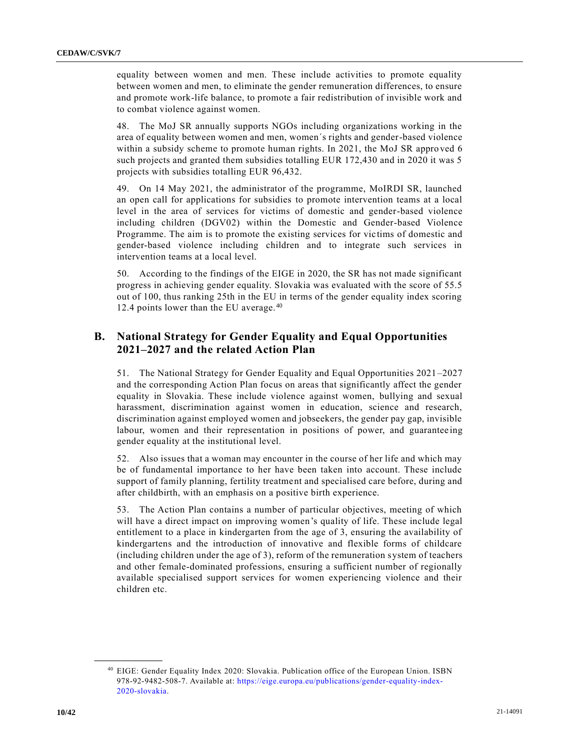equality between women and men. These include activities to promote equality between women and men, to eliminate the gender remuneration differences, to ensure and promote work-life balance, to promote a fair redistribution of invisible work and to combat violence against women.

48. The MoJ SR annually supports NGOs including organizations working in the area of equality between women and men, women´s rights and gender-based violence within a subsidy scheme to promote human rights. In 2021, the MoJ SR approved 6 such projects and granted them subsidies totalling EUR 172,430 and in 2020 it was 5 projects with subsidies totalling EUR 96,432.

49. On 14 May 2021, the administrator of the programme, MoIRDI SR, launched an open call for applications for subsidies to promote intervention teams at a local level in the area of services for victims of domestic and gender-based violence including children (DGV02) within the Domestic and Gender-based Violence Programme. The aim is to promote the existing services for victims of domestic and gender-based violence including children and to integrate such services in intervention teams at a local level.

50. According to the findings of the EIGE in 2020, the SR has not made significant progress in achieving gender equality. Slovakia was evaluated with the score of 55.5 out of 100, thus ranking 25th in the EU in terms of the gender equality index scoring 12.4 points lower than the EU average.[40]

## B. National Strategy for Gender Equality and Equal Opportunities 2021–2027 and the related Action Plan

51. The National Strategy for Gender Equality and Equal Opportunities 2021–2027 and the corresponding Action Plan focus on areas that significantly affect the gender equality in Slovakia. These include violence against women, bullying and sexual harassment, discrimination against women in education, science and research, discrimination against employed women and jobseekers, the gender pay gap, invisible labour, women and their representation in positions of power, and guaranteeing gender equality at the institutional level.

52. Also issues that a woman may encounter in the course of her life and which may be of fundamental importance to her have been taken into account. These include support of family planning, fertility treatment and specialised care before, during and after childbirth, with an emphasis on a positive birth experience.

53. The Action Plan contains a number of particular objectives, meeting of which will have a direct impact on improving women's quality of life. These include legal entitlement to a place in kindergarten from the age of 3, ensuring the availability of kindergartens and the introduction of innovative and flexible forms of childcare (including children under the age of 3), reform of the remuneration system of teachers and other female-dominated professions, ensuring a sufficient number of regionally available specialised support services for women experiencing violence and their children etc.

---

[40] EIGE: Gender Equality Index 2020: Slovakia. Publication office of the European Union. ISBN 978-92-9482-508-7. Available at: https://eige.europa.eu/publications/gender-equality-index-2020-slovakia.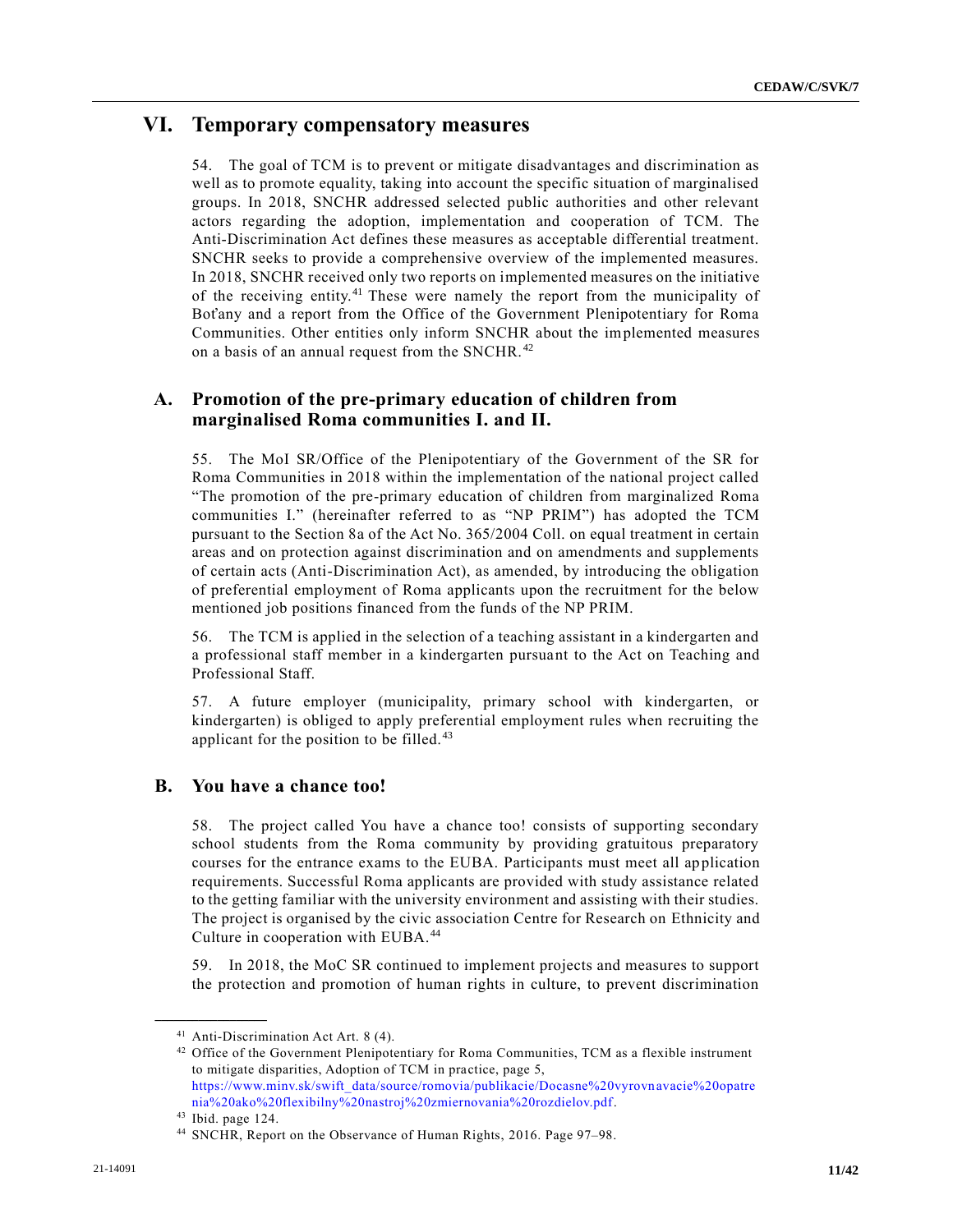# VI. Temporary compensatory measures

54. The goal of TCM is to prevent or mitigate disadvantages and discrimination as well as to promote equality, taking into account the specific situation of marginalised groups. In 2018, SNCHR addressed selected public authorities and other relevant actors regarding the adoption, implementation and cooperation of TCM. The Anti-Discrimination Act defines these measures as acceptable differential treatment. SNCHR seeks to provide a comprehensive overview of the implemented measures. In 2018, SNCHR received only two reports on implemented measures on the initiative of the receiving entity.[41] These were namely the report from the municipality of Boťany and a report from the Office of the Government Plenipotentiary for Roma Communities. Other entities only inform SNCHR about the implemented measures on a basis of an annual request from the SNCHR.[42]

## A. Promotion of the pre-primary education of children from marginalised Roma communities I. and II.

55. The MoI SR/Office of the Plenipotentiary of the Government of the SR for Roma Communities in 2018 within the implementation of the national project called "The promotion of the pre-primary education of children from marginalized Roma communities I." (hereinafter referred to as "NP PRIM") has adopted the TCM pursuant to the Section 8a of the Act No. 365/2004 Coll. on equal treatment in certain areas and on protection against discrimination and on amendments and supplements of certain acts (Anti-Discrimination Act), as amended, by introducing the obligation of preferential employment of Roma applicants upon the recruitment for the below mentioned job positions financed from the funds of the NP PRIM.

56. The TCM is applied in the selection of a teaching assistant in a kindergarten and a professional staff member in a kindergarten pursuant to the Act on Teaching and Professional Staff.

57. A future employer (municipality, primary school with kindergarten, or kindergarten) is obliged to apply preferential employment rules when recruiting the applicant for the position to be filled.[43]

## B. You have a chance too!

58. The project called You have a chance too! consists of supporting secondary school students from the Roma community by providing gratuitous preparatory courses for the entrance exams to the EUBA. Participants must meet all application requirements. Successful Roma applicants are provided with study assistance related to the getting familiar with the university environment and assisting with their studies. The project is organised by the civic association Centre for Research on Ethnicity and Culture in cooperation with EUBA.[44]

59. In 2018, the MoC SR continued to implement projects and measures to support the protection and promotion of human rights in culture, to prevent discrimination

---

[41] Anti-Discrimination Act Art. 8 (4).

[42] Office of the Government Plenipotentiary for Roma Communities, TCM as a flexible instrument to mitigate disparities, Adoption of TCM in practice, page 5, https://www.minv.sk/swift_data/source/romovia/publikacie/Docasne%20vyrovnavacie%20opatrenia%20ako%20flexibilny%20nastroj%20zmiernovania%20rozdielov.pdf.

[43] Ibid. page 124.

[44] SNCHR, Report on the Observance of Human Rights, 2016. Page 97–98.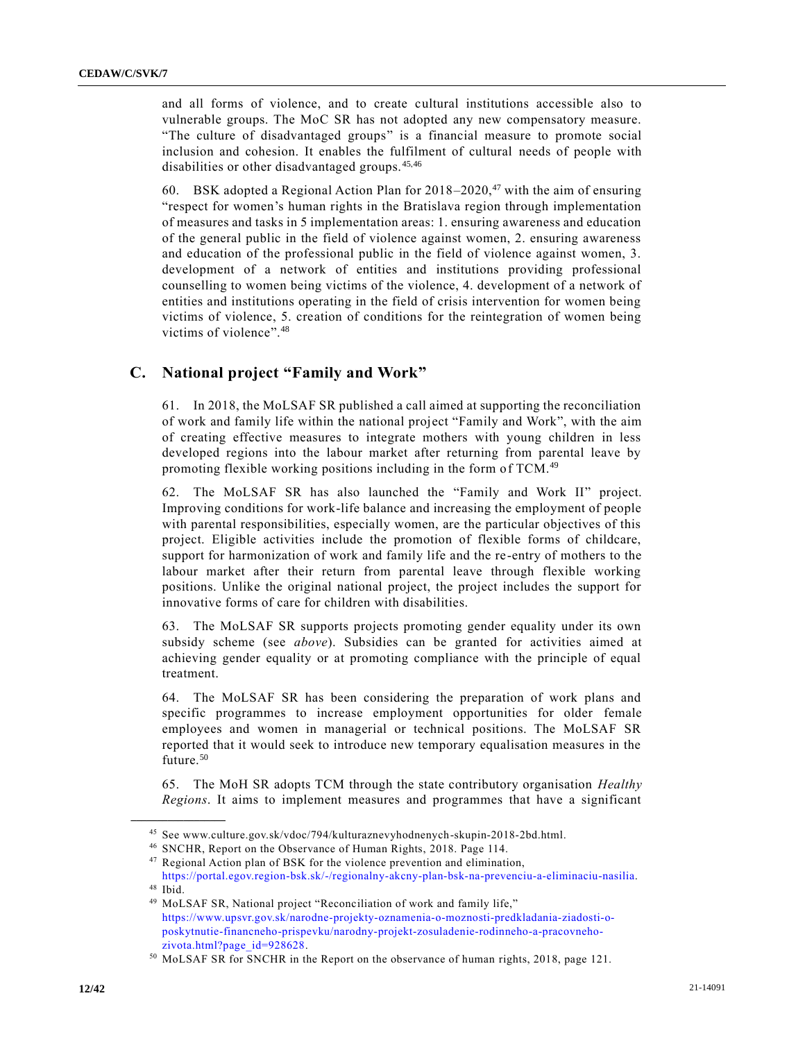and all forms of violence, and to create cultural institutions accessible also to vulnerable groups. The MoC SR has not adopted any new compensatory measure. "The culture of disadvantaged groups" is a financial measure to promote social inclusion and cohesion. It enables the fulfilment of cultural needs of people with disabilities or other disadvantaged groups.[45,46]

60. BSK adopted a Regional Action Plan for 2018–2020,[47] with the aim of ensuring "respect for women's human rights in the Bratislava region through implementation of measures and tasks in 5 implementation areas: 1. ensuring awareness and education of the general public in the field of violence against women, 2. ensuring awareness and education of the professional public in the field of violence against women, 3. development of a network of entities and institutions providing professional counselling to women being victims of the violence, 4. development of a network of entities and institutions operating in the field of crisis intervention for women being victims of violence, 5. creation of conditions for the reintegration of women being victims of violence".[48]

## C. National project "Family and Work"

61. In 2018, the MoLSAF SR published a call aimed at supporting the reconciliation of work and family life within the national project "Family and Work", with the aim of creating effective measures to integrate mothers with young children in less developed regions into the labour market after returning from parental leave by promoting flexible working positions including in the form of TCM.[49]

62. The MoLSAF SR has also launched the "Family and Work II" project. Improving conditions for work-life balance and increasing the employment of people with parental responsibilities, especially women, are the particular objectives of this project. Eligible activities include the promotion of flexible forms of childcare, support for harmonization of work and family life and the re-entry of mothers to the labour market after their return from parental leave through flexible working positions. Unlike the original national project, the project includes the support for innovative forms of care for children with disabilities.

63. The MoLSAF SR supports projects promoting gender equality under its own subsidy scheme (see *above*). Subsidies can be granted for activities aimed at achieving gender equality or at promoting compliance with the principle of equal treatment.

64. The MoLSAF SR has been considering the preparation of work plans and specific programmes to increase employment opportunities for older female employees and women in managerial or technical positions. The MoLSAF SR reported that it would seek to introduce new temporary equalisation measures in the future.[50]

65. The MoH SR adopts TCM through the state contributory organisation *Healthy Regions*. It aims to implement measures and programmes that have a significant

---

[45] See www.culture.gov.sk/vdoc/794/kulturaznevyhodnenych-skupin-2018-2bd.html.

[46] SNCHR, Report on the Observance of Human Rights, 2018. Page 114.

[47] Regional Action plan of BSK for the violence prevention and elimination, https://portal.egov.region-bsk.sk/-/regionalny-akcny-plan-bsk-na-prevenciu-a-eliminaciu-nasilia.

[48] Ibid.

[49] MoLSAF SR, National project "Reconciliation of work and family life," https://www.upsvr.gov.sk/narodne-projekty-oznamenia-o-moznosti-predkladania-ziadosti-o-poskytnutie-financneho-prispevku/narodny-projekt-zosuladenie-rodinneho-a-pracovneho-zivota.html?page_id=928628.

[50] MoLSAF SR for SNCHR in the Report on the observance of human rights, 2018, page 121.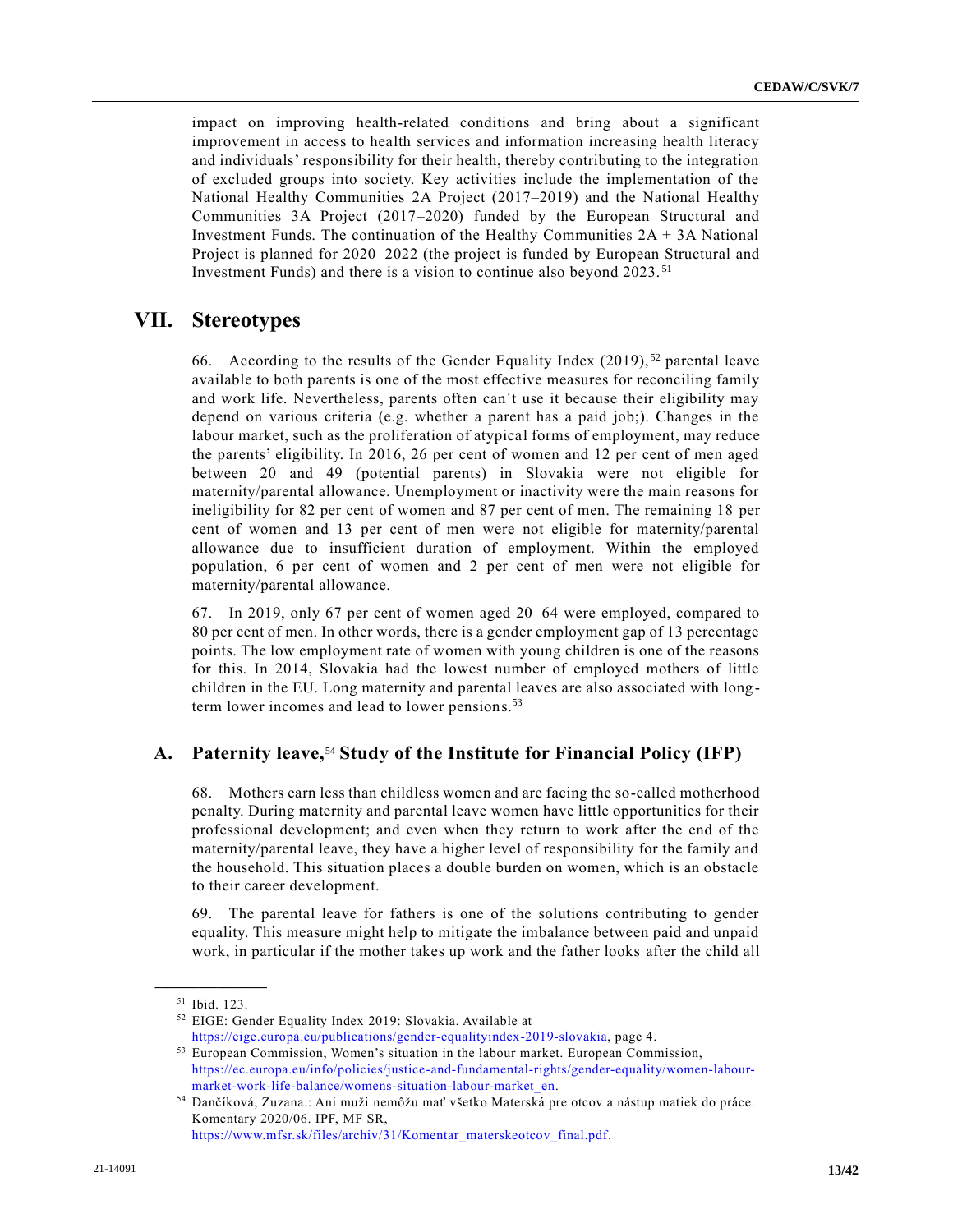impact on improving health-related conditions and bring about a significant improvement in access to health services and information increasing health literacy and individuals' responsibility for their health, thereby contributing to the integration of excluded groups into society. Key activities include the implementation of the National Healthy Communities 2A Project (2017–2019) and the National Healthy Communities 3A Project (2017–2020) funded by the European Structural and Investment Funds. The continuation of the Healthy Communities 2A + 3A National Project is planned for 2020–2022 (the project is funded by European Structural and Investment Funds) and there is a vision to continue also beyond 2023.[51]

# VII. Stereotypes

66. According to the results of the Gender Equality Index (2019),[52] parental leave available to both parents is one of the most effective measures for reconciling family and work life. Nevertheless, parents often can´t use it because their eligibility may depend on various criteria (e.g. whether a parent has a paid job;). Changes in the labour market, such as the proliferation of atypical forms of employment, may reduce the parents' eligibility. In 2016, 26 per cent of women and 12 per cent of men aged between 20 and 49 (potential parents) in Slovakia were not eligible for maternity/parental allowance. Unemployment or inactivity were the main reasons for ineligibility for 82 per cent of women and 87 per cent of men. The remaining 18 per cent of women and 13 per cent of men were not eligible for maternity/parental allowance due to insufficient duration of employment. Within the employed population, 6 per cent of women and 2 per cent of men were not eligible for maternity/parental allowance.

67. In 2019, only 67 per cent of women aged 20–64 were employed, compared to 80 per cent of men. In other words, there is a gender employment gap of 13 percentage points. The low employment rate of women with young children is one of the reasons for this. In 2014, Slovakia had the lowest number of employed mothers of little children in the EU. Long maternity and parental leaves are also associated with long-term lower incomes and lead to lower pensions.[53]

## A. Paternity leave,[54] Study of the Institute for Financial Policy (IFP)

68. Mothers earn less than childless women and are facing the so-called motherhood penalty. During maternity and parental leave women have little opportunities for their professional development; and even when they return to work after the end of the maternity/parental leave, they have a higher level of responsibility for the family and the household. This situation places a double burden on women, which is an obstacle to their career development.

69. The parental leave for fathers is one of the solutions contributing to gender equality. This measure might help to mitigate the imbalance between paid and unpaid work, in particular if the mother takes up work and the father looks after the child all

---

[51] Ibid. 123.

[52] EIGE: Gender Equality Index 2019: Slovakia. Available at https://eige.europa.eu/publications/gender-equalityindex-2019-slovakia, page 4.

[53] European Commission, Women's situation in the labour market. European Commission, https://ec.europa.eu/info/policies/justice-and-fundamental-rights/gender-equality/women-labour-market-work-life-balance/womens-situation-labour-market_en.

[54] Dančíková, Zuzana.: Ani muži nemôžu mať všetko Materská pre otcov a nástup matiek do práce. Komentary 2020/06. IPF, MF SR, https://www.mfsr.sk/files/archiv/31/Komentar_materskeotcov_final.pdf.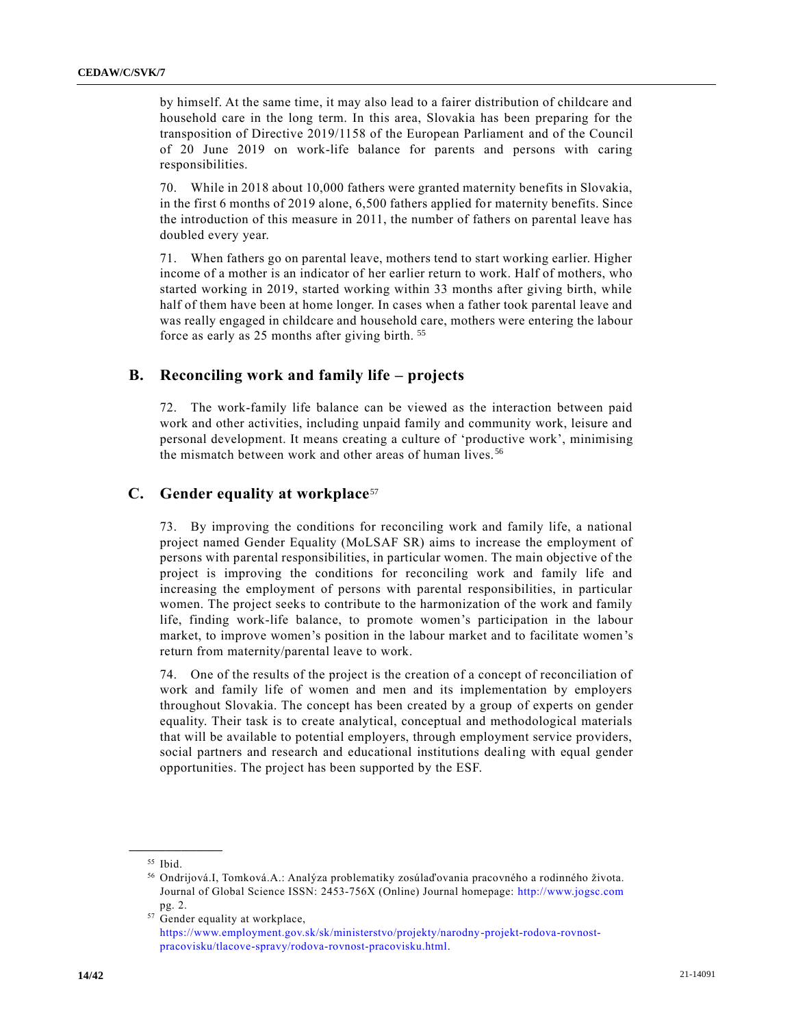by himself. At the same time, it may also lead to a fairer distribution of childcare and household care in the long term. In this area, Slovakia has been preparing for the transposition of Directive 2019/1158 of the European Parliament and of the Council of 20 June 2019 on work-life balance for parents and persons with caring responsibilities.

70. While in 2018 about 10,000 fathers were granted maternity benefits in Slovakia, in the first 6 months of 2019 alone, 6,500 fathers applied for maternity benefits. Since the introduction of this measure in 2011, the number of fathers on parental leave has doubled every year.

71. When fathers go on parental leave, mothers tend to start working earlier. Higher income of a mother is an indicator of her earlier return to work. Half of mothers, who started working in 2019, started working within 33 months after giving birth, while half of them have been at home longer. In cases when a father took parental leave and was really engaged in childcare and household care, mothers were entering the labour force as early as 25 months after giving birth. [55]

## B. Reconciling work and family life – projects

72. The work-family life balance can be viewed as the interaction between paid work and other activities, including unpaid family and community work, leisure and personal development. It means creating a culture of 'productive work', minimising the mismatch between work and other areas of human lives. [56]

## C. Gender equality at workplace[57]

73. By improving the conditions for reconciling work and family life, a national project named Gender Equality (MoLSAF SR) aims to increase the employment of persons with parental responsibilities, in particular women. The main objective of the project is improving the conditions for reconciling work and family life and increasing the employment of persons with parental responsibilities, in particular women. The project seeks to contribute to the harmonization of the work and family life, finding work-life balance, to promote women's participation in the labour market, to improve women's position in the labour market and to facilitate women's return from maternity/parental leave to work.

74. One of the results of the project is the creation of a concept of reconciliation of work and family life of women and men and its implementation by employers throughout Slovakia. The concept has been created by a group of experts on gender equality. Their task is to create analytical, conceptual and methodological materials that will be available to potential employers, through employment service providers, social partners and research and educational institutions dealing with equal gender opportunities. The project has been supported by the ESF.

---

[55] Ibid.

[56] Ondrijová.I, Tomková.A.: Analýza problematiky zosúlaďovania pracovného a rodinného života. Journal of Global Science ISSN: 2453-756X (Online) Journal homepage: http://www.jogsc.com pg. 2.

[57] Gender equality at workplace, https://www.employment.gov.sk/sk/ministerstvo/projekty/narodny-projekt-rodova-rovnost-pracovisku/tlacove-spravy/rodova-rovnost-pracovisku.html.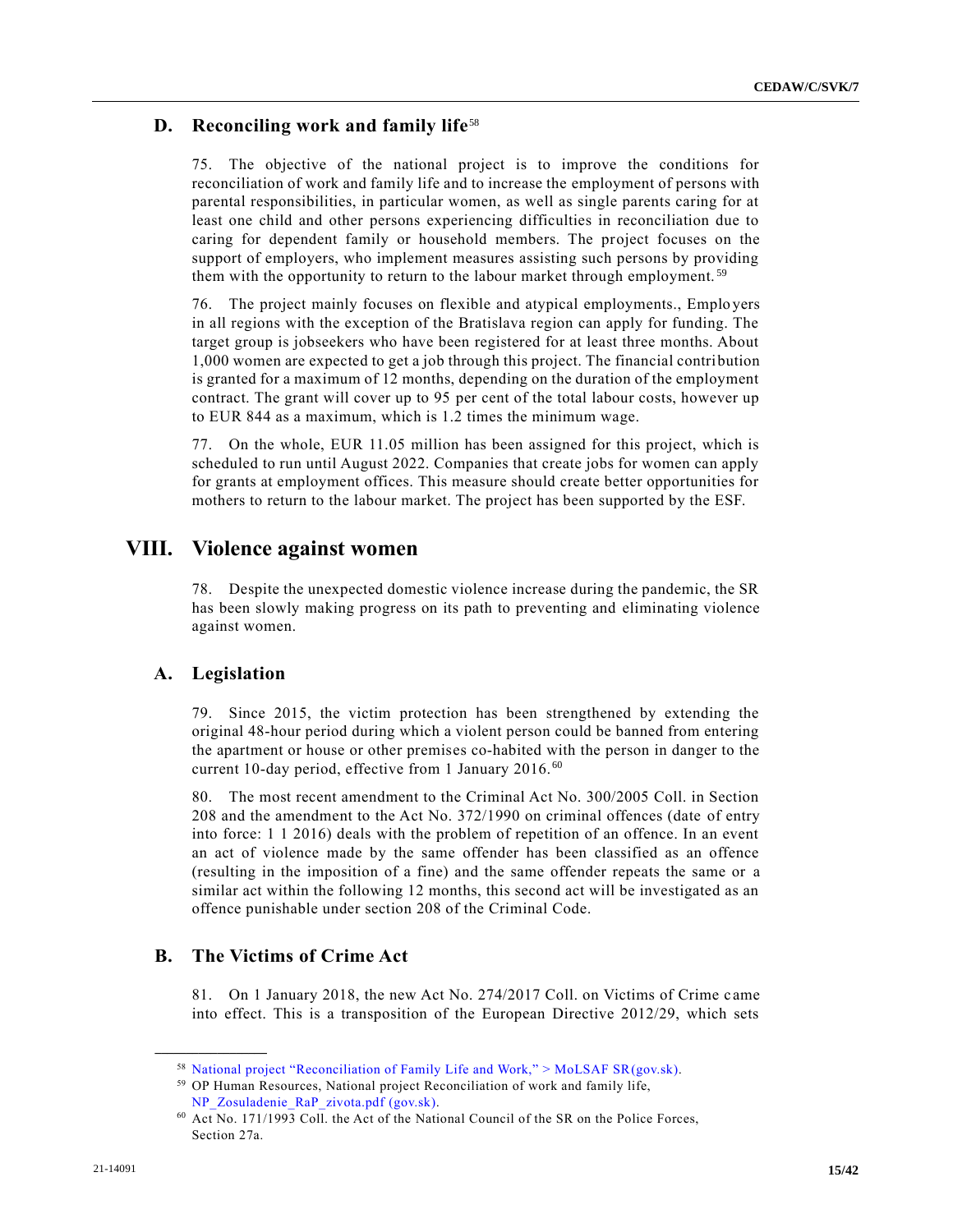## D. Reconciling work and family life[58]

75. The objective of the national project is to improve the conditions for reconciliation of work and family life and to increase the employment of persons with parental responsibilities, in particular women, as well as single parents caring for at least one child and other persons experiencing difficulties in reconciliation due to caring for dependent family or household members. The project focuses on the support of employers, who implement measures assisting such persons by providing them with the opportunity to return to the labour market through employment.[59]

76. The project mainly focuses on flexible and atypical employments., Employers in all regions with the exception of the Bratislava region can apply for funding. The target group is jobseekers who have been registered for at least three months. About 1,000 women are expected to get a job through this project. The financial contribution is granted for a maximum of 12 months, depending on the duration of the employment contract. The grant will cover up to 95 per cent of the total labour costs, however up to EUR 844 as a maximum, which is 1.2 times the minimum wage.

77. On the whole, EUR 11.05 million has been assigned for this project, which is scheduled to run until August 2022. Companies that create jobs for women can apply for grants at employment offices. This measure should create better opportunities for mothers to return to the labour market. The project has been supported by the ESF.

# VIII. Violence against women

78. Despite the unexpected domestic violence increase during the pandemic, the SR has been slowly making progress on its path to preventing and eliminating violence against women.

## A. Legislation

79. Since 2015, the victim protection has been strengthened by extending the original 48-hour period during which a violent person could be banned from entering the apartment or house or other premises co-habited with the person in danger to the current 10-day period, effective from 1 January 2016.[60]

80. The most recent amendment to the Criminal Act No. 300/2005 Coll. in Section 208 and the amendment to the Act No. 372/1990 on criminal offences (date of entry into force: 1 1 2016) deals with the problem of repetition of an offence. In an event an act of violence made by the same offender has been classified as an offence (resulting in the imposition of a fine) and the same offender repeats the same or a similar act within the following 12 months, this second act will be investigated as an offence punishable under section 208 of the Criminal Code.

## B. The Victims of Crime Act

81. On 1 January 2018, the new Act No. 274/2017 Coll. on Victims of Crime came into effect. This is a transposition of the European Directive 2012/29, which sets

---

[58] National project "Reconciliation of Family Life and Work," > MoLSAF SR(gov.sk).

[59] OP Human Resources, National project Reconciliation of work and family life, NP_Zosuladenie_RaP_zivota.pdf (gov.sk).

[60] Act No. 171/1993 Coll. the Act of the National Council of the SR on the Police Forces, Section 27a.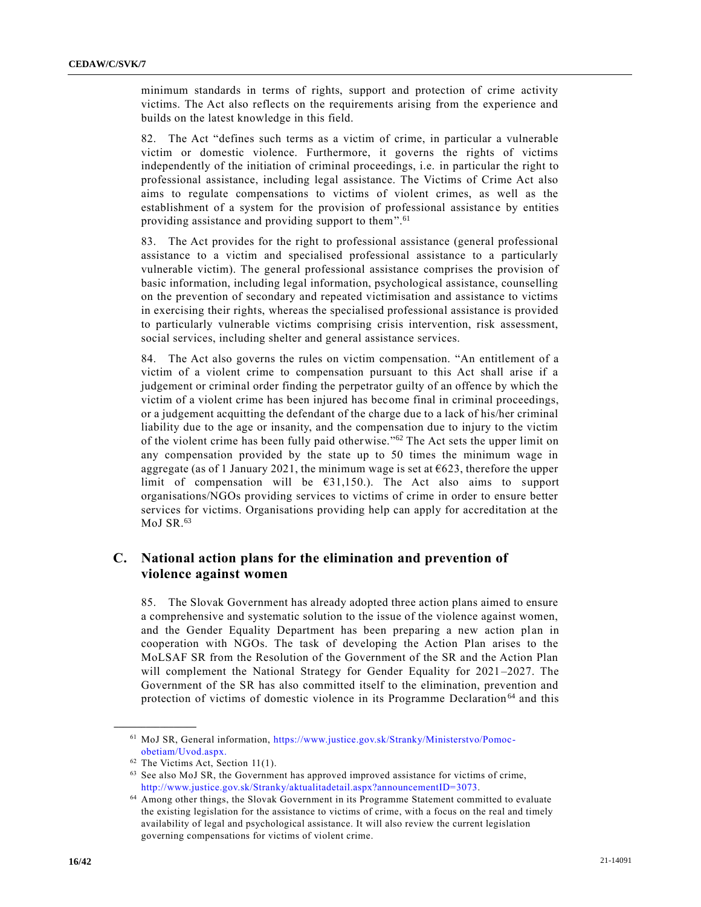minimum standards in terms of rights, support and protection of crime activity victims. The Act also reflects on the requirements arising from the experience and builds on the latest knowledge in this field.

82. The Act "defines such terms as a victim of crime, in particular a vulnerable victim or domestic violence. Furthermore, it governs the rights of victims independently of the initiation of criminal proceedings, i.e. in particular the right to professional assistance, including legal assistance. The Victims of Crime Act also aims to regulate compensations to victims of violent crimes, as well as the establishment of a system for the provision of professional assistance by entities providing assistance and providing support to them".[61]

83. The Act provides for the right to professional assistance (general professional assistance to a victim and specialised professional assistance to a particularly vulnerable victim). The general professional assistance comprises the provision of basic information, including legal information, psychological assistance, counselling on the prevention of secondary and repeated victimisation and assistance to victims in exercising their rights, whereas the specialised professional assistance is provided to particularly vulnerable victims comprising crisis intervention, risk assessment, social services, including shelter and general assistance services.

84. The Act also governs the rules on victim compensation. "An entitlement of a victim of a violent crime to compensation pursuant to this Act shall arise if a judgement or criminal order finding the perpetrator guilty of an offence by which the victim of a violent crime has been injured has become final in criminal proceedings, or a judgement acquitting the defendant of the charge due to a lack of his/her criminal liability due to the age or insanity, and the compensation due to injury to the victim of the violent crime has been fully paid otherwise."[62] The Act sets the upper limit on any compensation provided by the state up to 50 times the minimum wage in aggregate (as of 1 January 2021, the minimum wage is set at €623, therefore the upper limit of compensation will be €31,150.). The Act also aims to support organisations/NGOs providing services to victims of crime in order to ensure better services for victims. Organisations providing help can apply for accreditation at the MoJ SR.[63]

## C. National action plans for the elimination and prevention of violence against women

85. The Slovak Government has already adopted three action plans aimed to ensure a comprehensive and systematic solution to the issue of the violence against women, and the Gender Equality Department has been preparing a new action plan in cooperation with NGOs. The task of developing the Action Plan arises to the MoLSAF SR from the Resolution of the Government of the SR and the Action Plan will complement the National Strategy for Gender Equality for 2021–2027. The Government of the SR has also committed itself to the elimination, prevention and protection of victims of domestic violence in its Programme Declaration[64] and this

---

[61] MoJ SR, General information, https://www.justice.gov.sk/Stranky/Ministerstvo/Pomoc-obetiam/Uvod.aspx.

[62] The Victims Act, Section 11(1).

[63] See also MoJ SR, the Government has approved improved assistance for victims of crime, http://www.justice.gov.sk/Stranky/aktualitadetail.aspx?announcementID=3073.

[64] Among other things, the Slovak Government in its Programme Statement committed to evaluate the existing legislation for the assistance to victims of crime, with a focus on the real and timely availability of legal and psychological assistance. It will also review the current legislation governing compensations for victims of violent crime.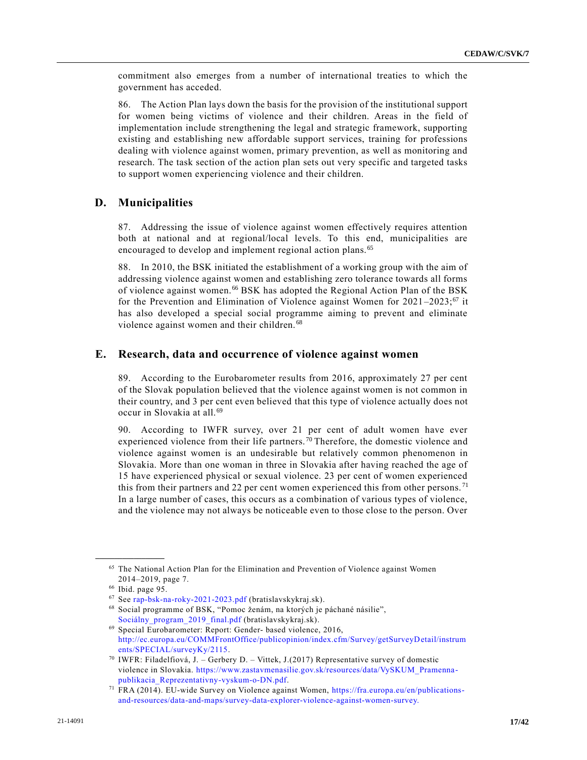commitment also emerges from a number of international treaties to which the government has acceded.

86. The Action Plan lays down the basis for the provision of the institutional support for women being victims of violence and their children. Areas in the field of implementation include strengthening the legal and strategic framework, supporting existing and establishing new affordable support services, training for professions dealing with violence against women, primary prevention, as well as monitoring and research. The task section of the action plan sets out very specific and targeted tasks to support women experiencing violence and their children.

## D. Municipalities

87. Addressing the issue of violence against women effectively requires attention both at national and at regional/local levels. To this end, municipalities are encouraged to develop and implement regional action plans.[65]

88. In 2010, the BSK initiated the establishment of a working group with the aim of addressing violence against women and establishing zero tolerance towards all forms of violence against women.[66] BSK has adopted the Regional Action Plan of the BSK for the Prevention and Elimination of Violence against Women for 2021–2023;[67] it has also developed a special social programme aiming to prevent and eliminate violence against women and their children.[68]

## E. Research, data and occurrence of violence against women

89. According to the Eurobarometer results from 2016, approximately 27 per cent of the Slovak population believed that the violence against women is not common in their country, and 3 per cent even believed that this type of violence actually does not occur in Slovakia at all.[69]

90. According to IWFR survey, over 21 per cent of adult women have ever experienced violence from their life partners.[70] Therefore, the domestic violence and violence against women is an undesirable but relatively common phenomenon in Slovakia. More than one woman in three in Slovakia after having reached the age of 15 have experienced physical or sexual violence. 23 per cent of women experienced this from their partners and 22 per cent women experienced this from other persons.[71] In a large number of cases, this occurs as a combination of various types of violence, and the violence may not always be noticeable even to those close to the person. Over

---

[65] The National Action Plan for the Elimination and Prevention of Violence against Women 2014–2019, page 7.

[66] Ibid. page 95.

[67] See rap-bsk-na-roky-2021-2023.pdf (bratislavskykraj.sk).

[68] Social programme of BSK, "Pomoc ženám, na ktorých je páchané násilie", Sociálny_program_2019_final.pdf (bratislavskykraj.sk).

[69] Special Eurobarometer: Report: Gender- based violence, 2016, http://ec.europa.eu/COMMFrontOffice/publicopinion/index.cfm/Survey/getSurveyDetail/instruments/SPECIAL/surveyKy/2115.

[70] IWFR: Filadelfiová, J. – Gerbery D. – Vittek, J.(2017) Representative survey of domestic violence in Slovakia. https://www.zastavmenasilie.gov.sk/resources/data/VySKUM_Pramenna-publikacia_Reprezentativny-vyskum-o-DN.pdf.

[71] FRA (2014). EU-wide Survey on Violence against Women, https://fra.europa.eu/en/publications-and-resources/data-and-maps/survey-data-explorer-violence-against-women-survey.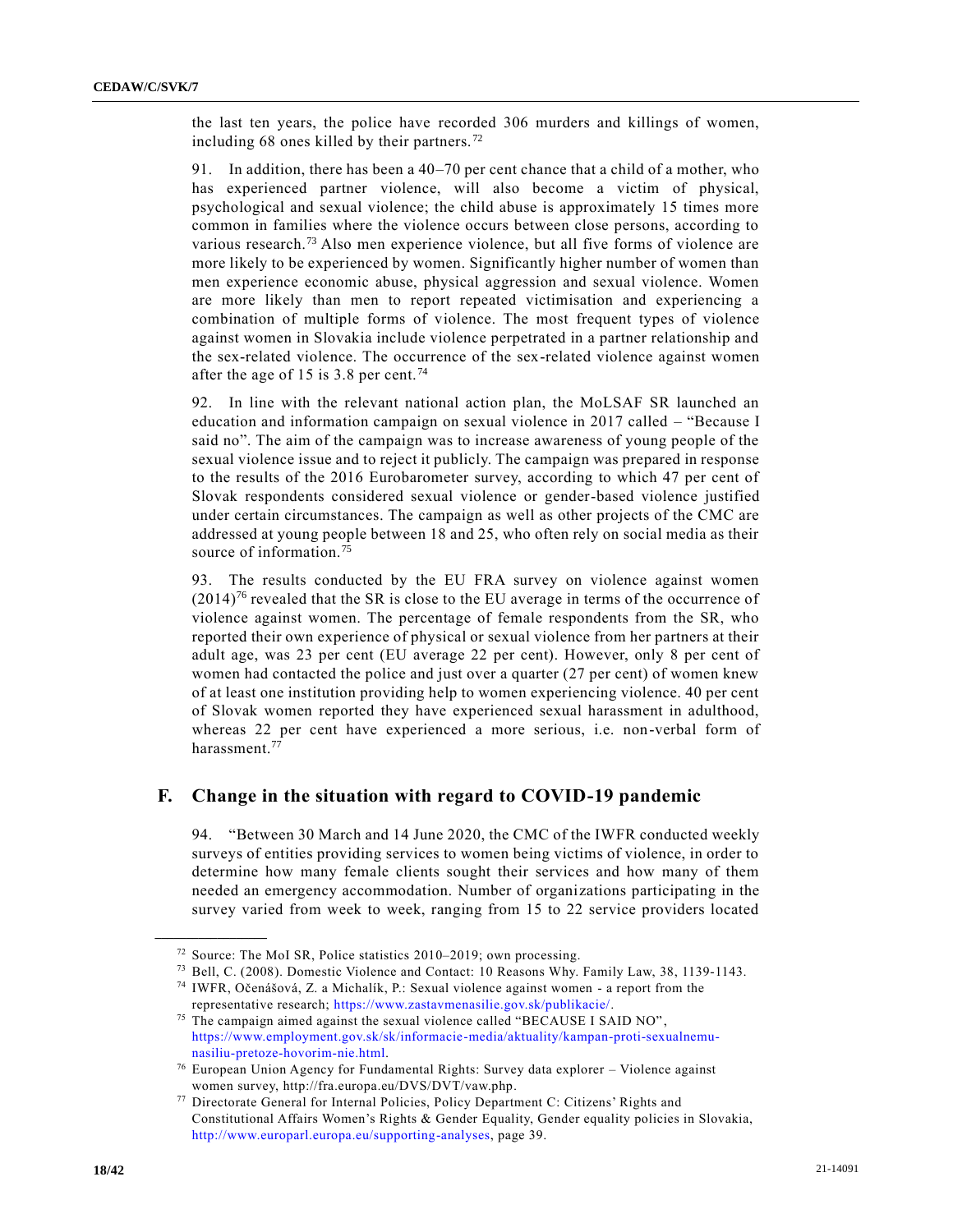the last ten years, the police have recorded 306 murders and killings of women, including 68 ones killed by their partners.[72]

91. In addition, there has been a 40–70 per cent chance that a child of a mother, who has experienced partner violence, will also become a victim of physical, psychological and sexual violence; the child abuse is approximately 15 times more common in families where the violence occurs between close persons, according to various research.[73] Also men experience violence, but all five forms of violence are more likely to be experienced by women. Significantly higher number of women than men experience economic abuse, physical aggression and sexual violence. Women are more likely than men to report repeated victimisation and experiencing a combination of multiple forms of violence. The most frequent types of violence against women in Slovakia include violence perpetrated in a partner relationship and the sex-related violence. The occurrence of the sex-related violence against women after the age of 15 is 3.8 per cent.[74]

92. In line with the relevant national action plan, the MoLSAF SR launched an education and information campaign on sexual violence in 2017 called – "Because I said no". The aim of the campaign was to increase awareness of young people of the sexual violence issue and to reject it publicly. The campaign was prepared in response to the results of the 2016 Eurobarometer survey, according to which 47 per cent of Slovak respondents considered sexual violence or gender-based violence justified under certain circumstances. The campaign as well as other projects of the CMC are addressed at young people between 18 and 25, who often rely on social media as their source of information.[75]

93. The results conducted by the EU FRA survey on violence against women (2014)[76] revealed that the SR is close to the EU average in terms of the occurrence of violence against women. The percentage of female respondents from the SR, who reported their own experience of physical or sexual violence from her partners at their adult age, was 23 per cent (EU average 22 per cent). However, only 8 per cent of women had contacted the police and just over a quarter (27 per cent) of women knew of at least one institution providing help to women experiencing violence. 40 per cent of Slovak women reported they have experienced sexual harassment in adulthood, whereas 22 per cent have experienced a more serious, i.e. non-verbal form of harassment.[77]

## F. Change in the situation with regard to COVID-19 pandemic

94. "Between 30 March and 14 June 2020, the CMC of the IWFR conducted weekly surveys of entities providing services to women being victims of violence, in order to determine how many female clients sought their services and how many of them needed an emergency accommodation. Number of organizations participating in the survey varied from week to week, ranging from 15 to 22 service providers located

---

[72] Source: The MoI SR, Police statistics 2010–2019; own processing.

[73] Bell, C. (2008). Domestic Violence and Contact: 10 Reasons Why. Family Law, 38, 1139-1143.

[74] IWFR, Očenášová, Z. a Michalík, P.: Sexual violence against women - a report from the representative research; https://www.zastavmenasilie.gov.sk/publikacie/.

[75] The campaign aimed against the sexual violence called "BECAUSE I SAID NO", https://www.employment.gov.sk/sk/informacie-media/aktuality/kampan-proti-sexualnemu-nasiliu-pretoze-hovorim-nie.html.

[76] European Union Agency for Fundamental Rights: Survey data explorer – Violence against women survey, http://fra.europa.eu/DVS/DVT/vaw.php.

[77] Directorate General for Internal Policies, Policy Department C: Citizens' Rights and Constitutional Affairs Women's Rights & Gender Equality, Gender equality policies in Slovakia, http://www.europarl.europa.eu/supporting-analyses, page 39.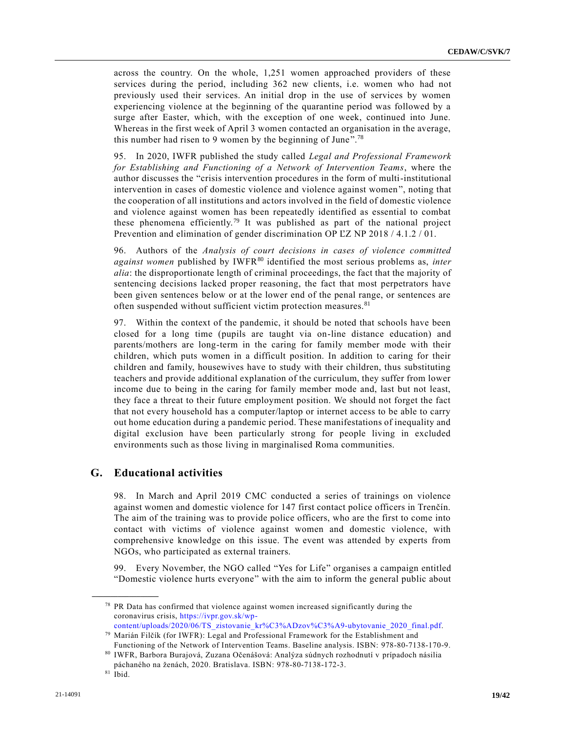across the country. On the whole, 1,251 women approached providers of these services during the period, including 362 new clients, i.e. women who had not previously used their services. An initial drop in the use of services by women experiencing violence at the beginning of the quarantine period was followed by a surge after Easter, which, with the exception of one week, continued into June. Whereas in the first week of April 3 women contacted an organisation in the average, this number had risen to 9 women by the beginning of June".[78]

95. In 2020, IWFR published the study called *Legal and Professional Framework for Establishing and Functioning of a Network of Intervention Teams*, where the author discusses the "crisis intervention procedures in the form of multi-institutional intervention in cases of domestic violence and violence against women", noting that the cooperation of all institutions and actors involved in the field of domestic violence and violence against women has been repeatedly identified as essential to combat these phenomena efficiently.[79] It was published as part of the national project Prevention and elimination of gender discrimination OP ĽZ NP 2018 / 4.1.2 / 01.

96. Authors of the *Analysis of court decisions in cases of violence committed against women* published by IWFR[80] identified the most serious problems as, *inter alia*: the disproportionate length of criminal proceedings, the fact that the majority of sentencing decisions lacked proper reasoning, the fact that most perpetrators have been given sentences below or at the lower end of the penal range, or sentences are often suspended without sufficient victim protection measures.[81]

97. Within the context of the pandemic, it should be noted that schools have been closed for a long time (pupils are taught via on-line distance education) and parents/mothers are long-term in the caring for family member mode with their children, which puts women in a difficult position. In addition to caring for their children and family, housewives have to study with their children, thus substituting teachers and provide additional explanation of the curriculum, they suffer from lower income due to being in the caring for family member mode and, last but not least, they face a threat to their future employment position. We should not forget the fact that not every household has a computer/laptop or internet access to be able to carry out home education during a pandemic period. These manifestations of inequality and digital exclusion have been particularly strong for people living in excluded environments such as those living in marginalised Roma communities.

## G. Educational activities

98. In March and April 2019 CMC conducted a series of trainings on violence against women and domestic violence for 147 first contact police officers in Trenčín. The aim of the training was to provide police officers, who are the first to come into contact with victims of violence against women and domestic violence, with comprehensive knowledge on this issue. The event was attended by experts from NGOs, who participated as external trainers.

99. Every November, the NGO called "Yes for Life" organises a campaign entitled "Domestic violence hurts everyone" with the aim to inform the general public about

---

[78] PR Data has confirmed that violence against women increased significantly during the coronavirus crisis, https://ivpr.gov.sk/wp-content/uploads/2020/06/TS_zistovanie_kr%C3%ADzov%C3%A9-ubytovanie_2020_final.pdf.

[79] Marián Filčík (for IWFR): Legal and Professional Framework for the Establishment and Functioning of the Network of Intervention Teams. Baseline analysis. ISBN: 978-80-7138-170-9.

[80] IWFR, Barbora Burajová, Zuzana Očenášová: Analýza súdnych rozhodnutí v prípadoch násilia páchaného na ženách, 2020. Bratislava. ISBN: 978-80-7138-172-3.

[81] Ibid.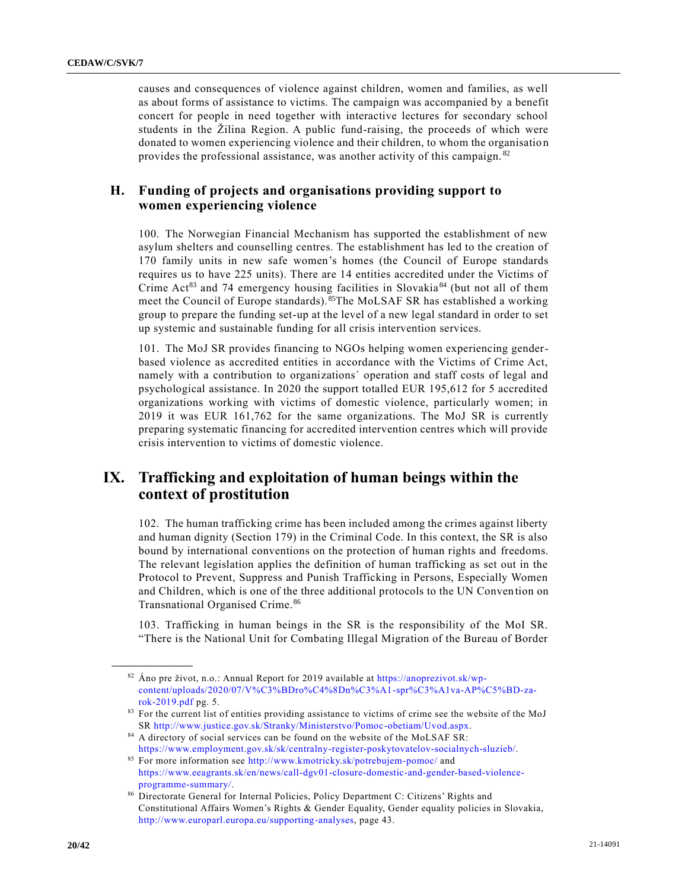causes and consequences of violence against children, women and families, as well as about forms of assistance to victims. The campaign was accompanied by a benefit concert for people in need together with interactive lectures for secondary school students in the Žilina Region. A public fund-raising, the proceeds of which were donated to women experiencing violence and their children, to whom the organisation provides the professional assistance, was another activity of this campaign.[82]

## H. Funding of projects and organisations providing support to women experiencing violence

100. The Norwegian Financial Mechanism has supported the establishment of new asylum shelters and counselling centres. The establishment has led to the creation of 170 family units in new safe women's homes (the Council of Europe standards requires us to have 225 units). There are 14 entities accredited under the Victims of Crime Act[83] and 74 emergency housing facilities in Slovakia[84] (but not all of them meet the Council of Europe standards).[85] The MoLSAF SR has established a working group to prepare the funding set-up at the level of a new legal standard in order to set up systemic and sustainable funding for all crisis intervention services.

101. The MoJ SR provides financing to NGOs helping women experiencing gender-based violence as accredited entities in accordance with the Victims of Crime Act, namely with a contribution to organizations´ operation and staff costs of legal and psychological assistance. In 2020 the support totalled EUR 195,612 for 5 accredited organizations working with victims of domestic violence, particularly women; in 2019 it was EUR 161,762 for the same organizations. The MoJ SR is currently preparing systematic financing for accredited intervention centres which will provide crisis intervention to victims of domestic violence.

# IX. Trafficking and exploitation of human beings within the context of prostitution

102. The human trafficking crime has been included among the crimes against liberty and human dignity (Section 179) in the Criminal Code. In this context, the SR is also bound by international conventions on the protection of human rights and freedoms. The relevant legislation applies the definition of human trafficking as set out in the Protocol to Prevent, Suppress and Punish Trafficking in Persons, Especially Women and Children, which is one of the three additional protocols to the UN Convention on Transnational Organised Crime.[86]

103. Trafficking in human beings in the SR is the responsibility of the MoI SR. "There is the National Unit for Combating Illegal Migration of the Bureau of Border

---

[82] Áno pre život, n.o.: Annual Report for 2019 available at https://anoprezivot.sk/wp-content/uploads/2020/07/V%C3%BDro%C4%8Dn%C3%A1-spr%C3%A1va-AP%C5%BD-za-rok-2019.pdf pg. 5.

[83] For the current list of entities providing assistance to victims of crime see the website of the MoJ SR http://www.justice.gov.sk/Stranky/Ministerstvo/Pomoc-obetiam/Uvod.aspx.

[84] A directory of social services can be found on the website of the MoLSAF SR: https://www.employment.gov.sk/sk/centralny-register-poskytovatelov-socialnych-sluzieb/.

[85] For more information see http://www.kmotricky.sk/potrebujem-pomoc/ and https://www.eeagrants.sk/en/news/call-dgv01-closure-domestic-and-gender-based-violence-programme-summary/.

[86] Directorate General for Internal Policies, Policy Department C: Citizens' Rights and Constitutional Affairs Women's Rights & Gender Equality, Gender equality policies in Slovakia, http://www.europarl.europa.eu/supporting-analyses, page 43.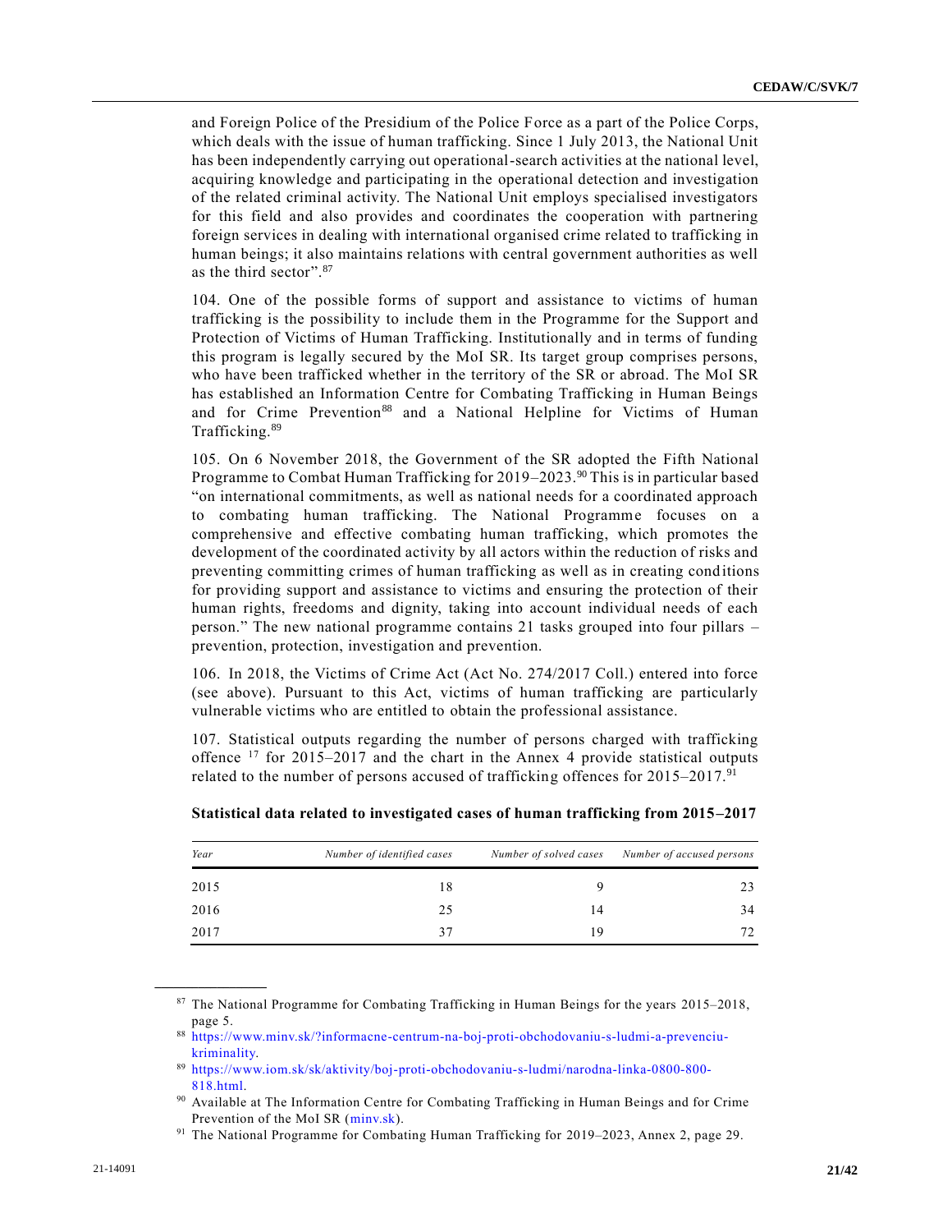and Foreign Police of the Presidium of the Police Force as a part of the Police Corps, which deals with the issue of human trafficking. Since 1 July 2013, the National Unit has been independently carrying out operational-search activities at the national level, acquiring knowledge and participating in the operational detection and investigation of the related criminal activity. The National Unit employs specialised investigators for this field and also provides and coordinates the cooperation with partnering foreign services in dealing with international organised crime related to trafficking in human beings; it also maintains relations with central government authorities as well as the third sector".[87]

104. One of the possible forms of support and assistance to victims of human trafficking is the possibility to include them in the Programme for the Support and Protection of Victims of Human Trafficking. Institutionally and in terms of funding this program is legally secured by the MoI SR. Its target group comprises persons, who have been trafficked whether in the territory of the SR or abroad. The MoI SR has established an Information Centre for Combating Trafficking in Human Beings and for Crime Prevention[88] and a National Helpline for Victims of Human Trafficking.[89]

105. On 6 November 2018, the Government of the SR adopted the Fifth National Programme to Combat Human Trafficking for 2019–2023.[90] This is in particular based "on international commitments, as well as national needs for a coordinated approach to combating human trafficking. The National Programme focuses on a comprehensive and effective combating human trafficking, which promotes the development of the coordinated activity by all actors within the reduction of risks and preventing committing crimes of human trafficking as well as in creating conditions for providing support and assistance to victims and ensuring the protection of their human rights, freedoms and dignity, taking into account individual needs of each person." The new national programme contains 21 tasks grouped into four pillars – prevention, protection, investigation and prevention.

106. In 2018, the Victims of Crime Act (Act No. 274/2017 Coll.) entered into force (see above). Pursuant to this Act, victims of human trafficking are particularly vulnerable victims who are entitled to obtain the professional assistance.

107. Statistical outputs regarding the number of persons charged with trafficking offence [17] for 2015–2017 and the chart in the Annex 4 provide statistical outputs related to the number of persons accused of trafficking offences for 2015–2017.[91]

**Statistical data related to investigated cases of human trafficking from 2015–2017**

| *Year* | *Number of identified cases* | *Number of solved cases* | *Number of accused persons* |
|---|---|---|---|
| 2015 | 18 | 9 | 23 |
| 2016 | 25 | 14 | 34 |
| 2017 | 37 | 19 | 72 |

---

[87] The National Programme for Combating Trafficking in Human Beings for the years 2015–2018, page 5.

[88] https://www.minv.sk/?informacne-centrum-na-boj-proti-obchodovaniu-s-ludmi-a-prevenciu-kriminality.

[89] https://www.iom.sk/sk/aktivity/boj-proti-obchodovaniu-s-ludmi/narodna-linka-0800-800-818.html.

[90] Available at The Information Centre for Combating Trafficking in Human Beings and for Crime Prevention of the MoI SR (minv.sk).

[91] The National Programme for Combating Human Trafficking for 2019–2023, Annex 2, page 29.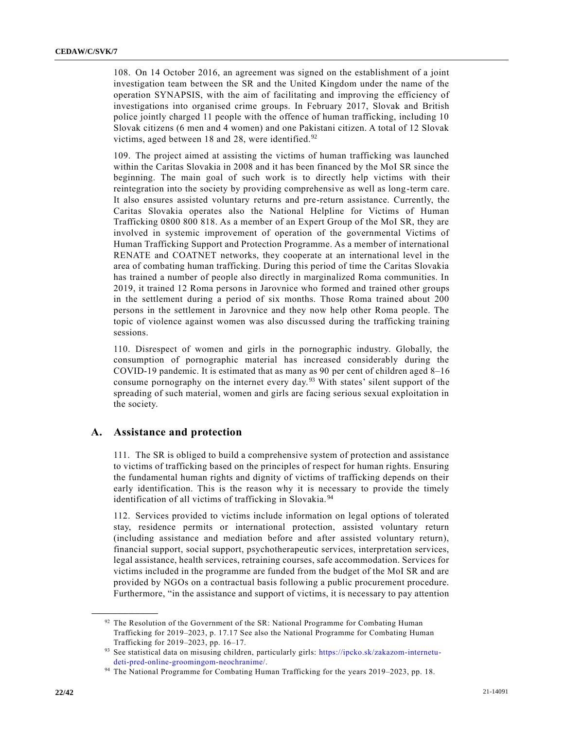108. On 14 October 2016, an agreement was signed on the establishment of a joint investigation team between the SR and the United Kingdom under the name of the operation SYNAPSIS, with the aim of facilitating and improving the efficiency of investigations into organised crime groups. In February 2017, Slovak and British police jointly charged 11 people with the offence of human trafficking, including 10 Slovak citizens (6 men and 4 women) and one Pakistani citizen. A total of 12 Slovak victims, aged between 18 and 28, were identified.[92]

109. The project aimed at assisting the victims of human trafficking was launched within the Caritas Slovakia in 2008 and it has been financed by the MoI SR since the beginning. The main goal of such work is to directly help victims with their reintegration into the society by providing comprehensive as well as long-term care. It also ensures assisted voluntary returns and pre-return assistance. Currently, the Caritas Slovakia operates also the National Helpline for Victims of Human Trafficking 0800 800 818. As a member of an Expert Group of the MoI SR, they are involved in systemic improvement of operation of the governmental Victims of Human Trafficking Support and Protection Programme. As a member of international RENATE and COATNET networks, they cooperate at an international level in the area of combating human trafficking. During this period of time the Caritas Slovakia has trained a number of people also directly in marginalized Roma communities. In 2019, it trained 12 Roma persons in Jarovnice who formed and trained other groups in the settlement during a period of six months. Those Roma trained about 200 persons in the settlement in Jarovnice and they now help other Roma people. The topic of violence against women was also discussed during the trafficking training sessions.

110. Disrespect of women and girls in the pornographic industry. Globally, the consumption of pornographic material has increased considerably during the COVID-19 pandemic. It is estimated that as many as 90 per cent of children aged 8–16 consume pornography on the internet every day.[93] With states' silent support of the spreading of such material, women and girls are facing serious sexual exploitation in the society.

## A. Assistance and protection

111. The SR is obliged to build a comprehensive system of protection and assistance to victims of trafficking based on the principles of respect for human rights. Ensuring the fundamental human rights and dignity of victims of trafficking depends on their early identification. This is the reason why it is necessary to provide the timely identification of all victims of trafficking in Slovakia.[94]

112. Services provided to victims include information on legal options of tolerated stay, residence permits or international protection, assisted voluntary return (including assistance and mediation before and after assisted voluntary return), financial support, social support, psychotherapeutic services, interpretation services, legal assistance, health services, retraining courses, safe accommodation. Services for victims included in the programme are funded from the budget of the MoI SR and are provided by NGOs on a contractual basis following a public procurement procedure. Furthermore, "in the assistance and support of victims, it is necessary to pay attention

---

[92] The Resolution of the Government of the SR: National Programme for Combating Human Trafficking for 2019–2023, p. 17.17 See also the National Programme for Combating Human Trafficking for 2019–2023, pp. 16–17.

[93] See statistical data on misusing children, particularly girls: https://ipcko.sk/zakazom-internetu-deti-pred-online-groomingom-neochranime/.

[94] The National Programme for Combating Human Trafficking for the years 2019–2023, pp. 18.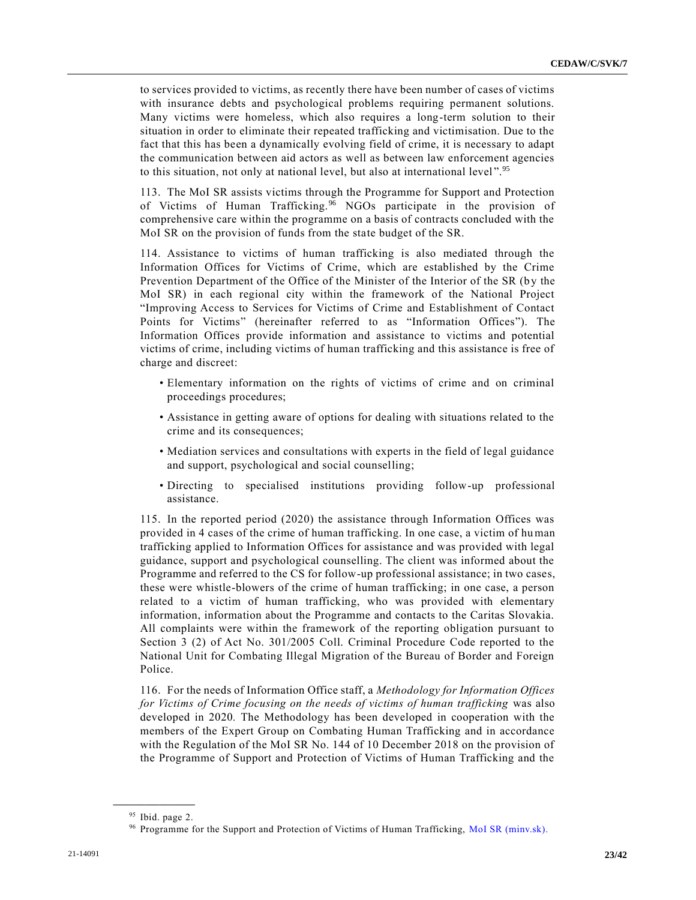to services provided to victims, as recently there have been number of cases of victims with insurance debts and psychological problems requiring permanent solutions. Many victims were homeless, which also requires a long-term solution to their situation in order to eliminate their repeated trafficking and victimisation. Due to the fact that this has been a dynamically evolving field of crime, it is necessary to adapt the communication between aid actors as well as between law enforcement agencies to this situation, not only at national level, but also at international level".[95]

113. The MoI SR assists victims through the Programme for Support and Protection of Victims of Human Trafficking.[96] NGOs participate in the provision of comprehensive care within the programme on a basis of contracts concluded with the MoI SR on the provision of funds from the state budget of the SR.

114. Assistance to victims of human trafficking is also mediated through the Information Offices for Victims of Crime, which are established by the Crime Prevention Department of the Office of the Minister of the Interior of the SR (by the MoI SR) in each regional city within the framework of the National Project "Improving Access to Services for Victims of Crime and Establishment of Contact Points for Victims" (hereinafter referred to as "Information Offices"). The Information Offices provide information and assistance to victims and potential victims of crime, including victims of human trafficking and this assistance is free of charge and discreet:

- Elementary information on the rights of victims of crime and on criminal proceedings procedures;
- Assistance in getting aware of options for dealing with situations related to the crime and its consequences;
- Mediation services and consultations with experts in the field of legal guidance and support, psychological and social counselling;
- Directing to specialised institutions providing follow-up professional assistance.

115. In the reported period (2020) the assistance through Information Offices was provided in 4 cases of the crime of human trafficking. In one case, a victim of human trafficking applied to Information Offices for assistance and was provided with legal guidance, support and psychological counselling. The client was informed about the Programme and referred to the CS for follow-up professional assistance; in two cases, these were whistle-blowers of the crime of human trafficking; in one case, a person related to a victim of human trafficking, who was provided with elementary information, information about the Programme and contacts to the Caritas Slovakia. All complaints were within the framework of the reporting obligation pursuant to Section 3 (2) of Act No. 301/2005 Coll. Criminal Procedure Code reported to the National Unit for Combating Illegal Migration of the Bureau of Border and Foreign Police.

116. For the needs of Information Office staff, a *Methodology for Information Offices for Victims of Crime focusing on the needs of victims of human trafficking* was also developed in 2020. The Methodology has been developed in cooperation with the members of the Expert Group on Combating Human Trafficking and in accordance with the Regulation of the MoI SR No. 144 of 10 December 2018 on the provision of the Programme of Support and Protection of Victims of Human Trafficking and the

---

[95] Ibid. page 2.

[96] Programme for the Support and Protection of Victims of Human Trafficking, MoI SR (minv.sk).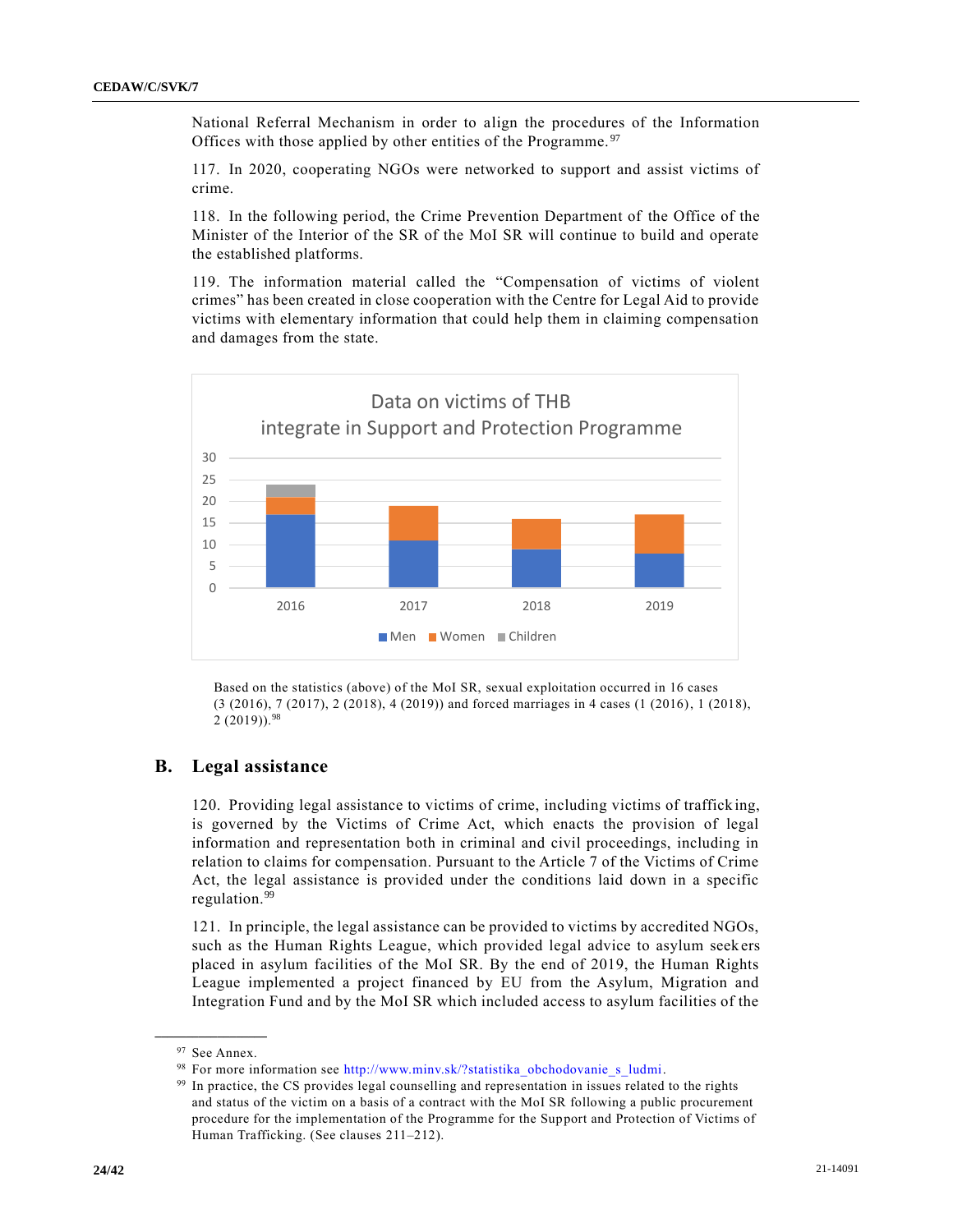National Referral Mechanism in order to align the procedures of the Information Offices with those applied by other entities of the Programme.[97]

117. In 2020, cooperating NGOs were networked to support and assist victims of crime.

118. In the following period, the Crime Prevention Department of the Office of the Minister of the Interior of the SR of the MoI SR will continue to build and operate the established platforms.

119. The information material called the "Compensation of victims of violent crimes" has been created in close cooperation with the Centre for Legal Aid to provide victims with elementary information that could help them in claiming compensation and damages from the state.

Data on victims of THB integrate in Support and Protection Programme

Based on the statistics (above) of the MoI SR, sexual exploitation occurred in 16 cases (3 (2016), 7 (2017), 2 (2018), 4 (2019)) and forced marriages in 4 cases (1 (2016), 1 (2018), 2 (2019)).[98]

## B. Legal assistance

120. Providing legal assistance to victims of crime, including victims of trafficking, is governed by the Victims of Crime Act, which enacts the provision of legal information and representation both in criminal and civil proceedings, including in relation to claims for compensation. Pursuant to the Article 7 of the Victims of Crime Act, the legal assistance is provided under the conditions laid down in a specific regulation.[99]

121. In principle, the legal assistance can be provided to victims by accredited NGOs, such as the Human Rights League, which provided legal advice to asylum seekers placed in asylum facilities of the MoI SR. By the end of 2019, the Human Rights League implemented a project financed by EU from the Asylum, Migration and Integration Fund and by the MoI SR which included access to asylum facilities of the

---

[97] See Annex.

[98] For more information see http://www.minv.sk/?statistika_obchodovanie_s_ludmi.

[99] In practice, the CS provides legal counselling and representation in issues related to the rights and status of the victim on a basis of a contract with the MoI SR following a public procurement procedure for the implementation of the Programme for the Support and Protection of Victims of Human Trafficking. (See clauses 211–212).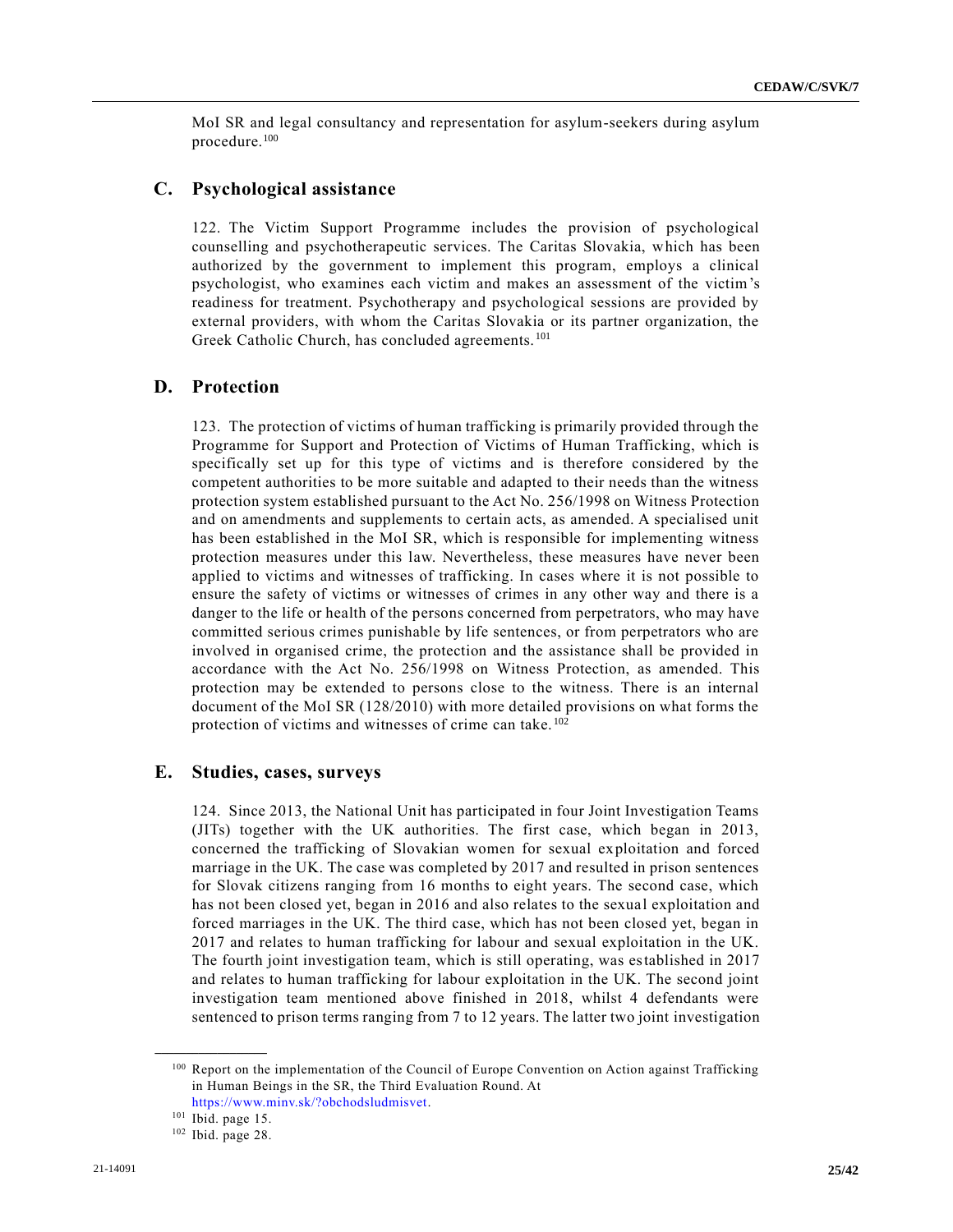MoI SR and legal consultancy and representation for asylum-seekers during asylum procedure.[100]

## C. Psychological assistance

122. The Victim Support Programme includes the provision of psychological counselling and psychotherapeutic services. The Caritas Slovakia, which has been authorized by the government to implement this program, employs a clinical psychologist, who examines each victim and makes an assessment of the victim's readiness for treatment. Psychotherapy and psychological sessions are provided by external providers, with whom the Caritas Slovakia or its partner organization, the Greek Catholic Church, has concluded agreements.[101]

## D. Protection

123. The protection of victims of human trafficking is primarily provided through the Programme for Support and Protection of Victims of Human Trafficking, which is specifically set up for this type of victims and is therefore considered by the competent authorities to be more suitable and adapted to their needs than the witness protection system established pursuant to the Act No. 256/1998 on Witness Protection and on amendments and supplements to certain acts, as amended. A specialised unit has been established in the MoI SR, which is responsible for implementing witness protection measures under this law. Nevertheless, these measures have never been applied to victims and witnesses of trafficking. In cases where it is not possible to ensure the safety of victims or witnesses of crimes in any other way and there is a danger to the life or health of the persons concerned from perpetrators, who may have committed serious crimes punishable by life sentences, or from perpetrators who are involved in organised crime, the protection and the assistance shall be provided in accordance with the Act No. 256/1998 on Witness Protection, as amended. This protection may be extended to persons close to the witness. There is an internal document of the MoI SR (128/2010) with more detailed provisions on what forms the protection of victims and witnesses of crime can take.[102]

## E. Studies, cases, surveys

124. Since 2013, the National Unit has participated in four Joint Investigation Teams (JITs) together with the UK authorities. The first case, which began in 2013, concerned the trafficking of Slovakian women for sexual exploitation and forced marriage in the UK. The case was completed by 2017 and resulted in prison sentences for Slovak citizens ranging from 16 months to eight years. The second case, which has not been closed yet, began in 2016 and also relates to the sexual exploitation and forced marriages in the UK. The third case, which has not been closed yet, began in 2017 and relates to human trafficking for labour and sexual exploitation in the UK. The fourth joint investigation team, which is still operating, was established in 2017 and relates to human trafficking for labour exploitation in the UK. The second joint investigation team mentioned above finished in 2018, whilst 4 defendants were sentenced to prison terms ranging from 7 to 12 years. The latter two joint investigation

---

[100] Report on the implementation of the Council of Europe Convention on Action against Trafficking in Human Beings in the SR, the Third Evaluation Round. At https://www.minv.sk/?obchodsludmisvet.

[101] Ibid. page 15.

[102] Ibid. page 28.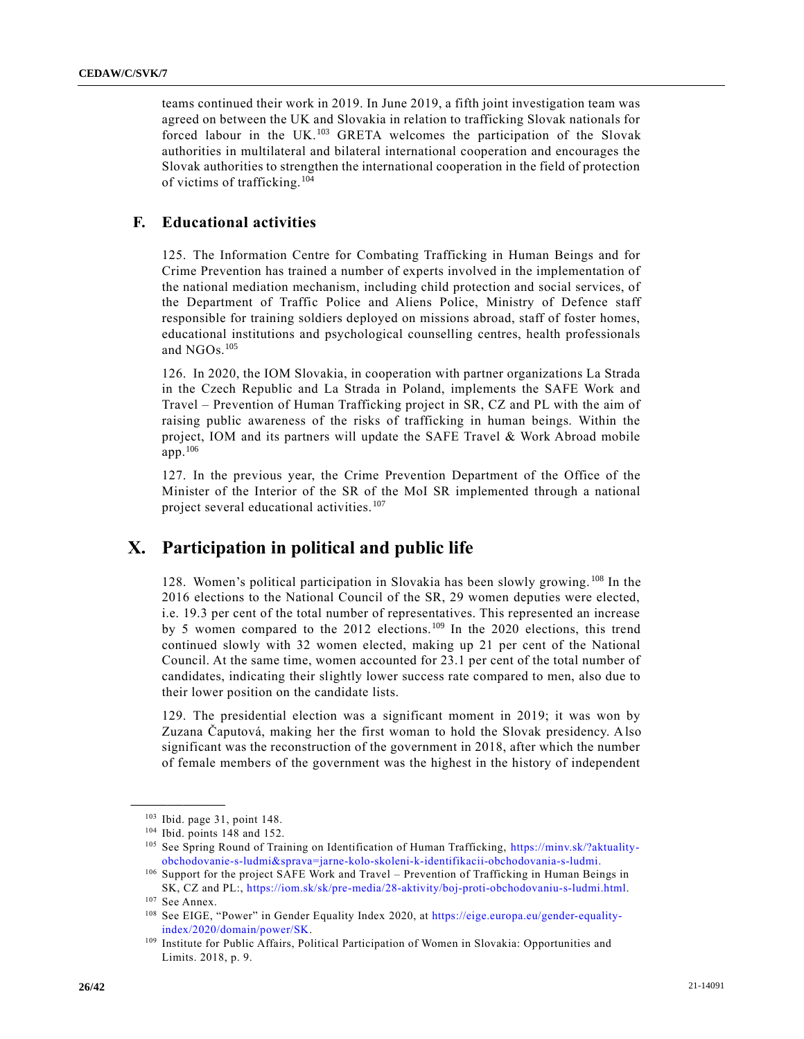teams continued their work in 2019. In June 2019, a fifth joint investigation team was agreed on between the UK and Slovakia in relation to trafficking Slovak nationals for forced labour in the UK.[103] GRETA welcomes the participation of the Slovak authorities in multilateral and bilateral international cooperation and encourages the Slovak authorities to strengthen the international cooperation in the field of protection of victims of trafficking.[104]

## F. Educational activities

125. The Information Centre for Combating Trafficking in Human Beings and for Crime Prevention has trained a number of experts involved in the implementation of the national mediation mechanism, including child protection and social services, of the Department of Traffic Police and Aliens Police, Ministry of Defence staff responsible for training soldiers deployed on missions abroad, staff of foster homes, educational institutions and psychological counselling centres, health professionals and NGOs.[105]

126. In 2020, the IOM Slovakia, in cooperation with partner organizations La Strada in the Czech Republic and La Strada in Poland, implements the SAFE Work and Travel – Prevention of Human Trafficking project in SR, CZ and PL with the aim of raising public awareness of the risks of trafficking in human beings. Within the project, IOM and its partners will update the SAFE Travel & Work Abroad mobile app.[106]

127. In the previous year, the Crime Prevention Department of the Office of the Minister of the Interior of the SR of the MoI SR implemented through a national project several educational activities.[107]

# X. Participation in political and public life

128. Women's political participation in Slovakia has been slowly growing.[108] In the 2016 elections to the National Council of the SR, 29 women deputies were elected, i.e. 19.3 per cent of the total number of representatives. This represented an increase by 5 women compared to the 2012 elections.[109] In the 2020 elections, this trend continued slowly with 32 women elected, making up 21 per cent of the National Council. At the same time, women accounted for 23.1 per cent of the total number of candidates, indicating their slightly lower success rate compared to men, also due to their lower position on the candidate lists.

129. The presidential election was a significant moment in 2019; it was won by Zuzana Čaputová, making her the first woman to hold the Slovak presidency. Also significant was the reconstruction of the government in 2018, after which the number of female members of the government was the highest in the history of independent

---

[103] Ibid. page 31, point 148.

[104] Ibid. points 148 and 152.

[105] See Spring Round of Training on Identification of Human Trafficking, https://minv.sk/?aktuality-obchodovanie-s-ludmi&sprava=jarne-kolo-skoleni-k-identifikacii-obchodovania-s-ludmi.

[106] Support for the project SAFE Work and Travel – Prevention of Trafficking in Human Beings in SK, CZ and PL:, https://iom.sk/sk/pre-media/28-aktivity/boj-proti-obchodovaniu-s-ludmi.html.

[107] See Annex.

[108] See EIGE, "Power" in Gender Equality Index 2020, at https://eige.europa.eu/gender-equality-index/2020/domain/power/SK.

[109] Institute for Public Affairs, Political Participation of Women in Slovakia: Opportunities and Limits. 2018, p. 9.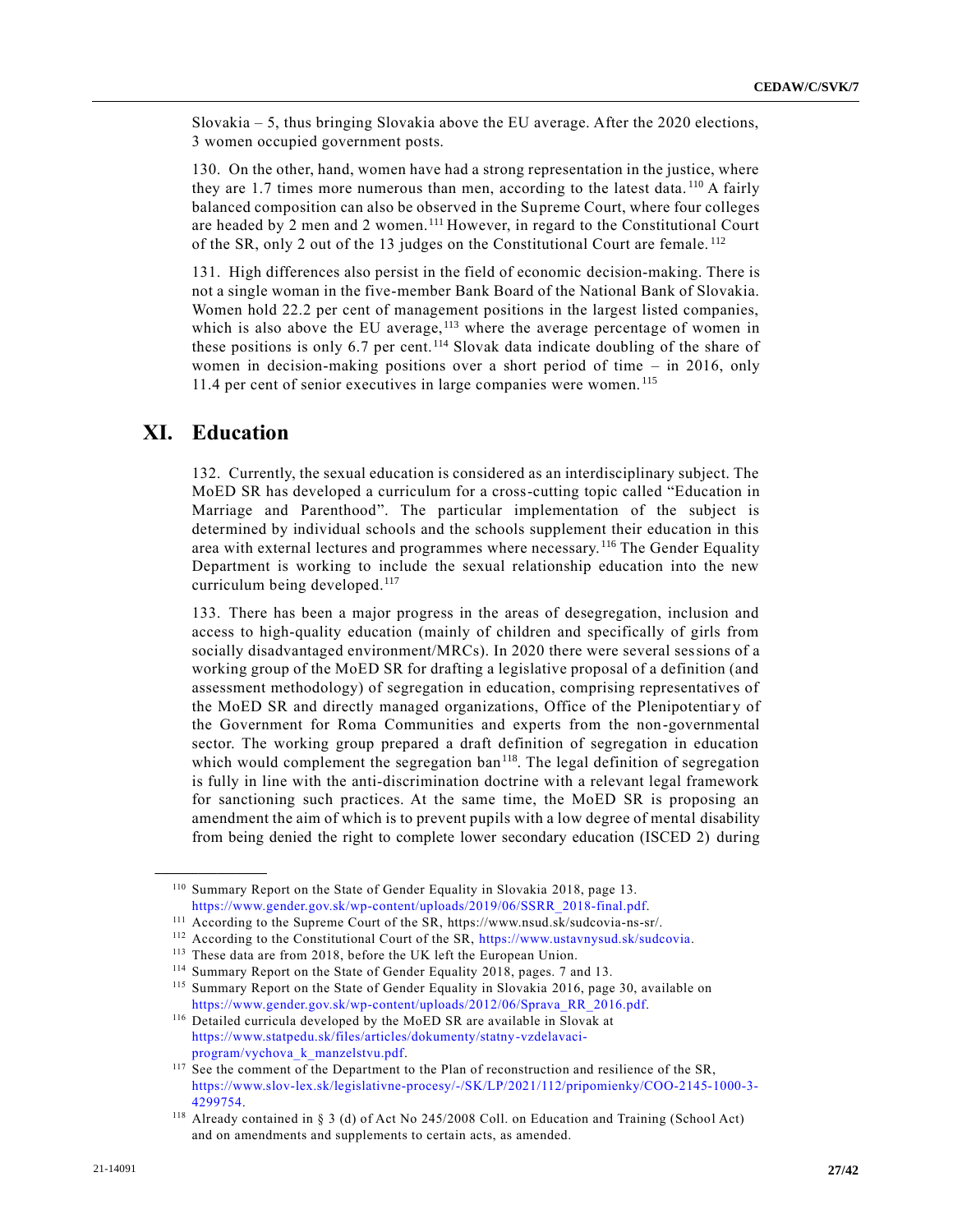Slovakia – 5, thus bringing Slovakia above the EU average. After the 2020 elections, 3 women occupied government posts.

130. On the other, hand, women have had a strong representation in the justice, where they are 1.7 times more numerous than men, according to the latest data.[110] A fairly balanced composition can also be observed in the Supreme Court, where four colleges are headed by 2 men and 2 women.[111] However, in regard to the Constitutional Court of the SR, only 2 out of the 13 judges on the Constitutional Court are female.[112]

131. High differences also persist in the field of economic decision-making. There is not a single woman in the five-member Bank Board of the National Bank of Slovakia. Women hold 22.2 per cent of management positions in the largest listed companies, which is also above the EU average,[113] where the average percentage of women in these positions is only 6.7 per cent.[114] Slovak data indicate doubling of the share of women in decision-making positions over a short period of time – in 2016, only 11.4 per cent of senior executives in large companies were women.[115]

## XI. Education

132. Currently, the sexual education is considered as an interdisciplinary subject. The MoED SR has developed a curriculum for a cross-cutting topic called "Education in Marriage and Parenthood". The particular implementation of the subject is determined by individual schools and the schools supplement their education in this area with external lectures and programmes where necessary.[116] The Gender Equality Department is working to include the sexual relationship education into the new curriculum being developed.[117]

133. There has been a major progress in the areas of desegregation, inclusion and access to high-quality education (mainly of children and specifically of girls from socially disadvantaged environment/MRCs). In 2020 there were several sessions of a working group of the MoED SR for drafting a legislative proposal of a definition (and assessment methodology) of segregation in education, comprising representatives of the MoED SR and directly managed organizations, Office of the Plenipotentiary of the Government for Roma Communities and experts from the non-governmental sector. The working group prepared a draft definition of segregation in education which would complement the segregation ban[118]. The legal definition of segregation is fully in line with the anti-discrimination doctrine with a relevant legal framework for sanctioning such practices. At the same time, the MoED SR is proposing an amendment the aim of which is to prevent pupils with a low degree of mental disability from being denied the right to complete lower secondary education (ISCED 2) during

---

[110] Summary Report on the State of Gender Equality in Slovakia 2018, page 13. https://www.gender.gov.sk/wp-content/uploads/2019/06/SSRR_2018-final.pdf.

[111] According to the Supreme Court of the SR, https://www.nsud.sk/sudcovia-ns-sr/.

[112] According to the Constitutional Court of the SR, https://www.ustavnysud.sk/sudcovia.

[113] These data are from 2018, before the UK left the European Union.

[114] Summary Report on the State of Gender Equality 2018, pages. 7 and 13.

[115] Summary Report on the State of Gender Equality in Slovakia 2016, page 30, available on https://www.gender.gov.sk/wp-content/uploads/2012/06/Sprava_RR_2016.pdf.

[116] Detailed curricula developed by the MoED SR are available in Slovak at https://www.statpedu.sk/files/articles/dokumenty/statny-vzdelavaci-program/vychova_k_manzelstvu.pdf.

[117] See the comment of the Department to the Plan of reconstruction and resilience of the SR, https://www.slov-lex.sk/legislativne-procesy/-/SK/LP/2021/112/pripomienky/COO-2145-1000-3-4299754.

[118] Already contained in § 3 (d) of Act No 245/2008 Coll. on Education and Training (School Act) and on amendments and supplements to certain acts, as amended.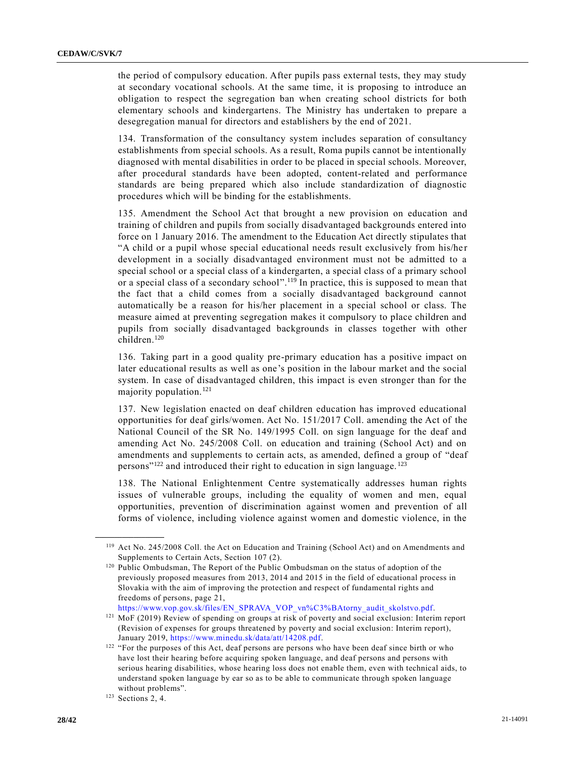the period of compulsory education. After pupils pass external tests, they may study at secondary vocational schools. At the same time, it is proposing to introduce an obligation to respect the segregation ban when creating school districts for both elementary schools and kindergartens. The Ministry has undertaken to prepare a desegregation manual for directors and establishers by the end of 2021.

134. Transformation of the consultancy system includes separation of consultancy establishments from special schools. As a result, Roma pupils cannot be intentionally diagnosed with mental disabilities in order to be placed in special schools. Moreover, after procedural standards have been adopted, content-related and performance standards are being prepared which also include standardization of diagnostic procedures which will be binding for the establishments.

135. Amendment the School Act that brought a new provision on education and training of children and pupils from socially disadvantaged backgrounds entered into force on 1 January 2016. The amendment to the Education Act directly stipulates that "A child or a pupil whose special educational needs result exclusively from his/her development in a socially disadvantaged environment must not be admitted to a special school or a special class of a kindergarten, a special class of a primary school or a special class of a secondary school".[119] In practice, this is supposed to mean that the fact that a child comes from a socially disadvantaged background cannot automatically be a reason for his/her placement in a special school or class. The measure aimed at preventing segregation makes it compulsory to place children and pupils from socially disadvantaged backgrounds in classes together with other children.[120]

136. Taking part in a good quality pre-primary education has a positive impact on later educational results as well as one's position in the labour market and the social system. In case of disadvantaged children, this impact is even stronger than for the majority population.[121]

137. New legislation enacted on deaf children education has improved educational opportunities for deaf girls/women. Act No. 151/2017 Coll. amending the Act of the National Council of the SR No. 149/1995 Coll. on sign language for the deaf and amending Act No. 245/2008 Coll. on education and training (School Act) and on amendments and supplements to certain acts, as amended, defined a group of "deaf persons"[122] and introduced their right to education in sign language.[123]

138. The National Enlightenment Centre systematically addresses human rights issues of vulnerable groups, including the equality of women and men, equal opportunities, prevention of discrimination against women and prevention of all forms of violence, including violence against women and domestic violence, in the

---

[119] Act No. 245/2008 Coll. the Act on Education and Training (School Act) and on Amendments and Supplements to Certain Acts, Section 107 (2).

[120] Public Ombudsman, The Report of the Public Ombudsman on the status of adoption of the previously proposed measures from 2013, 2014 and 2015 in the field of educational process in Slovakia with the aim of improving the protection and respect of fundamental rights and freedoms of persons, page 21, https://www.vop.gov.sk/files/EN_SPRAVA_VOP_vn%C3%BAtorny_audit_skolstvo.pdf.

[121] MoF (2019) Review of spending on groups at risk of poverty and social exclusion: Interim report (Revision of expenses for groups threatened by poverty and social exclusion: Interim report), January 2019, https://www.minedu.sk/data/att/14208.pdf.

[122] "For the purposes of this Act, deaf persons are persons who have been deaf since birth or who have lost their hearing before acquiring spoken language, and deaf persons and persons with serious hearing disabilities, whose hearing loss does not enable them, even with technical aids, to understand spoken language by ear so as to be able to communicate through spoken language without problems".

[123] Sections 2, 4.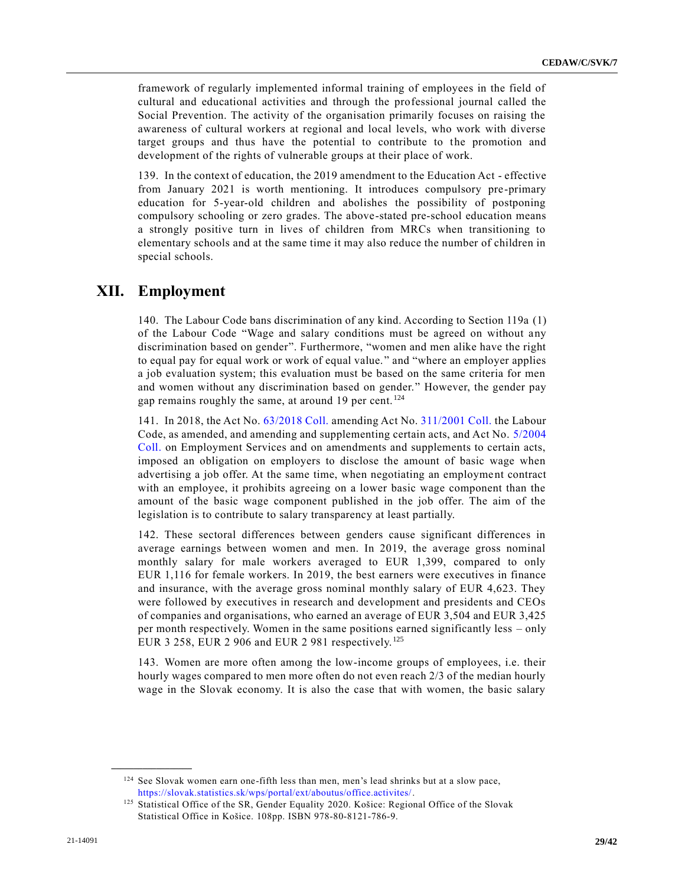framework of regularly implemented informal training of employees in the field of cultural and educational activities and through the professional journal called the Social Prevention. The activity of the organisation primarily focuses on raising the awareness of cultural workers at regional and local levels, who work with diverse target groups and thus have the potential to contribute to the promotion and development of the rights of vulnerable groups at their place of work.

139. In the context of education, the 2019 amendment to the Education Act - effective from January 2021 is worth mentioning. It introduces compulsory pre-primary education for 5-year-old children and abolishes the possibility of postponing compulsory schooling or zero grades. The above-stated pre-school education means a strongly positive turn in lives of children from MRCs when transitioning to elementary schools and at the same time it may also reduce the number of children in special schools.

# XII. Employment

140. The Labour Code bans discrimination of any kind. According to Section 119a (1) of the Labour Code "Wage and salary conditions must be agreed on without any discrimination based on gender". Furthermore, "women and men alike have the right to equal pay for equal work or work of equal value." and "where an employer applies a job evaluation system; this evaluation must be based on the same criteria for men and women without any discrimination based on gender." However, the gender pay gap remains roughly the same, at around 19 per cent.[124]

141. In 2018, the Act No. 63/2018 Coll. amending Act No. 311/2001 Coll. the Labour Code, as amended, and amending and supplementing certain acts, and Act No. 5/2004 Coll. on Employment Services and on amendments and supplements to certain acts, imposed an obligation on employers to disclose the amount of basic wage when advertising a job offer. At the same time, when negotiating an employment contract with an employee, it prohibits agreeing on a lower basic wage component than the amount of the basic wage component published in the job offer. The aim of the legislation is to contribute to salary transparency at least partially.

142. These sectoral differences between genders cause significant differences in average earnings between women and men. In 2019, the average gross nominal monthly salary for male workers averaged to EUR 1,399, compared to only EUR 1,116 for female workers. In 2019, the best earners were executives in finance and insurance, with the average gross nominal monthly salary of EUR 4,623. They were followed by executives in research and development and presidents and CEOs of companies and organisations, who earned an average of EUR 3,504 and EUR 3,425 per month respectively. Women in the same positions earned significantly less – only EUR 3 258, EUR 2 906 and EUR 2 981 respectively.[125]

143. Women are more often among the low-income groups of employees, i.e. their hourly wages compared to men more often do not even reach 2/3 of the median hourly wage in the Slovak economy. It is also the case that with women, the basic salary

---

[124] See Slovak women earn one-fifth less than men, men's lead shrinks but at a slow pace, https://slovak.statistics.sk/wps/portal/ext/aboutus/office.activites/.

[125] Statistical Office of the SR, Gender Equality 2020. Košice: Regional Office of the Slovak Statistical Office in Košice. 108pp. ISBN 978-80-8121-786-9.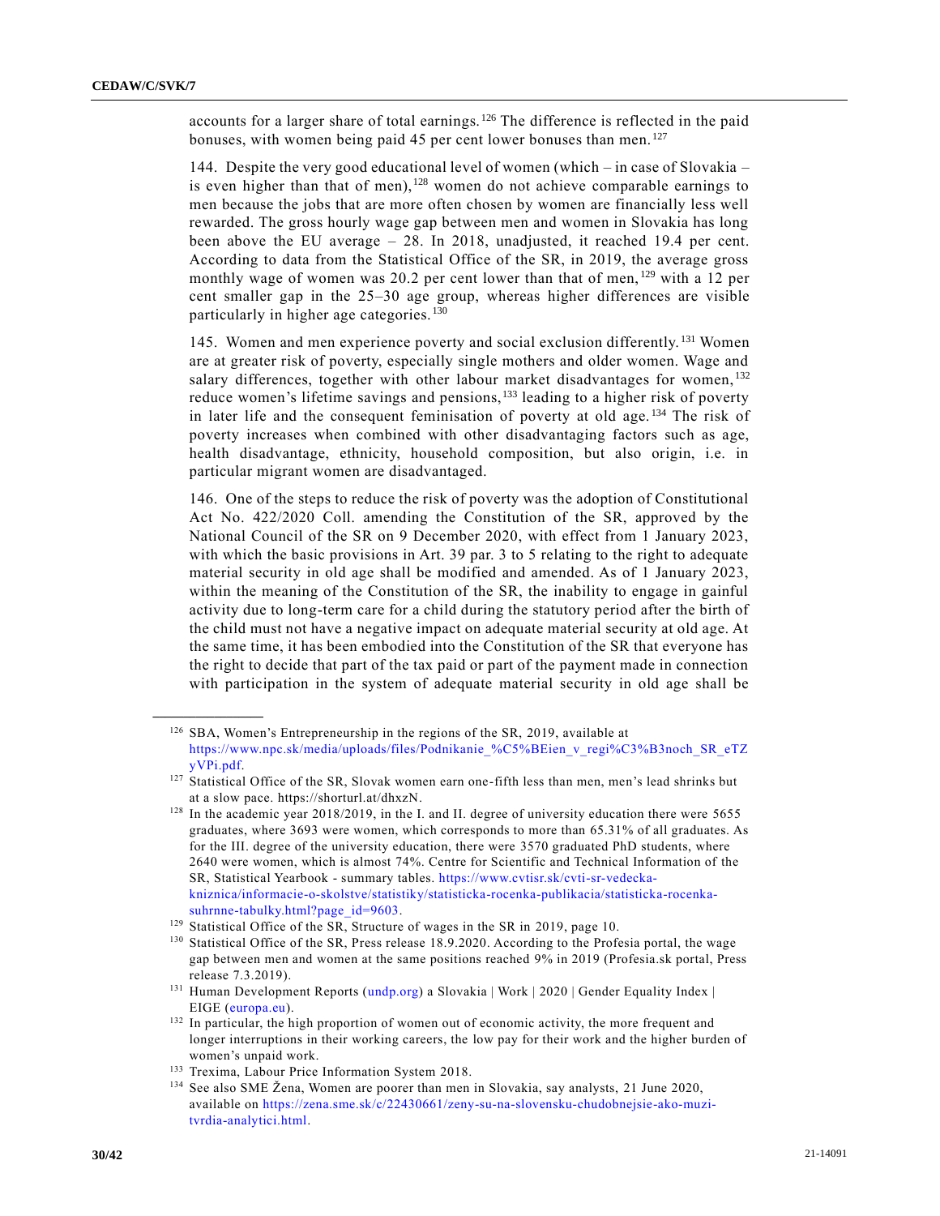accounts for a larger share of total earnings.[126] The difference is reflected in the paid bonuses, with women being paid 45 per cent lower bonuses than men.[127]

144. Despite the very good educational level of women (which – in case of Slovakia – is even higher than that of men),[128] women do not achieve comparable earnings to men because the jobs that are more often chosen by women are financially less well rewarded. The gross hourly wage gap between men and women in Slovakia has long been above the EU average – 28. In 2018, unadjusted, it reached 19.4 per cent. According to data from the Statistical Office of the SR, in 2019, the average gross monthly wage of women was 20.2 per cent lower than that of men,[129] with a 12 per cent smaller gap in the 25–30 age group, whereas higher differences are visible particularly in higher age categories.[130]

145. Women and men experience poverty and social exclusion differently.[131] Women are at greater risk of poverty, especially single mothers and older women. Wage and salary differences, together with other labour market disadvantages for women,[132] reduce women's lifetime savings and pensions,[133] leading to a higher risk of poverty in later life and the consequent feminisation of poverty at old age.[134] The risk of poverty increases when combined with other disadvantaging factors such as age, health disadvantage, ethnicity, household composition, but also origin, i.e. in particular migrant women are disadvantaged.

146. One of the steps to reduce the risk of poverty was the adoption of Constitutional Act No. 422/2020 Coll. amending the Constitution of the SR, approved by the National Council of the SR on 9 December 2020, with effect from 1 January 2023, with which the basic provisions in Art. 39 par. 3 to 5 relating to the right to adequate material security in old age shall be modified and amended. As of 1 January 2023, within the meaning of the Constitution of the SR, the inability to engage in gainful activity due to long-term care for a child during the statutory period after the birth of the child must not have a negative impact on adequate material security at old age. At the same time, it has been embodied into the Constitution of the SR that everyone has the right to decide that part of the tax paid or part of the payment made in connection with participation in the system of adequate material security in old age shall be

---

[126] SBA, Women's Entrepreneurship in the regions of the SR, 2019, available at https://www.npc.sk/media/uploads/files/Podnikanie_%C5%BEien_v_regi%C3%B3noch_SR_eTZyVPi.pdf.

[127] Statistical Office of the SR, Slovak women earn one-fifth less than men, men's lead shrinks but at a slow pace. https://shorturl.at/dhxzN.

[128] In the academic year 2018/2019, in the I. and II. degree of university education there were 5655 graduates, where 3693 were women, which corresponds to more than 65.31% of all graduates. As for the III. degree of the university education, there were 3570 graduated PhD students, where 2640 were women, which is almost 74%. Centre for Scientific and Technical Information of the SR, Statistical Yearbook - summary tables. https://www.cvtisr.sk/cvti-sr-vedecka-kniznica/informacie-o-skolstve/statistiky/statisticka-rocenka-publikacia/statisticka-rocenka-suhrnne-tabulky.html?page_id=9603.

[129] Statistical Office of the SR, Structure of wages in the SR in 2019, page 10.

[130] Statistical Office of the SR, Press release 18.9.2020. According to the Profesia portal, the wage gap between men and women at the same positions reached 9% in 2019 (Profesia.sk portal, Press release 7.3.2019).

[131] Human Development Reports (undp.org) a Slovakia | Work | 2020 | Gender Equality Index | EIGE (europa.eu).

[132] In particular, the high proportion of women out of economic activity, the more frequent and longer interruptions in their working careers, the low pay for their work and the higher burden of women's unpaid work.

[133] Trexima, Labour Price Information System 2018.

[134] See also SME Žena, Women are poorer than men in Slovakia, say analysts, 21 June 2020, available on https://zena.sme.sk/c/22430661/zeny-su-na-slovensku-chudobnejsie-ako-muzi-tvrdia-analytici.html.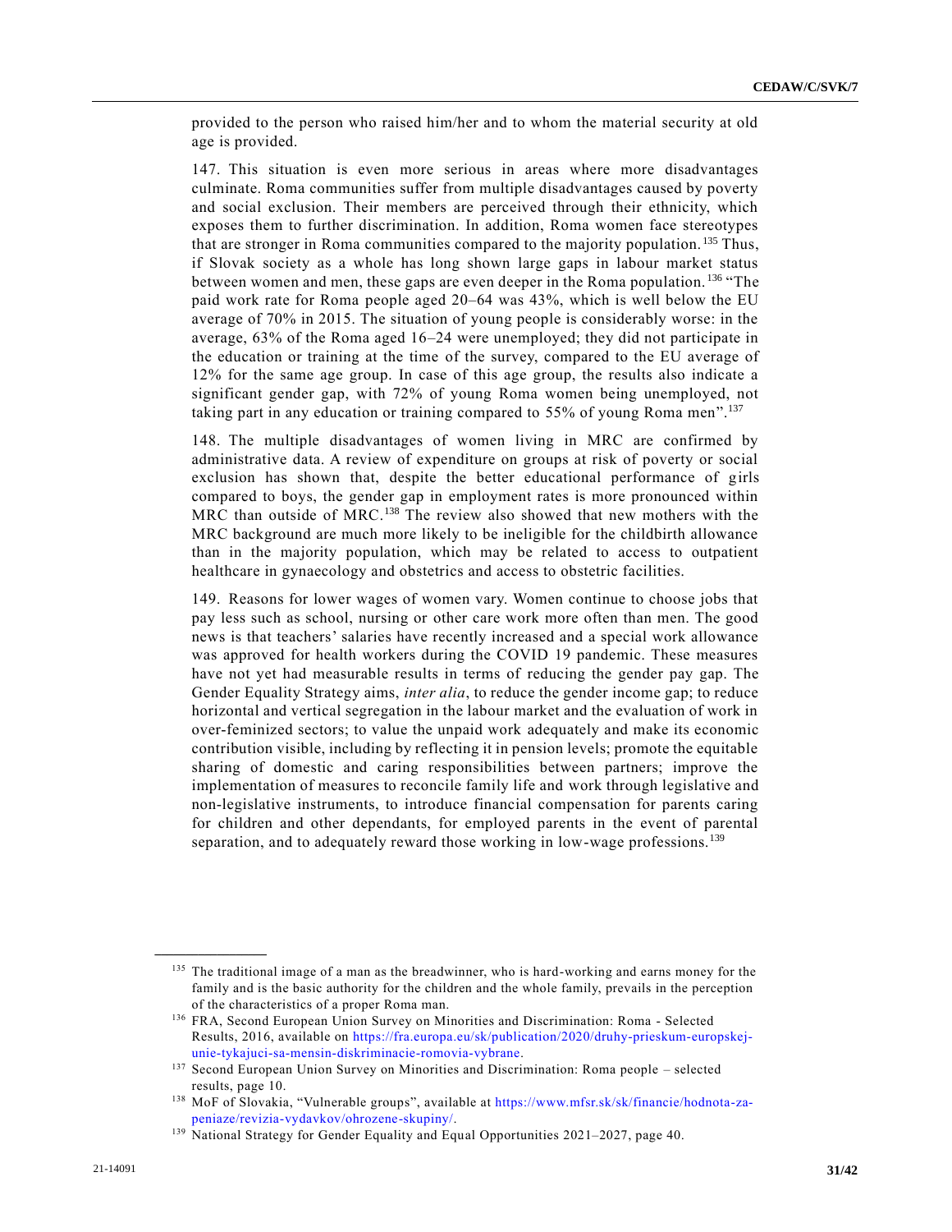provided to the person who raised him/her and to whom the material security at old age is provided.

147. This situation is even more serious in areas where more disadvantages culminate. Roma communities suffer from multiple disadvantages caused by poverty and social exclusion. Their members are perceived through their ethnicity, which exposes them to further discrimination. In addition, Roma women face stereotypes that are stronger in Roma communities compared to the majority population.[135] Thus, if Slovak society as a whole has long shown large gaps in labour market status between women and men, these gaps are even deeper in the Roma population.[136] "The paid work rate for Roma people aged 20–64 was 43%, which is well below the EU average of 70% in 2015. The situation of young people is considerably worse: in the average, 63% of the Roma aged 16–24 were unemployed; they did not participate in the education or training at the time of the survey, compared to the EU average of 12% for the same age group. In case of this age group, the results also indicate a significant gender gap, with 72% of young Roma women being unemployed, not taking part in any education or training compared to 55% of young Roma men".[137]

148. The multiple disadvantages of women living in MRC are confirmed by administrative data. A review of expenditure on groups at risk of poverty or social exclusion has shown that, despite the better educational performance of girls compared to boys, the gender gap in employment rates is more pronounced within MRC than outside of MRC.[138] The review also showed that new mothers with the MRC background are much more likely to be ineligible for the childbirth allowance than in the majority population, which may be related to access to outpatient healthcare in gynaecology and obstetrics and access to obstetric facilities.

149. Reasons for lower wages of women vary. Women continue to choose jobs that pay less such as school, nursing or other care work more often than men. The good news is that teachers' salaries have recently increased and a special work allowance was approved for health workers during the COVID 19 pandemic. These measures have not yet had measurable results in terms of reducing the gender pay gap. The Gender Equality Strategy aims, *inter alia*, to reduce the gender income gap; to reduce horizontal and vertical segregation in the labour market and the evaluation of work in over-feminized sectors; to value the unpaid work adequately and make its economic contribution visible, including by reflecting it in pension levels; promote the equitable sharing of domestic and caring responsibilities between partners; improve the implementation of measures to reconcile family life and work through legislative and non-legislative instruments, to introduce financial compensation for parents caring for children and other dependants, for employed parents in the event of parental separation, and to adequately reward those working in low-wage professions.[139]

---

[135] The traditional image of a man as the breadwinner, who is hard-working and earns money for the family and is the basic authority for the children and the whole family, prevails in the perception of the characteristics of a proper Roma man.

[136] FRA, Second European Union Survey on Minorities and Discrimination: Roma - Selected Results, 2016, available on https://fra.europa.eu/sk/publication/2020/druhy-prieskum-europskej-unie-tykajuci-sa-mensin-diskriminacie-romovia-vybrane.

[137] Second European Union Survey on Minorities and Discrimination: Roma people – selected results, page 10.

[138] MoF of Slovakia, "Vulnerable groups", available at https://www.mfsr.sk/sk/financie/hodnota-za-peniaze/revizia-vydavkov/ohrozene-skupiny/.

[139] National Strategy for Gender Equality and Equal Opportunities 2021–2027, page 40.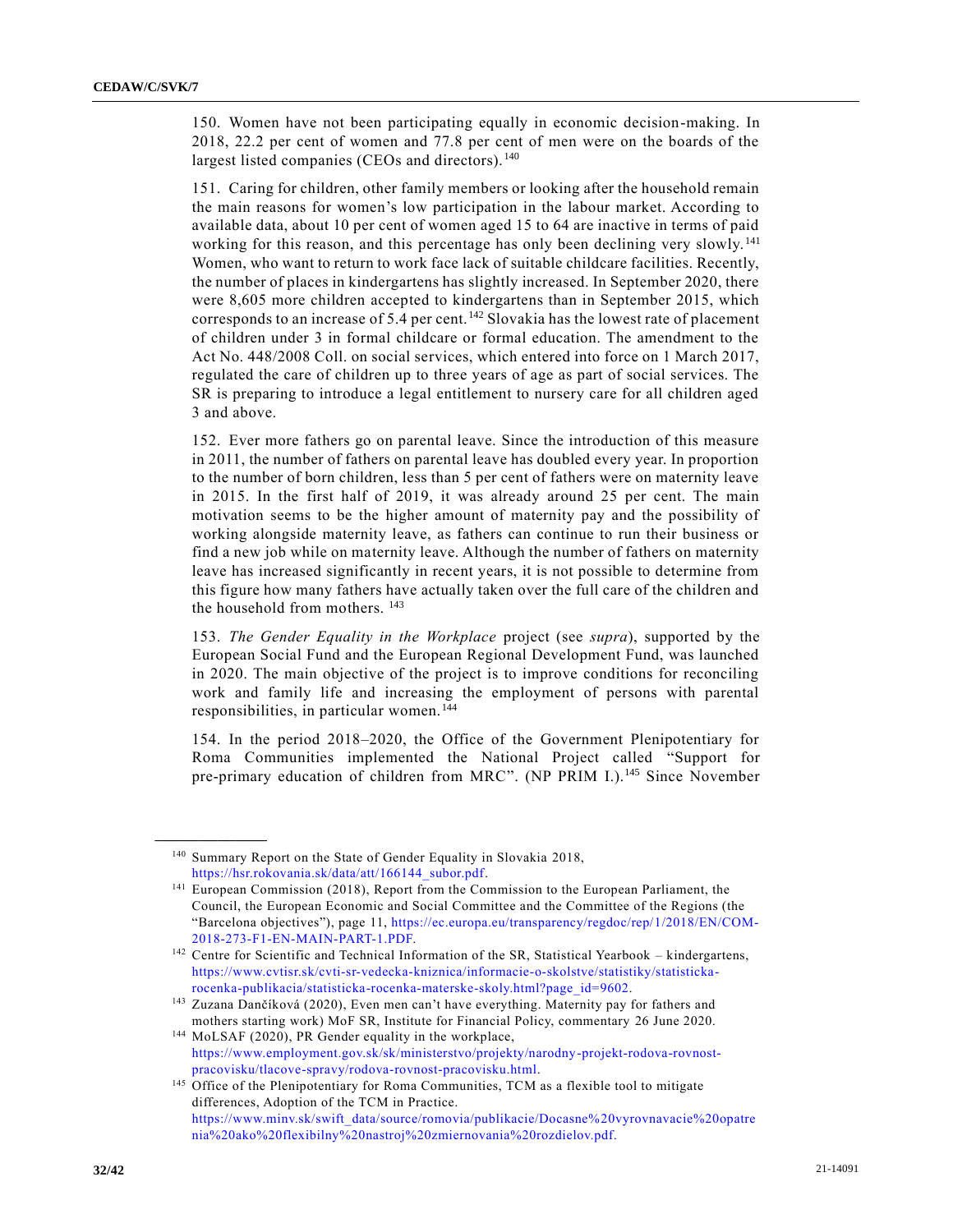150. Women have not been participating equally in economic decision-making. In 2018, 22.2 per cent of women and 77.8 per cent of men were on the boards of the largest listed companies (CEOs and directors).[140]

151. Caring for children, other family members or looking after the household remain the main reasons for women's low participation in the labour market. According to available data, about 10 per cent of women aged 15 to 64 are inactive in terms of paid working for this reason, and this percentage has only been declining very slowly.[141] Women, who want to return to work face lack of suitable childcare facilities. Recently, the number of places in kindergartens has slightly increased. In September 2020, there were 8,605 more children accepted to kindergartens than in September 2015, which corresponds to an increase of 5.4 per cent.[142] Slovakia has the lowest rate of placement of children under 3 in formal childcare or formal education. The amendment to the Act No. 448/2008 Coll. on social services, which entered into force on 1 March 2017, regulated the care of children up to three years of age as part of social services. The SR is preparing to introduce a legal entitlement to nursery care for all children aged 3 and above.

152. Ever more fathers go on parental leave. Since the introduction of this measure in 2011, the number of fathers on parental leave has doubled every year. In proportion to the number of born children, less than 5 per cent of fathers were on maternity leave in 2015. In the first half of 2019, it was already around 25 per cent. The main motivation seems to be the higher amount of maternity pay and the possibility of working alongside maternity leave, as fathers can continue to run their business or find a new job while on maternity leave. Although the number of fathers on maternity leave has increased significantly in recent years, it is not possible to determine from this figure how many fathers have actually taken over the full care of the children and the household from mothers.[143]

153. *The Gender Equality in the Workplace* project (see *supra*), supported by the European Social Fund and the European Regional Development Fund, was launched in 2020. The main objective of the project is to improve conditions for reconciling work and family life and increasing the employment of persons with parental responsibilities, in particular women.[144]

154. In the period 2018–2020, the Office of the Government Plenipotentiary for Roma Communities implemented the National Project called "Support for pre-primary education of children from MRC". (NP PRIM I.).[145] Since November

---

[140] Summary Report on the State of Gender Equality in Slovakia 2018, https://hsr.rokovania.sk/data/att/166144_subor.pdf.

[141] European Commission (2018), Report from the Commission to the European Parliament, the Council, the European Economic and Social Committee and the Committee of the Regions (the "Barcelona objectives"), page 11, https://ec.europa.eu/transparency/regdoc/rep/1/2018/EN/COM-2018-273-F1-EN-MAIN-PART-1.PDF.

[142] Centre for Scientific and Technical Information of the SR, Statistical Yearbook – kindergartens, https://www.cvtisr.sk/cvti-sr-vedecka-kniznica/informacie-o-skolstve/statistiky/statisticka-rocenka-publikacia/statisticka-rocenka-materske-skoly.html?page_id=9602.

[143] Zuzana Dančíková (2020), Even men can't have everything. Maternity pay for fathers and mothers starting work) MoF SR, Institute for Financial Policy, commentary 26 June 2020.

[144] MoLSAF (2020), PR Gender equality in the workplace, https://www.employment.gov.sk/sk/ministerstvo/projekty/narodny-projekt-rodova-rovnost-pracovisku/tlacove-spravy/rodova-rovnost-pracovisku.html.

[145] Office of the Plenipotentiary for Roma Communities, TCM as a flexible tool to mitigate differences, Adoption of the TCM in Practice. https://www.minv.sk/swift_data/source/romovia/publikacie/Docasne%20vyrovnavacie%20opatrenia%20ako%20flexibilny%20nastroj%20zmiernovania%20rozdielov.pdf.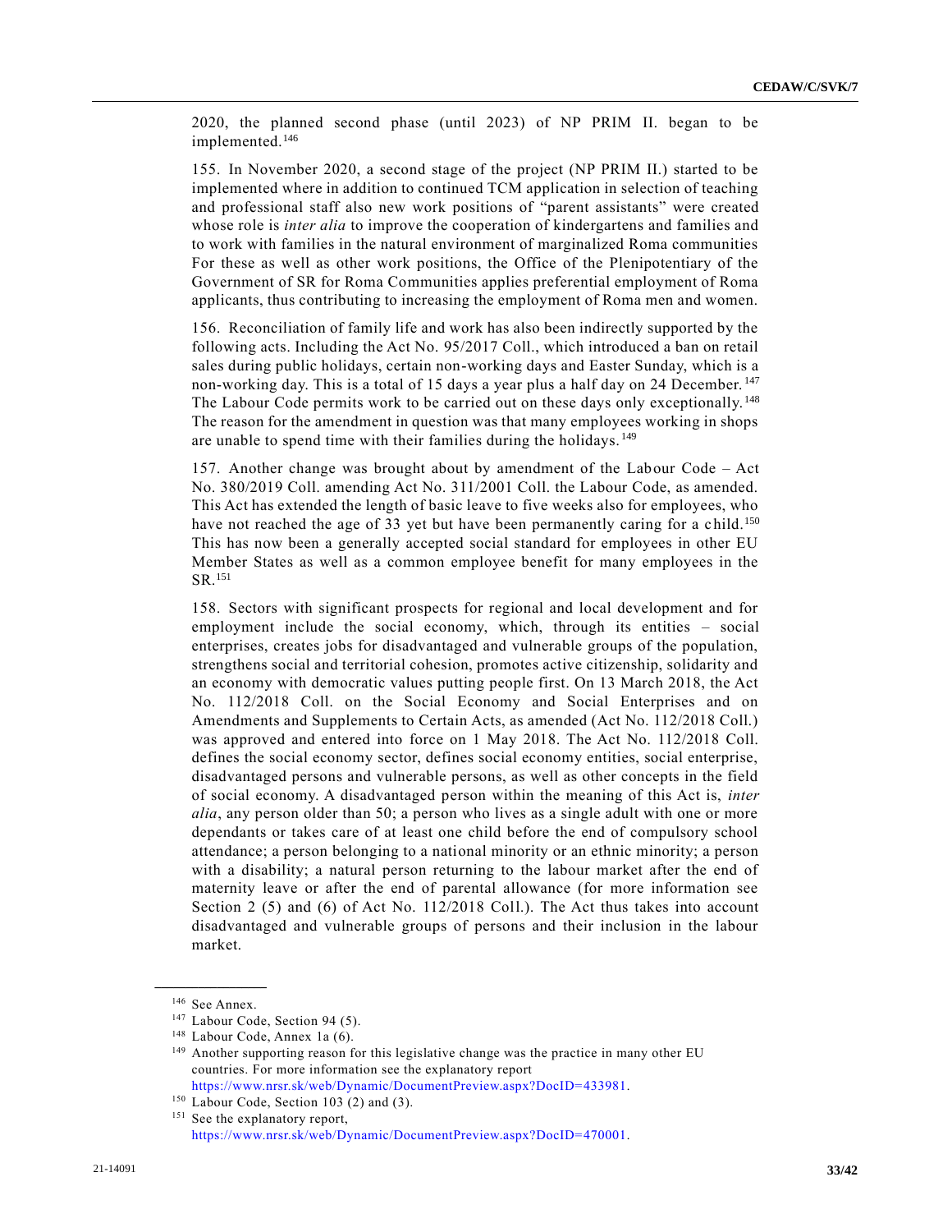2020, the planned second phase (until 2023) of NP PRIM II. began to be implemented.[146]

155. In November 2020, a second stage of the project (NP PRIM II.) started to be implemented where in addition to continued TCM application in selection of teaching and professional staff also new work positions of “parent assistants” were created whose role is *inter alia* to improve the cooperation of kindergartens and families and to work with families in the natural environment of marginalized Roma communities For these as well as other work positions, the Office of the Plenipotentiary of the Government of SR for Roma Communities applies preferential employment of Roma applicants, thus contributing to increasing the employment of Roma men and women.

156. Reconciliation of family life and work has also been indirectly supported by the following acts. Including the Act No. 95/2017 Coll., which introduced a ban on retail sales during public holidays, certain non-working days and Easter Sunday, which is a non-working day. This is a total of 15 days a year plus a half day on 24 December.[147] The Labour Code permits work to be carried out on these days only exceptionally.[148] The reason for the amendment in question was that many employees working in shops are unable to spend time with their families during the holidays.[149]

157. Another change was brought about by amendment of the Labour Code – Act No. 380/2019 Coll. amending Act No. 311/2001 Coll. the Labour Code, as amended. This Act has extended the length of basic leave to five weeks also for employees, who have not reached the age of 33 yet but have been permanently caring for a child.[150] This has now been a generally accepted social standard for employees in other EU Member States as well as a common employee benefit for many employees in the SR.[151]

158. Sectors with significant prospects for regional and local development and for employment include the social economy, which, through its entities – social enterprises, creates jobs for disadvantaged and vulnerable groups of the population, strengthens social and territorial cohesion, promotes active citizenship, solidarity and an economy with democratic values putting people first. On 13 March 2018, the Act No. 112/2018 Coll. on the Social Economy and Social Enterprises and on Amendments and Supplements to Certain Acts, as amended (Act No. 112/2018 Coll.) was approved and entered into force on 1 May 2018. The Act No. 112/2018 Coll. defines the social economy sector, defines social economy entities, social enterprise, disadvantaged persons and vulnerable persons, as well as other concepts in the field of social economy. A disadvantaged person within the meaning of this Act is, *inter alia*, any person older than 50; a person who lives as a single adult with one or more dependants or takes care of at least one child before the end of compulsory school attendance; a person belonging to a national minority or an ethnic minority; a person with a disability; a natural person returning to the labour market after the end of maternity leave or after the end of parental allowance (for more information see Section 2 (5) and (6) of Act No. 112/2018 Coll.). The Act thus takes into account disadvantaged and vulnerable groups of persons and their inclusion in the labour market.

---

[146] See Annex.

[147] Labour Code, Section 94 (5).

[148] Labour Code, Annex 1a (6).

[149] Another supporting reason for this legislative change was the practice in many other EU countries. For more information see the explanatory report https://www.nrsr.sk/web/Dynamic/DocumentPreview.aspx?DocID=433981.

[150] Labour Code, Section 103 (2) and (3).

[151] See the explanatory report, https://www.nrsr.sk/web/Dynamic/DocumentPreview.aspx?DocID=470001.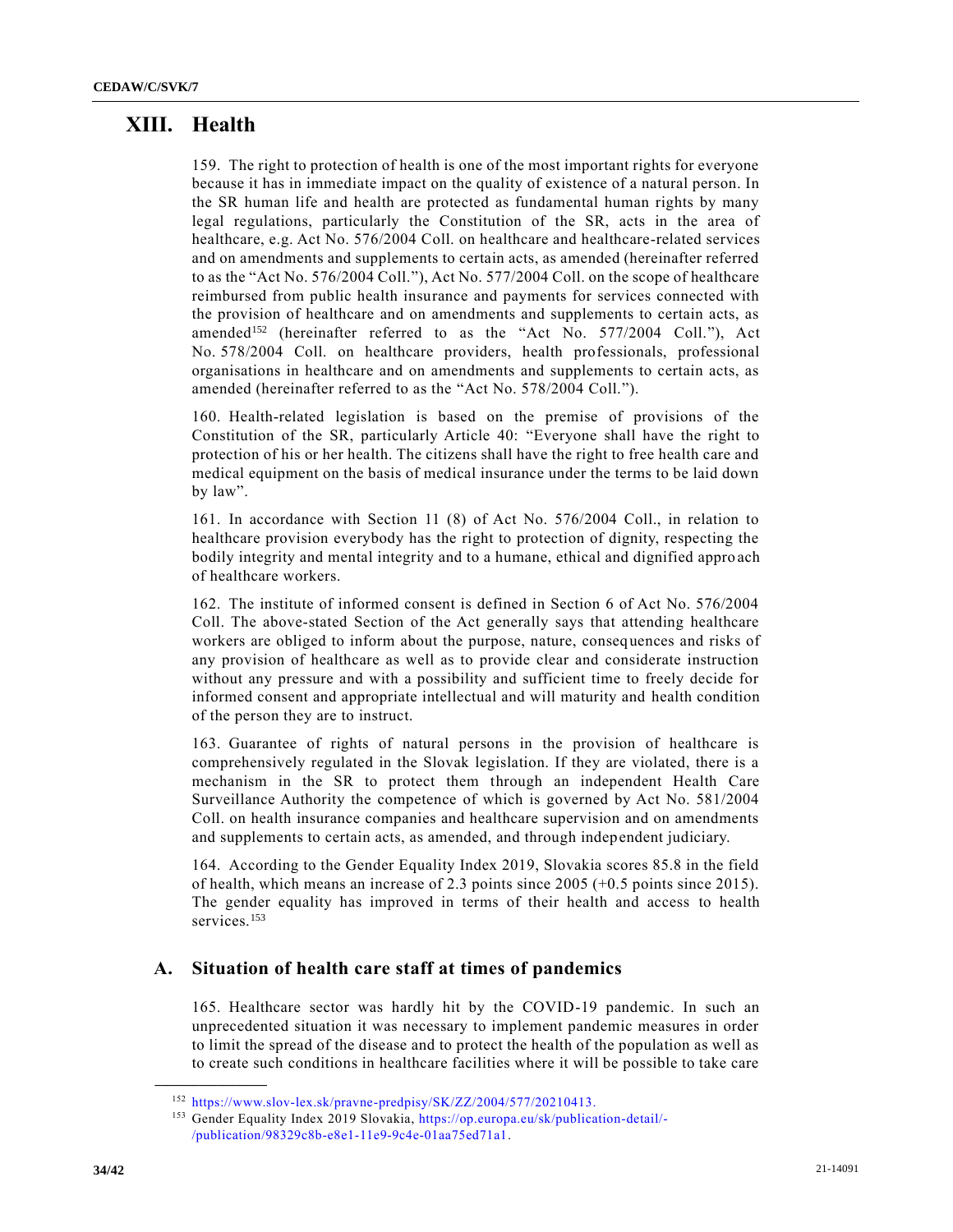# XIII. Health

159. The right to protection of health is one of the most important rights for everyone because it has in immediate impact on the quality of existence of a natural person. In the SR human life and health are protected as fundamental human rights by many legal regulations, particularly the Constitution of the SR, acts in the area of healthcare, e.g. Act No. 576/2004 Coll. on healthcare and healthcare-related services and on amendments and supplements to certain acts, as amended (hereinafter referred to as the "Act No. 576/2004 Coll."), Act No. 577/2004 Coll. on the scope of healthcare reimbursed from public health insurance and payments for services connected with the provision of healthcare and on amendments and supplements to certain acts, as amended[152] (hereinafter referred to as the "Act No. 577/2004 Coll."), Act No. 578/2004 Coll. on healthcare providers, health professionals, professional organisations in healthcare and on amendments and supplements to certain acts, as amended (hereinafter referred to as the "Act No. 578/2004 Coll.").

160. Health-related legislation is based on the premise of provisions of the Constitution of the SR, particularly Article 40: "Everyone shall have the right to protection of his or her health. The citizens shall have the right to free health care and medical equipment on the basis of medical insurance under the terms to be laid down by law".

161. In accordance with Section 11 (8) of Act No. 576/2004 Coll., in relation to healthcare provision everybody has the right to protection of dignity, respecting the bodily integrity and mental integrity and to a humane, ethical and dignified approach of healthcare workers.

162. The institute of informed consent is defined in Section 6 of Act No. 576/2004 Coll. The above-stated Section of the Act generally says that attending healthcare workers are obliged to inform about the purpose, nature, consequences and risks of any provision of healthcare as well as to provide clear and considerate instruction without any pressure and with a possibility and sufficient time to freely decide for informed consent and appropriate intellectual and will maturity and health condition of the person they are to instruct.

163. Guarantee of rights of natural persons in the provision of healthcare is comprehensively regulated in the Slovak legislation. If they are violated, there is a mechanism in the SR to protect them through an independent Health Care Surveillance Authority the competence of which is governed by Act No. 581/2004 Coll. on health insurance companies and healthcare supervision and on amendments and supplements to certain acts, as amended, and through independent judiciary.

164. According to the Gender Equality Index 2019, Slovakia scores 85.8 in the field of health, which means an increase of 2.3 points since 2005 (+0.5 points since 2015). The gender equality has improved in terms of their health and access to health services.[153]

## A. Situation of health care staff at times of pandemics

165. Healthcare sector was hardly hit by the COVID-19 pandemic. In such an unprecedented situation it was necessary to implement pandemic measures in order to limit the spread of the disease and to protect the health of the population as well as to create such conditions in healthcare facilities where it will be possible to take care

---

[152] https://www.slov-lex.sk/pravne-predpisy/SK/ZZ/2004/577/20210413.

[153] Gender Equality Index 2019 Slovakia, https://op.europa.eu/sk/publication-detail/-/publication/98329c8b-e8e1-11e9-9c4e-01aa75ed71a1.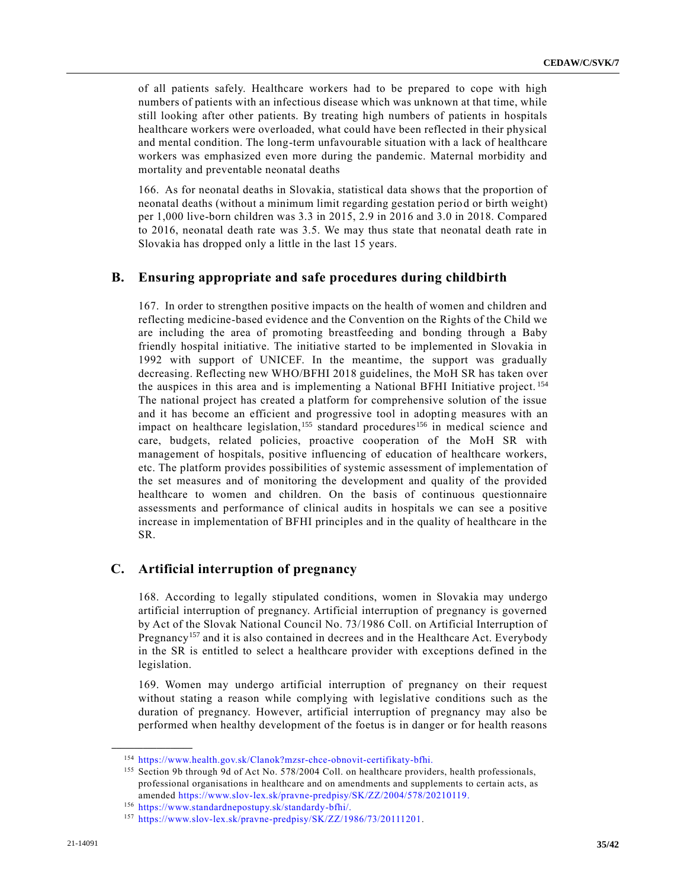of all patients safely. Healthcare workers had to be prepared to cope with high numbers of patients with an infectious disease which was unknown at that time, while still looking after other patients. By treating high numbers of patients in hospitals healthcare workers were overloaded, what could have been reflected in their physical and mental condition. The long-term unfavourable situation with a lack of healthcare workers was emphasized even more during the pandemic. Maternal morbidity and mortality and preventable neonatal deaths

166. As for neonatal deaths in Slovakia, statistical data shows that the proportion of neonatal deaths (without a minimum limit regarding gestation period or birth weight) per 1,000 live-born children was 3.3 in 2015, 2.9 in 2016 and 3.0 in 2018. Compared to 2016, neonatal death rate was 3.5. We may thus state that neonatal death rate in Slovakia has dropped only a little in the last 15 years.

## B. Ensuring appropriate and safe procedures during childbirth

167. In order to strengthen positive impacts on the health of women and children and reflecting medicine-based evidence and the Convention on the Rights of the Child we are including the area of promoting breastfeeding and bonding through a Baby friendly hospital initiative. The initiative started to be implemented in Slovakia in 1992 with support of UNICEF. In the meantime, the support was gradually decreasing. Reflecting new WHO/BFHI 2018 guidelines, the MoH SR has taken over the auspices in this area and is implementing a National BFHI Initiative project.[154] The national project has created a platform for comprehensive solution of the issue and it has become an efficient and progressive tool in adopting measures with an impact on healthcare legislation,[155] standard procedures[156] in medical science and care, budgets, related policies, proactive cooperation of the MoH SR with management of hospitals, positive influencing of education of healthcare workers, etc. The platform provides possibilities of systemic assessment of implementation of the set measures and of monitoring the development and quality of the provided healthcare to women and children. On the basis of continuous questionnaire assessments and performance of clinical audits in hospitals we can see a positive increase in implementation of BFHI principles and in the quality of healthcare in the SR.

## C. Artificial interruption of pregnancy

168. According to legally stipulated conditions, women in Slovakia may undergo artificial interruption of pregnancy. Artificial interruption of pregnancy is governed by Act of the Slovak National Council No. 73/1986 Coll. on Artificial Interruption of Pregnancy[157] and it is also contained in decrees and in the Healthcare Act. Everybody in the SR is entitled to select a healthcare provider with exceptions defined in the legislation.

169. Women may undergo artificial interruption of pregnancy on their request without stating a reason while complying with legislative conditions such as the duration of pregnancy. However, artificial interruption of pregnancy may also be performed when healthy development of the foetus is in danger or for health reasons

---

[154] https://www.health.gov.sk/Clanok?mzsr-chce-obnovit-certifikaty-bfhi.

[155] Section 9b through 9d of Act No. 578/2004 Coll. on healthcare providers, health professionals, professional organisations in healthcare and on amendments and supplements to certain acts, as amended https://www.slov-lex.sk/pravne-predpisy/SK/ZZ/2004/578/20210119.

[156] https://www.standardnepostupy.sk/standardy-bfhi/.

[157] https://www.slov-lex.sk/pravne-predpisy/SK/ZZ/1986/73/20111201.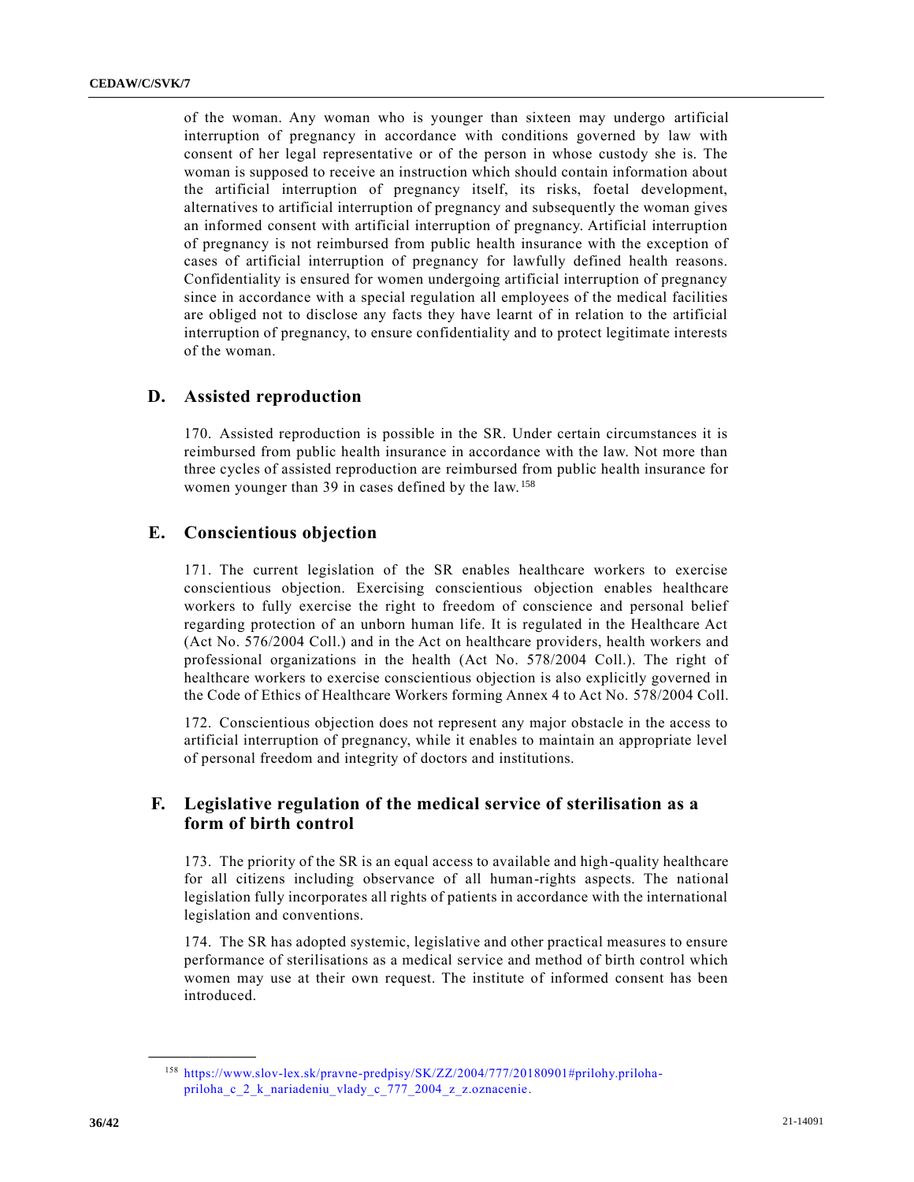of the woman. Any woman who is younger than sixteen may undergo artificial interruption of pregnancy in accordance with conditions governed by law with consent of her legal representative or of the person in whose custody she is. The woman is supposed to receive an instruction which should contain information about the artificial interruption of pregnancy itself, its risks, foetal development, alternatives to artificial interruption of pregnancy and subsequently the woman gives an informed consent with artificial interruption of pregnancy. Artificial interruption of pregnancy is not reimbursed from public health insurance with the exception of cases of artificial interruption of pregnancy for lawfully defined health reasons. Confidentiality is ensured for women undergoing artificial interruption of pregnancy since in accordance with a special regulation all employees of the medical facilities are obliged not to disclose any facts they have learnt of in relation to the artificial interruption of pregnancy, to ensure confidentiality and to protect legitimate interests of the woman.

## D. Assisted reproduction

170. Assisted reproduction is possible in the SR. Under certain circumstances it is reimbursed from public health insurance in accordance with the law. Not more than three cycles of assisted reproduction are reimbursed from public health insurance for women younger than 39 in cases defined by the law.[158]

## E. Conscientious objection

171. The current legislation of the SR enables healthcare workers to exercise conscientious objection. Exercising conscientious objection enables healthcare workers to fully exercise the right to freedom of conscience and personal belief regarding protection of an unborn human life. It is regulated in the Healthcare Act (Act No. 576/2004 Coll.) and in the Act on healthcare providers, health workers and professional organizations in the health (Act No. 578/2004 Coll.). The right of healthcare workers to exercise conscientious objection is also explicitly governed in the Code of Ethics of Healthcare Workers forming Annex 4 to Act No. 578/2004 Coll.

172. Conscientious objection does not represent any major obstacle in the access to artificial interruption of pregnancy, while it enables to maintain an appropriate level of personal freedom and integrity of doctors and institutions.

## F. Legislative regulation of the medical service of sterilisation as a form of birth control

173. The priority of the SR is an equal access to available and high-quality healthcare for all citizens including observance of all human-rights aspects. The national legislation fully incorporates all rights of patients in accordance with the international legislation and conventions.

174. The SR has adopted systemic, legislative and other practical measures to ensure performance of sterilisations as a medical service and method of birth control which women may use at their own request. The institute of informed consent has been introduced.

---

[158] https://www.slov-lex.sk/pravne-predpisy/SK/ZZ/2004/777/20180901#prilohy.priloha-priloha_c_2_k_nariadeniu_vlady_c_777_2004_z_z.oznacenie.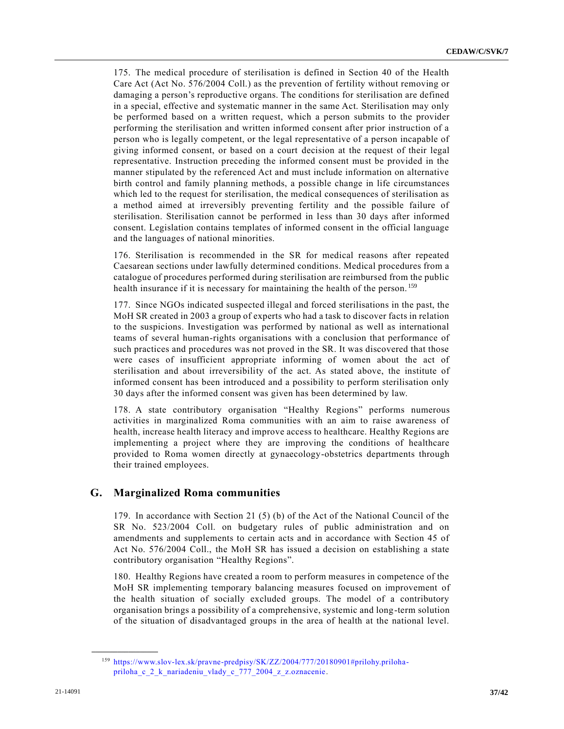175. The medical procedure of sterilisation is defined in Section 40 of the Health Care Act (Act No. 576/2004 Coll.) as the prevention of fertility without removing or damaging a person's reproductive organs. The conditions for sterilisation are defined in a special, effective and systematic manner in the same Act. Sterilisation may only be performed based on a written request, which a person submits to the provider performing the sterilisation and written informed consent after prior instruction of a person who is legally competent, or the legal representative of a person incapable of giving informed consent, or based on a court decision at the request of their legal representative. Instruction preceding the informed consent must be provided in the manner stipulated by the referenced Act and must include information on alternative birth control and family planning methods, a possible change in life circumstances which led to the request for sterilisation, the medical consequences of sterilisation as a method aimed at irreversibly preventing fertility and the possible failure of sterilisation. Sterilisation cannot be performed in less than 30 days after informed consent. Legislation contains templates of informed consent in the official language and the languages of national minorities.

176. Sterilisation is recommended in the SR for medical reasons after repeated Caesarean sections under lawfully determined conditions. Medical procedures from a catalogue of procedures performed during sterilisation are reimbursed from the public health insurance if it is necessary for maintaining the health of the person.[159]

177. Since NGOs indicated suspected illegal and forced sterilisations in the past, the MoH SR created in 2003 a group of experts who had a task to discover facts in relation to the suspicions. Investigation was performed by national as well as international teams of several human-rights organisations with a conclusion that performance of such practices and procedures was not proved in the SR. It was discovered that those were cases of insufficient appropriate informing of women about the act of sterilisation and about irreversibility of the act. As stated above, the institute of informed consent has been introduced and a possibility to perform sterilisation only 30 days after the informed consent was given has been determined by law.

178. A state contributory organisation "Healthy Regions" performs numerous activities in marginalized Roma communities with an aim to raise awareness of health, increase health literacy and improve access to healthcare. Healthy Regions are implementing a project where they are improving the conditions of healthcare provided to Roma women directly at gynaecology-obstetrics departments through their trained employees.

## G. Marginalized Roma communities

179. In accordance with Section 21 (5) (b) of the Act of the National Council of the SR No. 523/2004 Coll. on budgetary rules of public administration and on amendments and supplements to certain acts and in accordance with Section 45 of Act No. 576/2004 Coll., the MoH SR has issued a decision on establishing a state contributory organisation "Healthy Regions".

180. Healthy Regions have created a room to perform measures in competence of the MoH SR implementing temporary balancing measures focused on improvement of the health situation of socially excluded groups. The model of a contributory organisation brings a possibility of a comprehensive, systemic and long-term solution of the situation of disadvantaged groups in the area of health at the national level.

---

[159] https://www.slov-lex.sk/pravne-predpisy/SK/ZZ/2004/777/20180901#prilohy.priloha-priloha_c_2_k_nariadeniu_vlady_c_777_2004_z_z.oznacenie.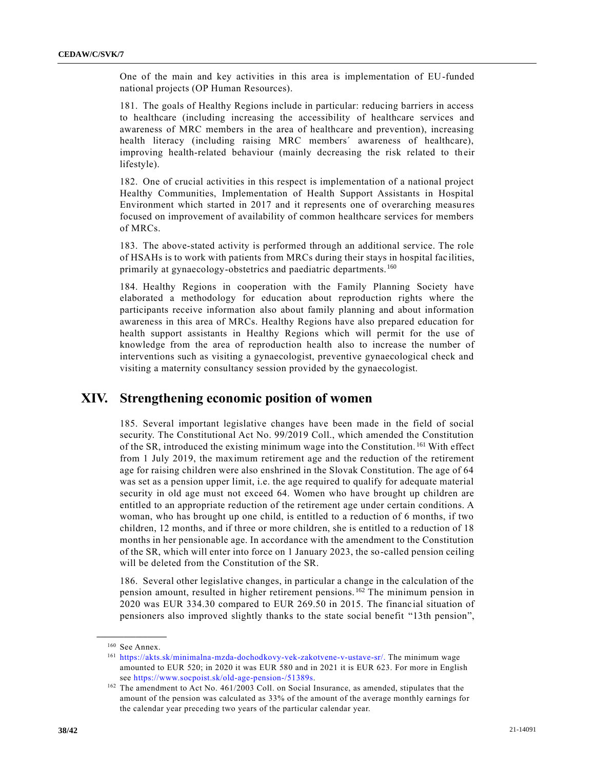One of the main and key activities in this area is implementation of EU-funded national projects (OP Human Resources).

181. The goals of Healthy Regions include in particular: reducing barriers in access to healthcare (including increasing the accessibility of healthcare services and awareness of MRC members in the area of healthcare and prevention), increasing health literacy (including raising MRC members´ awareness of healthcare), improving health-related behaviour (mainly decreasing the risk related to their lifestyle).

182. One of crucial activities in this respect is implementation of a national project Healthy Communities, Implementation of Health Support Assistants in Hospital Environment which started in 2017 and it represents one of overarching measures focused on improvement of availability of common healthcare services for members of MRCs.

183. The above-stated activity is performed through an additional service. The role of HSAHs is to work with patients from MRCs during their stays in hospital facilities, primarily at gynaecology-obstetrics and paediatric departments.[160]

184. Healthy Regions in cooperation with the Family Planning Society have elaborated a methodology for education about reproduction rights where the participants receive information also about family planning and about information awareness in this area of MRCs. Healthy Regions have also prepared education for health support assistants in Healthy Regions which will permit for the use of knowledge from the area of reproduction health also to increase the number of interventions such as visiting a gynaecologist, preventive gynaecological check and visiting a maternity consultancy session provided by the gynaecologist.

## XIV. Strengthening economic position of women

185. Several important legislative changes have been made in the field of social security. The Constitutional Act No. 99/2019 Coll., which amended the Constitution of the SR, introduced the existing minimum wage into the Constitution.[161] With effect from 1 July 2019, the maximum retirement age and the reduction of the retirement age for raising children were also enshrined in the Slovak Constitution. The age of 64 was set as a pension upper limit, i.e. the age required to qualify for adequate material security in old age must not exceed 64. Women who have brought up children are entitled to an appropriate reduction of the retirement age under certain conditions. A woman, who has brought up one child, is entitled to a reduction of 6 months, if two children, 12 months, and if three or more children, she is entitled to a reduction of 18 months in her pensionable age. In accordance with the amendment to the Constitution of the SR, which will enter into force on 1 January 2023, the so-called pension ceiling will be deleted from the Constitution of the SR.

186. Several other legislative changes, in particular a change in the calculation of the pension amount, resulted in higher retirement pensions.[162] The minimum pension in 2020 was EUR 334.30 compared to EUR 269.50 in 2015. The financial situation of pensioners also improved slightly thanks to the state social benefit "13th pension",

---

[160] See Annex.

[161] https://akts.sk/minimalna-mzda-dochodkovy-vek-zakotvene-v-ustave-sr/. The minimum wage amounted to EUR 520; in 2020 it was EUR 580 and in 2021 it is EUR 623. For more in English see https://www.socpoist.sk/old-age-pension-/51389s.

[162] The amendment to Act No. 461/2003 Coll. on Social Insurance, as amended, stipulates that the amount of the pension was calculated as 33% of the amount of the average monthly earnings for the calendar year preceding two years of the particular calendar year.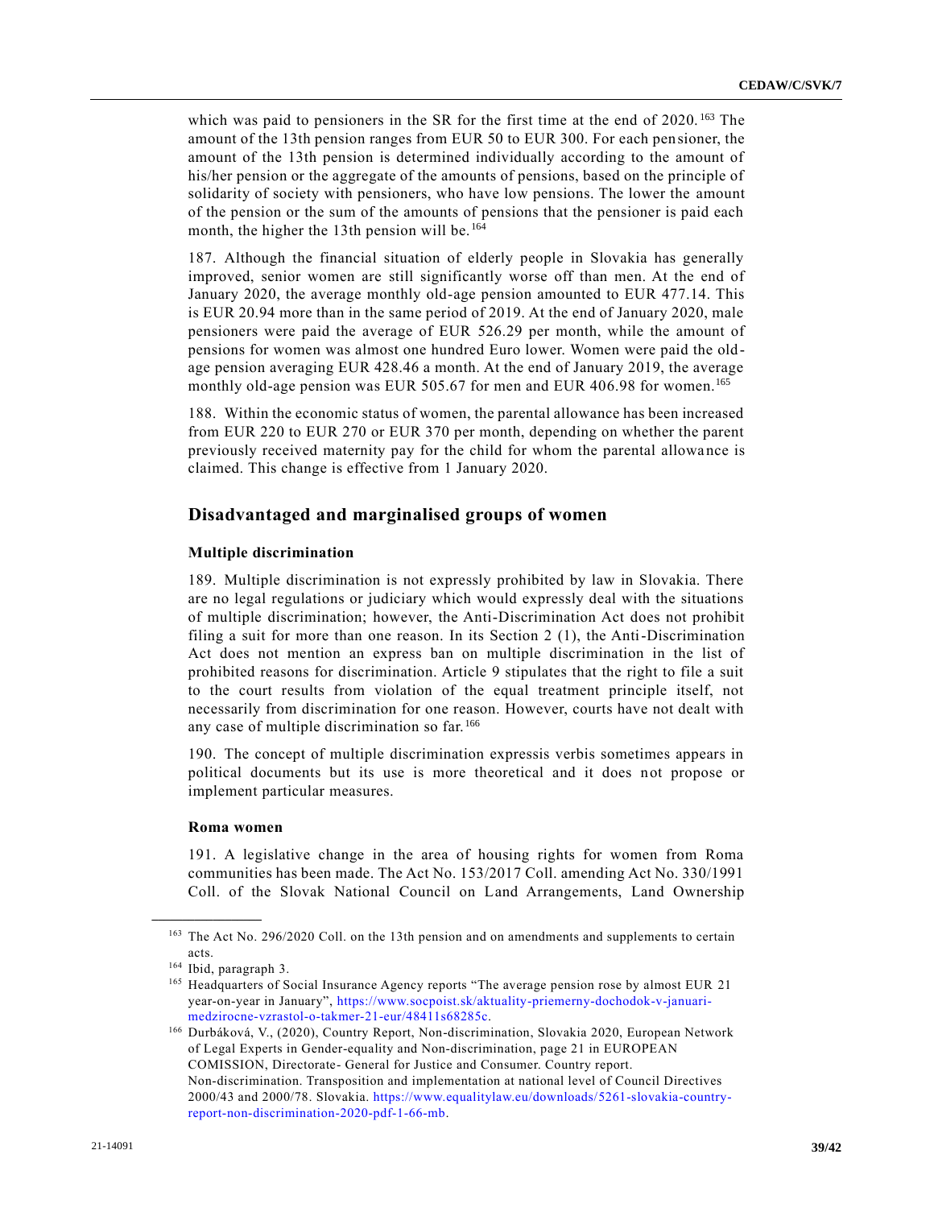which was paid to pensioners in the SR for the first time at the end of 2020.[163] The amount of the 13th pension ranges from EUR 50 to EUR 300. For each pensioner, the amount of the 13th pension is determined individually according to the amount of his/her pension or the aggregate of the amounts of pensions, based on the principle of solidarity of society with pensioners, who have low pensions. The lower the amount of the pension or the sum of the amounts of pensions that the pensioner is paid each month, the higher the 13th pension will be.[164]

187. Although the financial situation of elderly people in Slovakia has generally improved, senior women are still significantly worse off than men. At the end of January 2020, the average monthly old-age pension amounted to EUR 477.14. This is EUR 20.94 more than in the same period of 2019. At the end of January 2020, male pensioners were paid the average of EUR 526.29 per month, while the amount of pensions for women was almost one hundred Euro lower. Women were paid the old-age pension averaging EUR 428.46 a month. At the end of January 2019, the average monthly old-age pension was EUR 505.67 for men and EUR 406.98 for women.[165]

188. Within the economic status of women, the parental allowance has been increased from EUR 220 to EUR 270 or EUR 370 per month, depending on whether the parent previously received maternity pay for the child for whom the parental allowance is claimed. This change is effective from 1 January 2020.

## Disadvantaged and marginalised groups of women

### Multiple discrimination

189. Multiple discrimination is not expressly prohibited by law in Slovakia. There are no legal regulations or judiciary which would expressly deal with the situations of multiple discrimination; however, the Anti-Discrimination Act does not prohibit filing a suit for more than one reason. In its Section 2 (1), the Anti-Discrimination Act does not mention an express ban on multiple discrimination in the list of prohibited reasons for discrimination. Article 9 stipulates that the right to file a suit to the court results from violation of the equal treatment principle itself, not necessarily from discrimination for one reason. However, courts have not dealt with any case of multiple discrimination so far.[166]

190. The concept of multiple discrimination expressis verbis sometimes appears in political documents but its use is more theoretical and it does not propose or implement particular measures.

### Roma women

191. A legislative change in the area of housing rights for women from Roma communities has been made. The Act No. 153/2017 Coll. amending Act No. 330/1991 Coll. of the Slovak National Council on Land Arrangements, Land Ownership

---

[163] The Act No. 296/2020 Coll. on the 13th pension and on amendments and supplements to certain acts.

[164] Ibid, paragraph 3.

[165] Headquarters of Social Insurance Agency reports "The average pension rose by almost EUR 21 year-on-year in January", https://www.socpoist.sk/aktuality-priemerny-dochodok-v-januari-medzirocne-vzrastol-o-takmer-21-eur/48411s68285c.

[166] Durbáková, V., (2020), Country Report, Non-discrimination, Slovakia 2020, European Network of Legal Experts in Gender-equality and Non-discrimination, page 21 in EUROPEAN COMISSION, Directorate- General for Justice and Consumer. Country report. Non-discrimination. Transposition and implementation at national level of Council Directives 2000/43 and 2000/78. Slovakia. https://www.equalitylaw.eu/downloads/5261-slovakia-country-report-non-discrimination-2020-pdf-1-66-mb.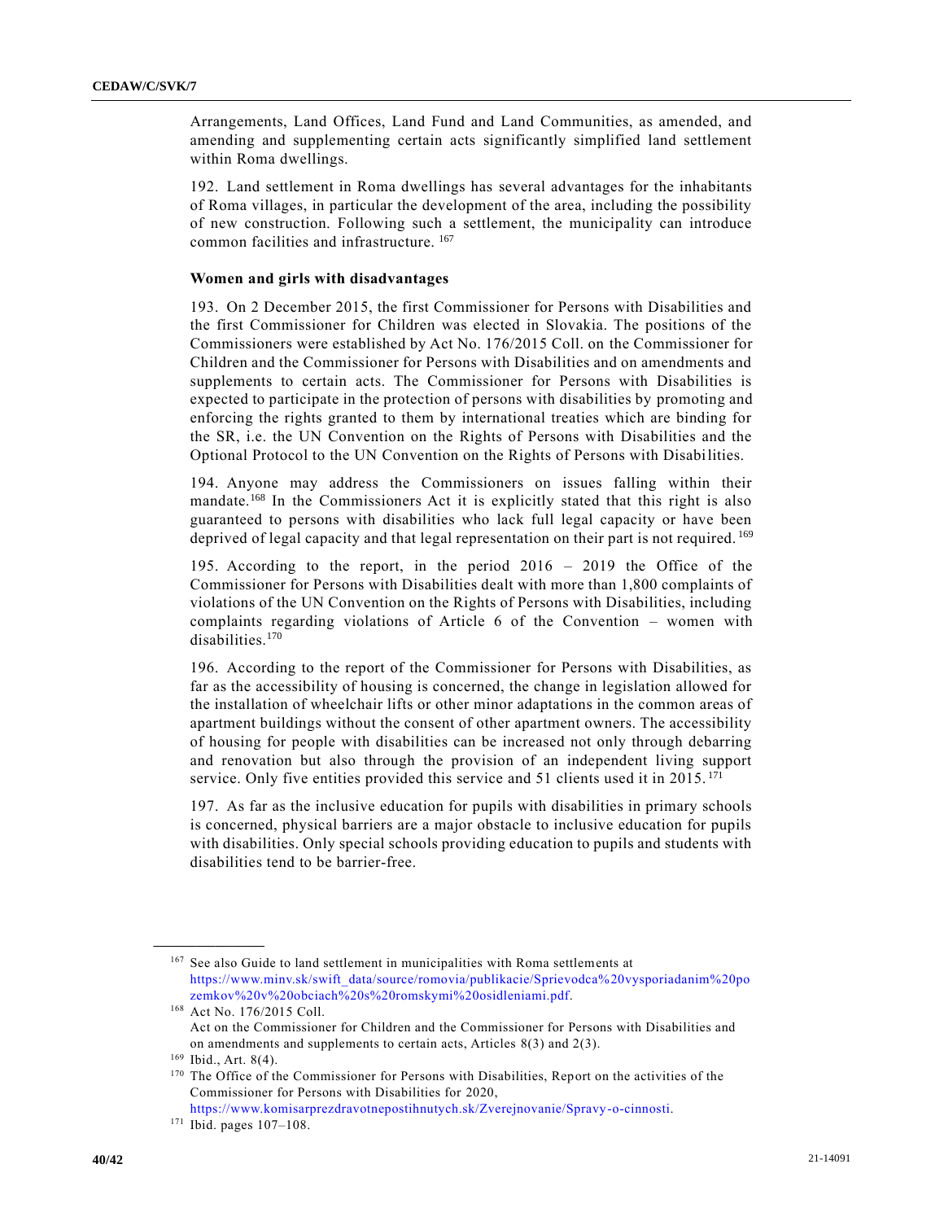Arrangements, Land Offices, Land Fund and Land Communities, as amended, and amending and supplementing certain acts significantly simplified land settlement within Roma dwellings.

192. Land settlement in Roma dwellings has several advantages for the inhabitants of Roma villages, in particular the development of the area, including the possibility of new construction. Following such a settlement, the municipality can introduce common facilities and infrastructure. [167]

### Women and girls with disadvantages

193. On 2 December 2015, the first Commissioner for Persons with Disabilities and the first Commissioner for Children was elected in Slovakia. The positions of the Commissioners were established by Act No. 176/2015 Coll. on the Commissioner for Children and the Commissioner for Persons with Disabilities and on amendments and supplements to certain acts. The Commissioner for Persons with Disabilities is expected to participate in the protection of persons with disabilities by promoting and enforcing the rights granted to them by international treaties which are binding for the SR, i.e. the UN Convention on the Rights of Persons with Disabilities and the Optional Protocol to the UN Convention on the Rights of Persons with Disabilities.

194. Anyone may address the Commissioners on issues falling within their mandate.[168] In the Commissioners Act it is explicitly stated that this right is also guaranteed to persons with disabilities who lack full legal capacity or have been deprived of legal capacity and that legal representation on their part is not required. [169]

195. According to the report, in the period 2016 – 2019 the Office of the Commissioner for Persons with Disabilities dealt with more than 1,800 complaints of violations of the UN Convention on the Rights of Persons with Disabilities, including complaints regarding violations of Article 6 of the Convention – women with disabilities.[170]

196. According to the report of the Commissioner for Persons with Disabilities, as far as the accessibility of housing is concerned, the change in legislation allowed for the installation of wheelchair lifts or other minor adaptations in the common areas of apartment buildings without the consent of other apartment owners. The accessibility of housing for people with disabilities can be increased not only through debarring and renovation but also through the provision of an independent living support service. Only five entities provided this service and 51 clients used it in 2015. [171]

197. As far as the inclusive education for pupils with disabilities in primary schools is concerned, physical barriers are a major obstacle to inclusive education for pupils with disabilities. Only special schools providing education to pupils and students with disabilities tend to be barrier-free.

---

[167] See also Guide to land settlement in municipalities with Roma settlements at https://www.minv.sk/swift_data/source/romovia/publikacie/Sprievodca%20vysporiadanim%20pozemkov%20v%20obciach%20s%20romskymi%20osidleniami.pdf.

[168] Act No. 176/2015 Coll.
Act on the Commissioner for Children and the Commissioner for Persons with Disabilities and on amendments and supplements to certain acts, Articles 8(3) and 2(3).

[169] Ibid., Art. 8(4).

[170] The Office of the Commissioner for Persons with Disabilities, Report on the activities of the Commissioner for Persons with Disabilities for 2020, https://www.komisarprezdravotnepostihnutych.sk/Zverejnovanie/Spravy-o-cinnosti.

[171] Ibid. pages 107–108.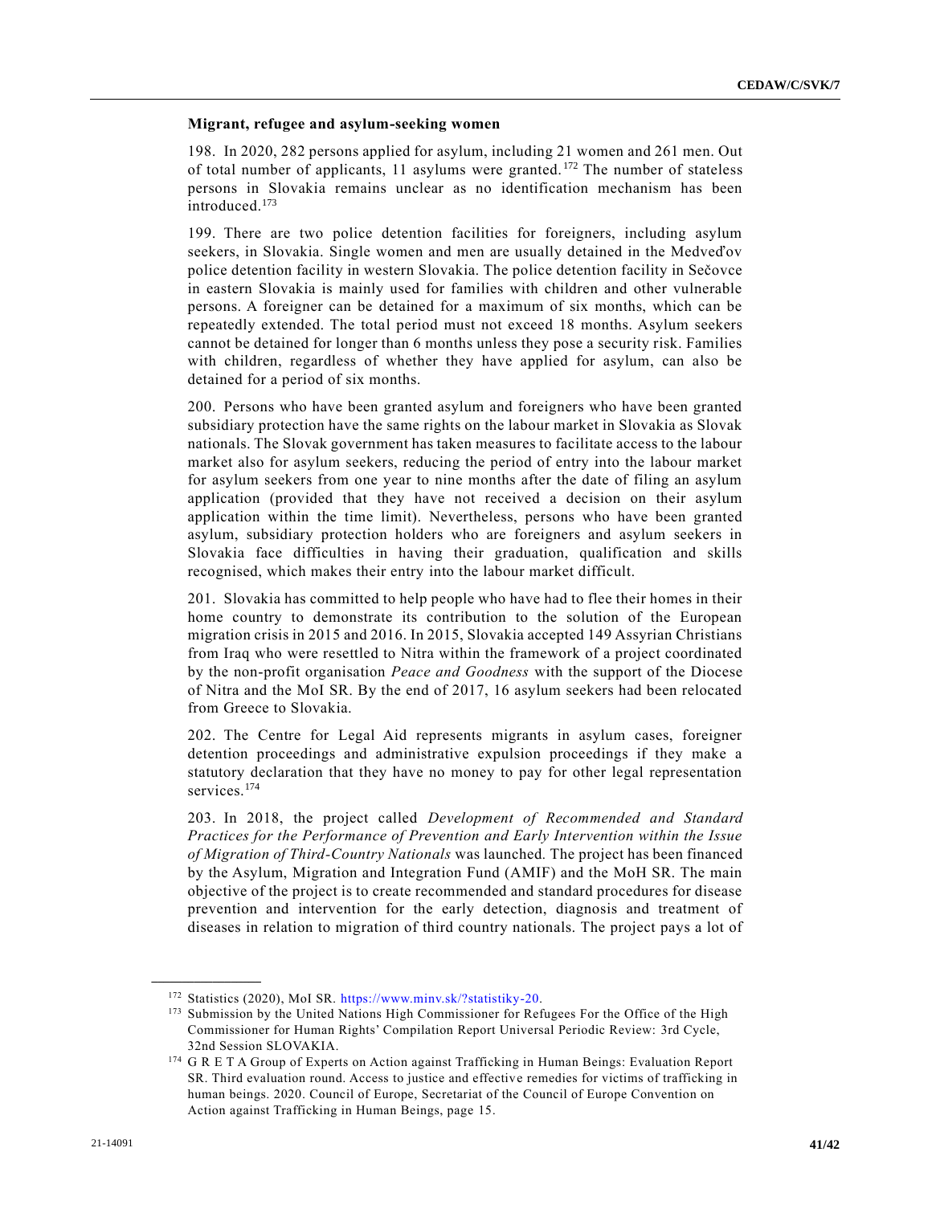### Migrant, refugee and asylum-seeking women

198. In 2020, 282 persons applied for asylum, including 21 women and 261 men. Out of total number of applicants, 11 asylums were granted.[172] The number of stateless persons in Slovakia remains unclear as no identification mechanism has been introduced.[173]

199. There are two police detention facilities for foreigners, including asylum seekers, in Slovakia. Single women and men are usually detained in the Medveďov police detention facility in western Slovakia. The police detention facility in Sečovce in eastern Slovakia is mainly used for families with children and other vulnerable persons. A foreigner can be detained for a maximum of six months, which can be repeatedly extended. The total period must not exceed 18 months. Asylum seekers cannot be detained for longer than 6 months unless they pose a security risk. Families with children, regardless of whether they have applied for asylum, can also be detained for a period of six months.

200. Persons who have been granted asylum and foreigners who have been granted subsidiary protection have the same rights on the labour market in Slovakia as Slovak nationals. The Slovak government has taken measures to facilitate access to the labour market also for asylum seekers, reducing the period of entry into the labour market for asylum seekers from one year to nine months after the date of filing an asylum application (provided that they have not received a decision on their asylum application within the time limit). Nevertheless, persons who have been granted asylum, subsidiary protection holders who are foreigners and asylum seekers in Slovakia face difficulties in having their graduation, qualification and skills recognised, which makes their entry into the labour market difficult.

201. Slovakia has committed to help people who have had to flee their homes in their home country to demonstrate its contribution to the solution of the European migration crisis in 2015 and 2016. In 2015, Slovakia accepted 149 Assyrian Christians from Iraq who were resettled to Nitra within the framework of a project coordinated by the non-profit organisation *Peace and Goodness* with the support of the Diocese of Nitra and the MoI SR. By the end of 2017, 16 asylum seekers had been relocated from Greece to Slovakia.

202. The Centre for Legal Aid represents migrants in asylum cases, foreigner detention proceedings and administrative expulsion proceedings if they make a statutory declaration that they have no money to pay for other legal representation services.[174]

203. In 2018, the project called *Development of Recommended and Standard Practices for the Performance of Prevention and Early Intervention within the Issue of Migration of Third-Country Nationals* was launched. The project has been financed by the Asylum, Migration and Integration Fund (AMIF) and the MoH SR. The main objective of the project is to create recommended and standard procedures for disease prevention and intervention for the early detection, diagnosis and treatment of diseases in relation to migration of third country nationals. The project pays a lot of

---

[172] Statistics (2020), MoI SR. https://www.minv.sk/?statistiky-20.

[173] Submission by the United Nations High Commissioner for Refugees For the Office of the High Commissioner for Human Rights' Compilation Report Universal Periodic Review: 3rd Cycle, 32nd Session SLOVAKIA.

[174] G R E T A Group of Experts on Action against Trafficking in Human Beings: Evaluation Report SR. Third evaluation round. Access to justice and effective remedies for victims of trafficking in human beings. 2020. Council of Europe, Secretariat of the Council of Europe Convention on Action against Trafficking in Human Beings, page 15.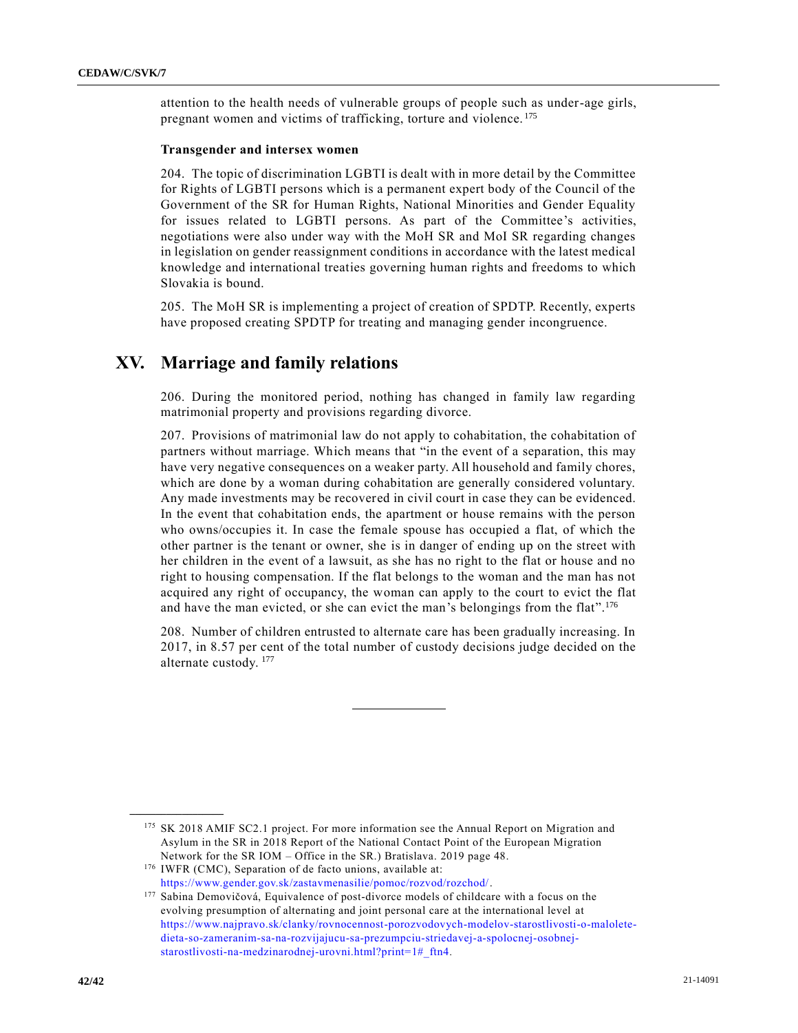attention to the health needs of vulnerable groups of people such as under-age girls, pregnant women and victims of trafficking, torture and violence.[175]

**Transgender and intersex women**

204. The topic of discrimination LGBTI is dealt with in more detail by the Committee for Rights of LGBTI persons which is a permanent expert body of the Council of the Government of the SR for Human Rights, National Minorities and Gender Equality for issues related to LGBTI persons. As part of the Committee's activities, negotiations were also under way with the MoH SR and MoI SR regarding changes in legislation on gender reassignment conditions in accordance with the latest medical knowledge and international treaties governing human rights and freedoms to which Slovakia is bound.

205. The MoH SR is implementing a project of creation of SPDTP. Recently, experts have proposed creating SPDTP for treating and managing gender incongruence.

## XV. Marriage and family relations

206. During the monitored period, nothing has changed in family law regarding matrimonial property and provisions regarding divorce.

207. Provisions of matrimonial law do not apply to cohabitation, the cohabitation of partners without marriage. Which means that "in the event of a separation, this may have very negative consequences on a weaker party. All household and family chores, which are done by a woman during cohabitation are generally considered voluntary. Any made investments may be recovered in civil court in case they can be evidenced. In the event that cohabitation ends, the apartment or house remains with the person who owns/occupies it. In case the female spouse has occupied a flat, of which the other partner is the tenant or owner, she is in danger of ending up on the street with her children in the event of a lawsuit, as she has no right to the flat or house and no right to housing compensation. If the flat belongs to the woman and the man has not acquired any right of occupancy, the woman can apply to the court to evict the flat and have the man evicted, or she can evict the man's belongings from the flat".[176]

208. Number of children entrusted to alternate care has been gradually increasing. In 2017, in 8.57 per cent of the total number of custody decisions judge decided on the alternate custody.[177]

---

[175] SK 2018 AMIF SC2.1 project. For more information see the Annual Report on Migration and Asylum in the SR in 2018 Report of the National Contact Point of the European Migration Network for the SR IOM – Office in the SR.) Bratislava. 2019 page 48.

[176] IWFR (CMC), Separation of de facto unions, available at: https://www.gender.gov.sk/zastavmenasilie/pomoc/rozvod/rozchod/.

[177] Sabina Demovičová, Equivalence of post-divorce models of childcare with a focus on the evolving presumption of alternating and joint personal care at the international level at https://www.najpravo.sk/clanky/rovnocennost-porozvodovych-modelov-starostlivosti-o-malolete-dieta-so-zameranim-sa-na-rozvijajucu-sa-prezumpciu-striedavej-a-spolocnej-osobnej-starostlivosti-na-medzinarodnej-urovni.html?print=1#_ftn4.